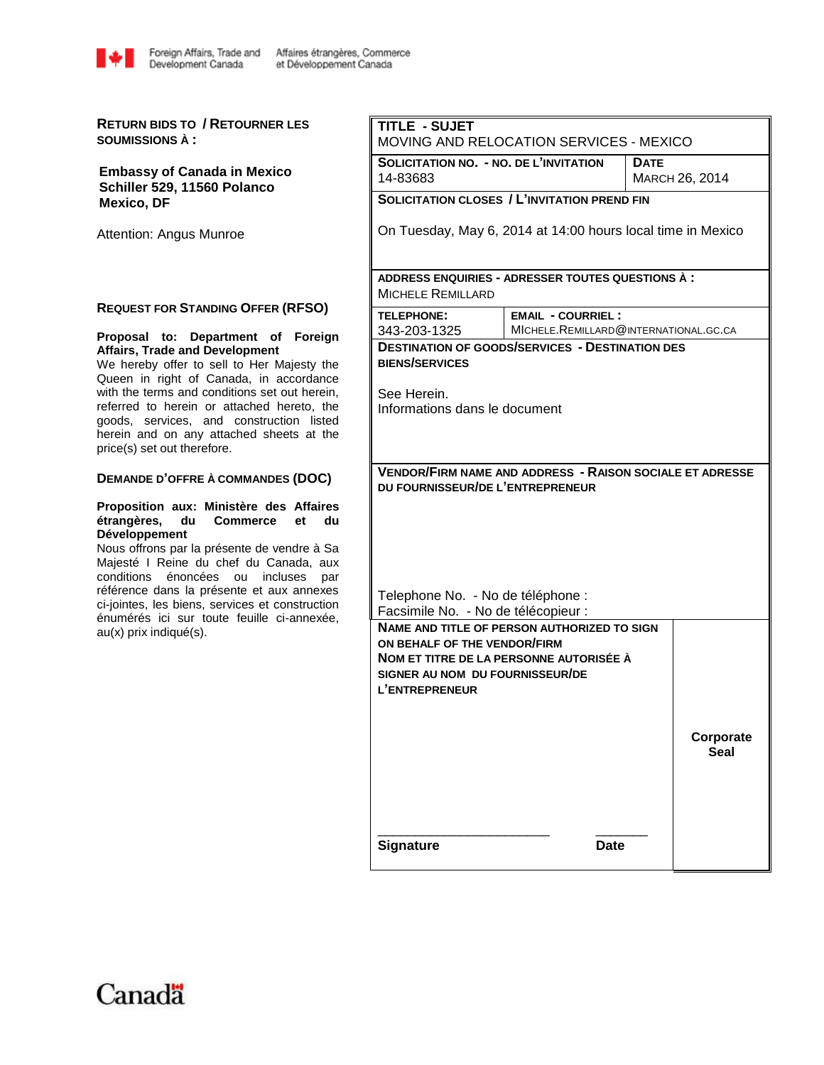Foreign Affairs, Trade and Development Canada — Affaires étrangères, Commerce et Développement Canada

**RETURN BIDS TO / RETOURNER LES SOUMISSIONS À :**

**Embassy of Canada in Mexico**
**Schiller 529, 11560 Polanco**
**Mexico, DF**

Attention: Angus Munroe

**REQUEST FOR STANDING OFFER (RFSO)**

**Proposal to: Department of Foreign Affairs, Trade and Development**
We hereby offer to sell to Her Majesty the Queen in right of Canada, in accordance with the terms and conditions set out herein, referred to herein or attached hereto, the goods, services, and construction listed herein and on any attached sheets at the price(s) set out therefore.

**DEMANDE D'OFFRE À COMMANDES (DOC)**

**Proposition aux: Ministère des Affaires étrangères, du Commerce et du Développement**
Nous offrons par la présente de vendre à Sa Majesté l Reine du chef du Canada, aux conditions énoncées ou incluses par référence dans la présente et aux annexes ci-jointes, les biens, services et construction énumérés ici sur toute feuille ci-annexée, au(x) prix indiqué(s).

| **TITLE - SUJET** | |
|---|---|
| MOVING AND RELOCATION SERVICES - MEXICO | |
| **SOLICITATION NO. - NO. DE L'INVITATION** 14-83683 | **DATE** March 26, 2014 |
| **SOLICITATION CLOSES / L'INVITATION PREND FIN** On Tuesday, May 6, 2014 at 14:00 hours local time in Mexico | |
| **ADDRESS ENQUIRIES - ADRESSER TOUTES QUESTIONS À :** Michele Remillard | |
| **TELEPHONE:** 343-203-1325 | **EMAIL - COURRIEL :** Michele.Remillard@international.gc.ca |
| **DESTINATION OF GOODS/SERVICES - DESTINATION DES BIENS/SERVICES** See Herein. Informations dans le document | |
| **VENDOR/FIRM NAME AND ADDRESS - RAISON SOCIALE ET ADRESSE DU FOURNISSEUR/DE L'ENTREPRENEUR** Telephone No. - No de téléphone : Facsimile No. - No de télécopieur : | |
| **NAME AND TITLE OF PERSON AUTHORIZED TO SIGN ON BEHALF OF THE VENDOR/FIRM** **NOM ET TITRE DE LA PERSONNE AUTORISÉE À SIGNER AU NOM DU FOURNISSEUR/DE L'ENTREPRENEUR** | **Corporate Seal** |
| _______________ **Signature** _______ **Date** | |

Canada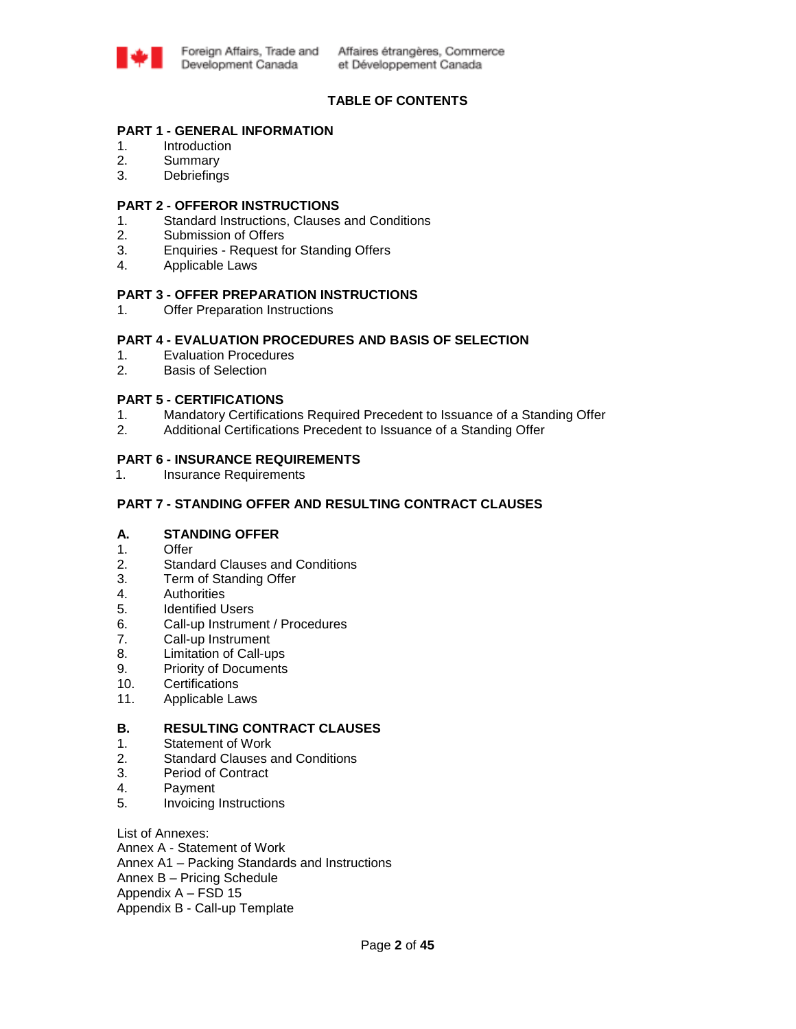# TABLE OF CONTENTS

## PART 1 - GENERAL INFORMATION

1. Introduction
2. Summary
3. Debriefings

## PART 2 - OFFEROR INSTRUCTIONS

1. Standard Instructions, Clauses and Conditions
2. Submission of Offers
3. Enquiries - Request for Standing Offers
4. Applicable Laws

## PART 3 - OFFER PREPARATION INSTRUCTIONS

1. Offer Preparation Instructions

## PART 4 - EVALUATION PROCEDURES AND BASIS OF SELECTION

1. Evaluation Procedures
2. Basis of Selection

## PART 5 - CERTIFICATIONS

1. Mandatory Certifications Required Precedent to Issuance of a Standing Offer
2. Additional Certifications Precedent to Issuance of a Standing Offer

## PART 6 - INSURANCE REQUIREMENTS

1. Insurance Requirements

## PART 7 - STANDING OFFER AND RESULTING CONTRACT CLAUSES

### A. STANDING OFFER

1. Offer
2. Standard Clauses and Conditions
3. Term of Standing Offer
4. Authorities
5. Identified Users
6. Call-up Instrument / Procedures
7. Call-up Instrument
8. Limitation of Call-ups
9. Priority of Documents
10. Certifications
11. Applicable Laws

### B. RESULTING CONTRACT CLAUSES

1. Statement of Work
2. Standard Clauses and Conditions
3. Period of Contract
4. Payment
5. Invoicing Instructions

List of Annexes:
Annex A - Statement of Work
Annex A1 – Packing Standards and Instructions
Annex B – Pricing Schedule
Appendix A – FSD 15
Appendix B - Call-up Template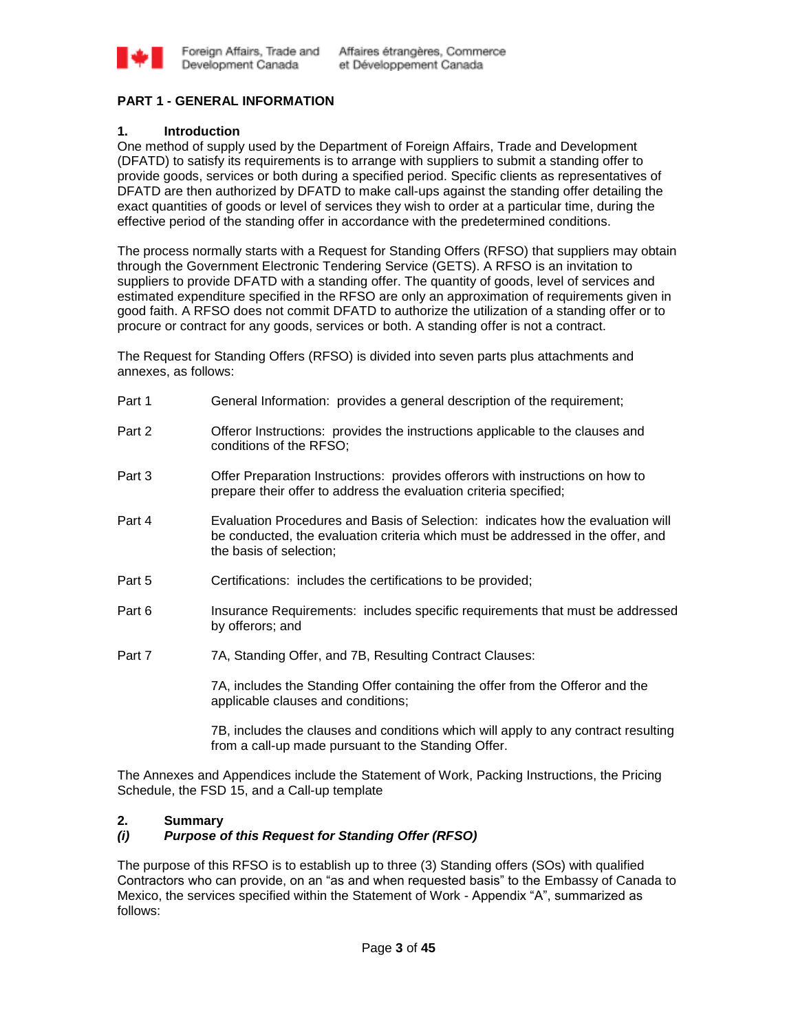## PART 1 - GENERAL INFORMATION

### 1. Introduction

One method of supply used by the Department of Foreign Affairs, Trade and Development (DFATD) to satisfy its requirements is to arrange with suppliers to submit a standing offer to provide goods, services or both during a specified period. Specific clients as representatives of DFATD are then authorized by DFATD to make call-ups against the standing offer detailing the exact quantities of goods or level of services they wish to order at a particular time, during the effective period of the standing offer in accordance with the predetermined conditions.

The process normally starts with a Request for Standing Offers (RFSO) that suppliers may obtain through the Government Electronic Tendering Service (GETS). A RFSO is an invitation to suppliers to provide DFATD with a standing offer. The quantity of goods, level of services and estimated expenditure specified in the RFSO are only an approximation of requirements given in good faith. A RFSO does not commit DFATD to authorize the utilization of a standing offer or to procure or contract for any goods, services or both. A standing offer is not a contract.

The Request for Standing Offers (RFSO) is divided into seven parts plus attachments and annexes, as follows:

- Part 1 General Information: provides a general description of the requirement;
- Part 2 Offeror Instructions: provides the instructions applicable to the clauses and conditions of the RFSO;
- Part 3 Offer Preparation Instructions: provides offerors with instructions on how to prepare their offer to address the evaluation criteria specified;
- Part 4 Evaluation Procedures and Basis of Selection: indicates how the evaluation will be conducted, the evaluation criteria which must be addressed in the offer, and the basis of selection;
- Part 5 Certifications: includes the certifications to be provided;
- Part 6 Insurance Requirements: includes specific requirements that must be addressed by offerors; and
- Part 7 7A, Standing Offer, and 7B, Resulting Contract Clauses:

  7A, includes the Standing Offer containing the offer from the Offeror and the applicable clauses and conditions;

  7B, includes the clauses and conditions which will apply to any contract resulting from a call-up made pursuant to the Standing Offer.

The Annexes and Appendices include the Statement of Work, Packing Instructions, the Pricing Schedule, the FSD 15, and a Call-up template

### 2. Summary

#### *(i) Purpose of this Request for Standing Offer (RFSO)*

The purpose of this RFSO is to establish up to three (3) Standing offers (SOs) with qualified Contractors who can provide, on an "as and when requested basis" to the Embassy of Canada to Mexico, the services specified within the Statement of Work - Appendix "A", summarized as follows: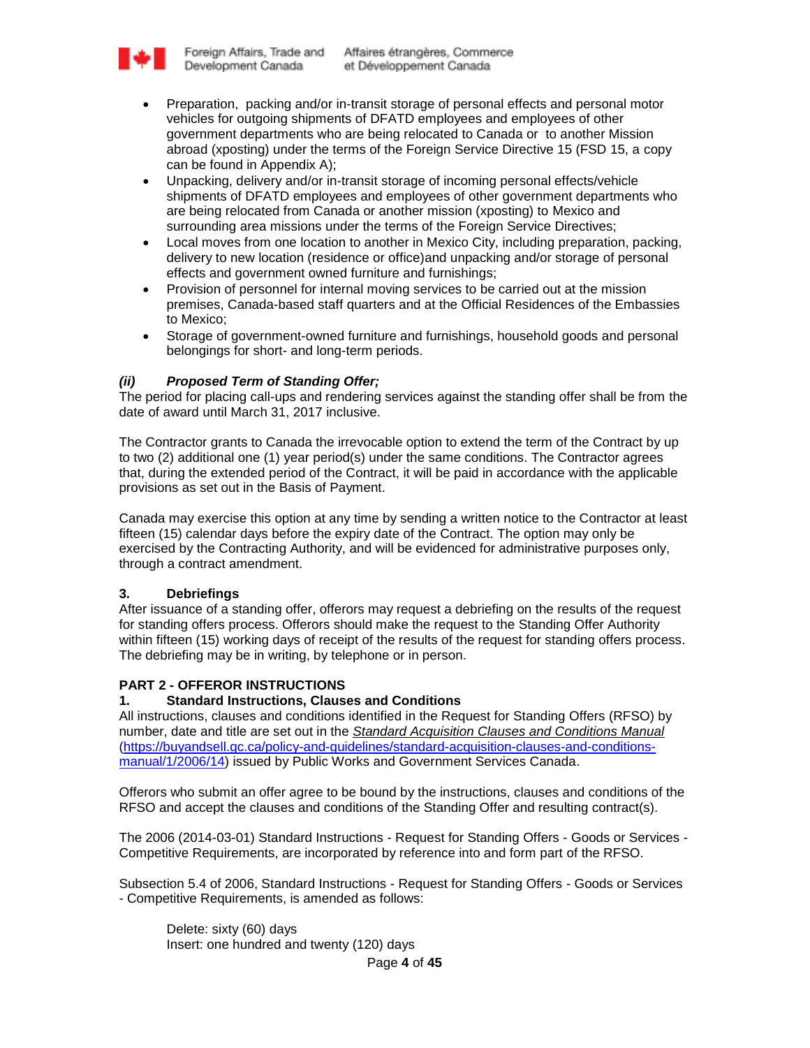- Preparation, packing and/or in-transit storage of personal effects and personal motor vehicles for outgoing shipments of DFATD employees and employees of other government departments who are being relocated to Canada or to another Mission abroad (xposting) under the terms of the Foreign Service Directive 15 (FSD 15, a copy can be found in Appendix A);
- Unpacking, delivery and/or in-transit storage of incoming personal effects/vehicle shipments of DFATD employees and employees of other government departments who are being relocated from Canada or another mission (xposting) to Mexico and surrounding area missions under the terms of the Foreign Service Directives;
- Local moves from one location to another in Mexico City, including preparation, packing, delivery to new location (residence or office)and unpacking and/or storage of personal effects and government owned furniture and furnishings;
- Provision of personnel for internal moving services to be carried out at the mission premises, Canada-based staff quarters and at the Official Residences of the Embassies to Mexico;
- Storage of government-owned furniture and furnishings, household goods and personal belongings for short- and long-term periods.

***(ii) Proposed Term of Standing Offer;***

The period for placing call-ups and rendering services against the standing offer shall be from the date of award until March 31, 2017 inclusive.

The Contractor grants to Canada the irrevocable option to extend the term of the Contract by up to two (2) additional one (1) year period(s) under the same conditions. The Contractor agrees that, during the extended period of the Contract, it will be paid in accordance with the applicable provisions as set out in the Basis of Payment.

Canada may exercise this option at any time by sending a written notice to the Contractor at least fifteen (15) calendar days before the expiry date of the Contract. The option may only be exercised by the Contracting Authority, and will be evidenced for administrative purposes only, through a contract amendment.

### 3. Debriefings

After issuance of a standing offer, offerors may request a debriefing on the results of the request for standing offers process. Offerors should make the request to the Standing Offer Authority within fifteen (15) working days of receipt of the results of the request for standing offers process. The debriefing may be in writing, by telephone or in person.

## PART 2 - OFFEROR INSTRUCTIONS

### 1. Standard Instructions, Clauses and Conditions

All instructions, clauses and conditions identified in the Request for Standing Offers (RFSO) by number, date and title are set out in the *Standard Acquisition Clauses and Conditions Manual* (https://buyandsell.gc.ca/policy-and-guidelines/standard-acquisition-clauses-and-conditions-manual/1/2006/14) issued by Public Works and Government Services Canada.

Offerors who submit an offer agree to be bound by the instructions, clauses and conditions of the RFSO and accept the clauses and conditions of the Standing Offer and resulting contract(s).

The 2006 (2014-03-01) Standard Instructions - Request for Standing Offers - Goods or Services - Competitive Requirements, are incorporated by reference into and form part of the RFSO.

Subsection 5.4 of 2006, Standard Instructions - Request for Standing Offers - Goods or Services - Competitive Requirements, is amended as follows:

Delete: sixty (60) days
Insert: one hundred and twenty (120) days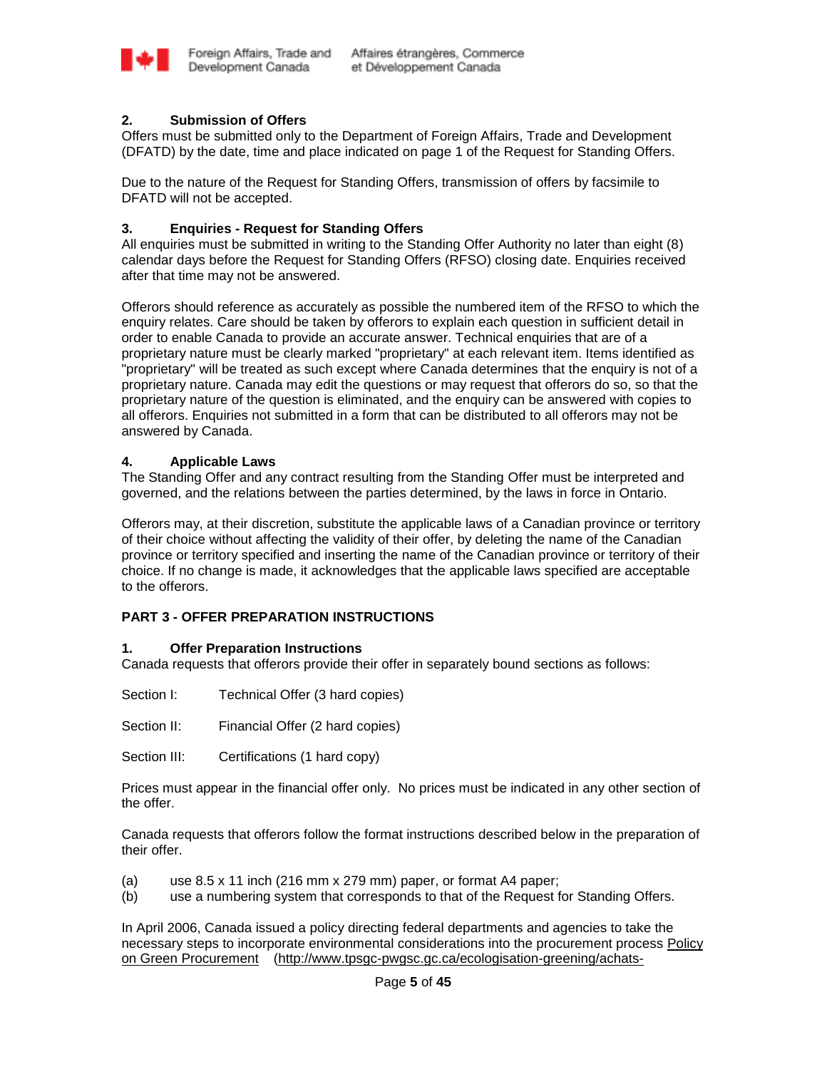### 2. Submission of Offers

Offers must be submitted only to the Department of Foreign Affairs, Trade and Development (DFATD) by the date, time and place indicated on page 1 of the Request for Standing Offers.

Due to the nature of the Request for Standing Offers, transmission of offers by facsimile to DFATD will not be accepted.

### 3. Enquiries - Request for Standing Offers

All enquiries must be submitted in writing to the Standing Offer Authority no later than eight (8) calendar days before the Request for Standing Offers (RFSO) closing date. Enquiries received after that time may not be answered.

Offerors should reference as accurately as possible the numbered item of the RFSO to which the enquiry relates. Care should be taken by offerors to explain each question in sufficient detail in order to enable Canada to provide an accurate answer. Technical enquiries that are of a proprietary nature must be clearly marked "proprietary" at each relevant item. Items identified as "proprietary" will be treated as such except where Canada determines that the enquiry is not of a proprietary nature. Canada may edit the questions or may request that offerors do so, so that the proprietary nature of the question is eliminated, and the enquiry can be answered with copies to all offerors. Enquiries not submitted in a form that can be distributed to all offerors may not be answered by Canada.

### 4. Applicable Laws

The Standing Offer and any contract resulting from the Standing Offer must be interpreted and governed, and the relations between the parties determined, by the laws in force in Ontario.

Offerors may, at their discretion, substitute the applicable laws of a Canadian province or territory of their choice without affecting the validity of their offer, by deleting the name of the Canadian province or territory specified and inserting the name of the Canadian province or territory of their choice. If no change is made, it acknowledges that the applicable laws specified are acceptable to the offerors.

## PART 3 - OFFER PREPARATION INSTRUCTIONS

### 1. Offer Preparation Instructions

Canada requests that offerors provide their offer in separately bound sections as follows:

Section I: Technical Offer (3 hard copies)

Section II: Financial Offer (2 hard copies)

Section III: Certifications (1 hard copy)

Prices must appear in the financial offer only. No prices must be indicated in any other section of the offer.

Canada requests that offerors follow the format instructions described below in the preparation of their offer.

(a) use 8.5 x 11 inch (216 mm x 279 mm) paper, or format A4 paper;
(b) use a numbering system that corresponds to that of the Request for Standing Offers.

In April 2006, Canada issued a policy directing federal departments and agencies to take the necessary steps to incorporate environmental considerations into the procurement process Policy on Green Procurement (http://www.tpsgc-pwgsc.gc.ca/ecologisation-greening/achats-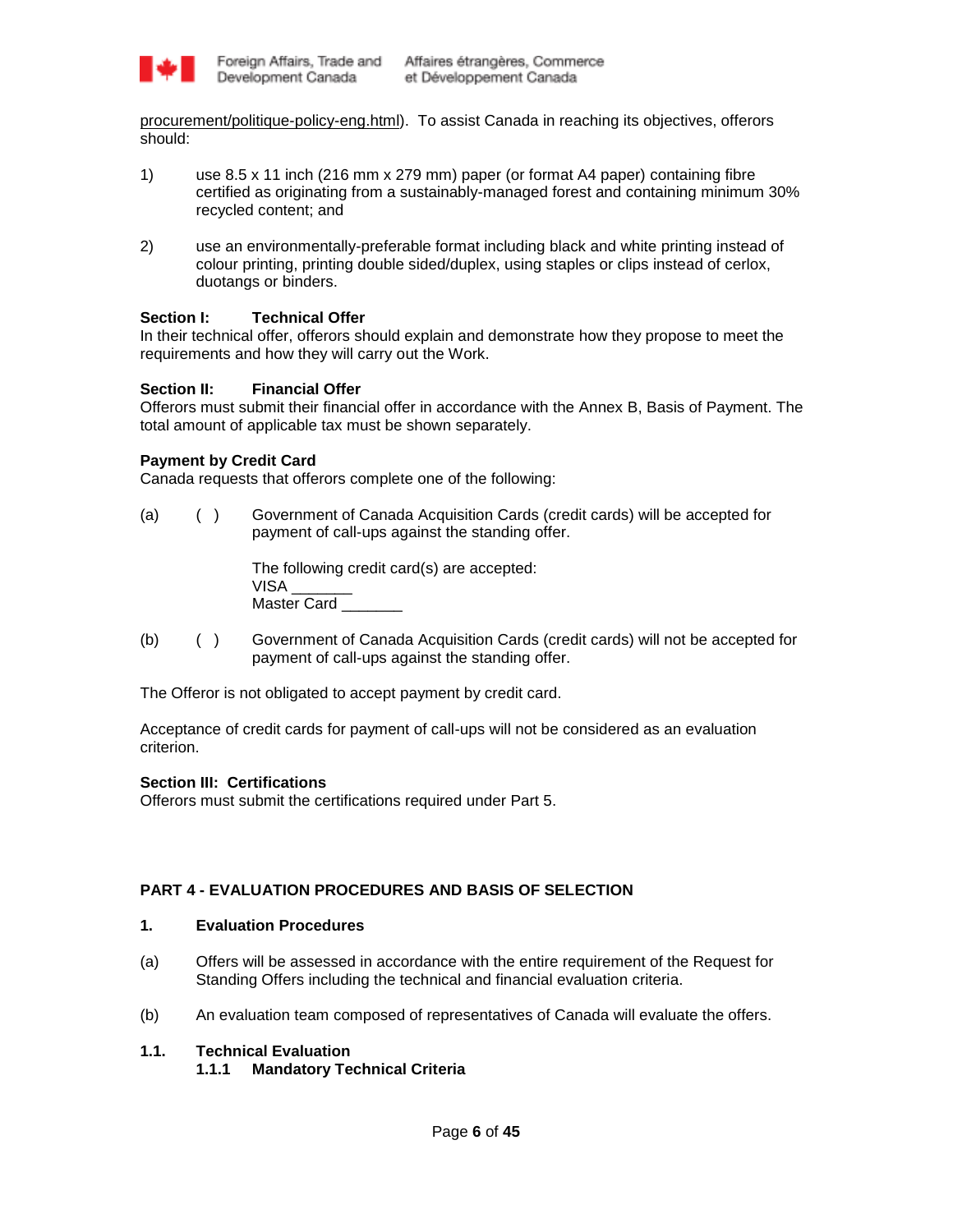procurement/politique-policy-eng.html). To assist Canada in reaching its objectives, offerors should:

1) use 8.5 x 11 inch (216 mm x 279 mm) paper (or format A4 paper) containing fibre certified as originating from a sustainably-managed forest and containing minimum 30% recycled content; and

2) use an environmentally-preferable format including black and white printing instead of colour printing, printing double sided/duplex, using staples or clips instead of cerlox, duotangs or binders.

**Section I: Technical Offer**
In their technical offer, offerors should explain and demonstrate how they propose to meet the requirements and how they will carry out the Work.

**Section II: Financial Offer**
Offerors must submit their financial offer in accordance with the Annex B, Basis of Payment. The total amount of applicable tax must be shown separately.

**Payment by Credit Card**
Canada requests that offerors complete one of the following:

(a) ( ) Government of Canada Acquisition Cards (credit cards) will be accepted for payment of call-ups against the standing offer.

The following credit card(s) are accepted:
VISA _______
Master Card _______

(b) ( ) Government of Canada Acquisition Cards (credit cards) will not be accepted for payment of call-ups against the standing offer.

The Offeror is not obligated to accept payment by credit card.

Acceptance of credit cards for payment of call-ups will not be considered as an evaluation criterion.

**Section III: Certifications**
Offerors must submit the certifications required under Part 5.

## PART 4 - EVALUATION PROCEDURES AND BASIS OF SELECTION

### 1. Evaluation Procedures

(a) Offers will be assessed in accordance with the entire requirement of the Request for Standing Offers including the technical and financial evaluation criteria.

(b) An evaluation team composed of representatives of Canada will evaluate the offers.

### 1.1. Technical Evaluation

#### 1.1.1 Mandatory Technical Criteria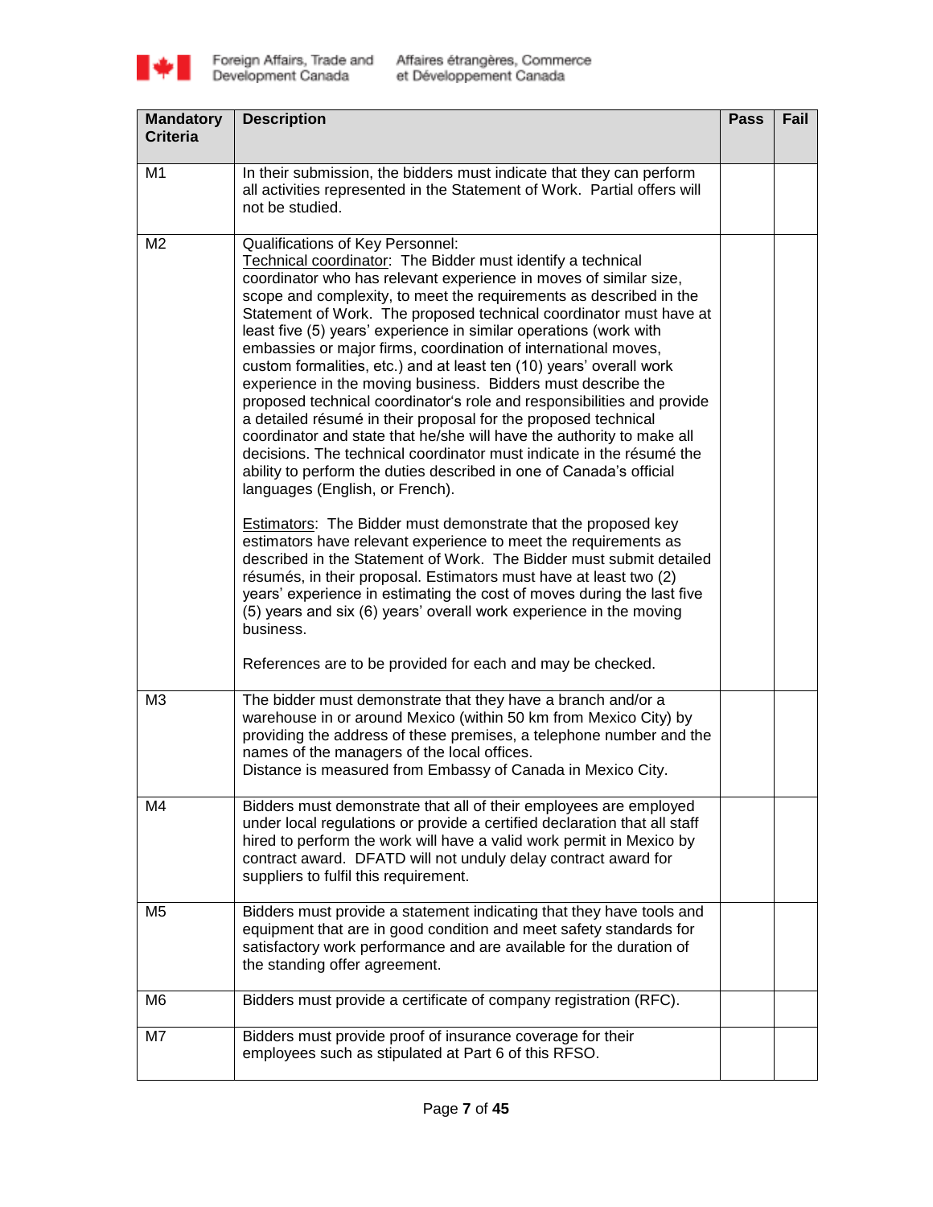| Mandatory Criteria | Description | Pass | Fail |
|---|---|---|---|
| M1 | In their submission, the bidders must indicate that they can perform all activities represented in the Statement of Work. Partial offers will not be studied. | | |
| M2 | Qualifications of Key Personnel:<br>Technical coordinator: The Bidder must identify a technical coordinator who has relevant experience in moves of similar size, scope and complexity, to meet the requirements as described in the Statement of Work. The proposed technical coordinator must have at least five (5) years' experience in similar operations (work with embassies or major firms, coordination of international moves, custom formalities, etc.) and at least ten (10) years' overall work experience in the moving business. Bidders must describe the proposed technical coordinator's role and responsibilities and provide a detailed résumé in their proposal for the proposed technical coordinator and state that he/she will have the authority to make all decisions. The technical coordinator must indicate in the résumé the ability to perform the duties described in one of Canada's official languages (English, or French).<br><br>Estimators: The Bidder must demonstrate that the proposed key estimators have relevant experience to meet the requirements as described in the Statement of Work. The Bidder must submit detailed résumés, in their proposal. Estimators must have at least two (2) years' experience in estimating the cost of moves during the last five (5) years and six (6) years' overall work experience in the moving business.<br><br>References are to be provided for each and may be checked. | | |
| M3 | The bidder must demonstrate that they have a branch and/or a warehouse in or around Mexico (within 50 km from Mexico City) by providing the address of these premises, a telephone number and the names of the managers of the local offices.<br>Distance is measured from Embassy of Canada in Mexico City. | | |
| M4 | Bidders must demonstrate that all of their employees are employed under local regulations or provide a certified declaration that all staff hired to perform the work will have a valid work permit in Mexico by contract award. DFATD will not unduly delay contract award for suppliers to fulfil this requirement. | | |
| M5 | Bidders must provide a statement indicating that they have tools and equipment that are in good condition and meet safety standards for satisfactory work performance and are available for the duration of the standing offer agreement. | | |
| M6 | Bidders must provide a certificate of company registration (RFC). | | |
| M7 | Bidders must provide proof of insurance coverage for their employees such as stipulated at Part 6 of this RFSO. | | |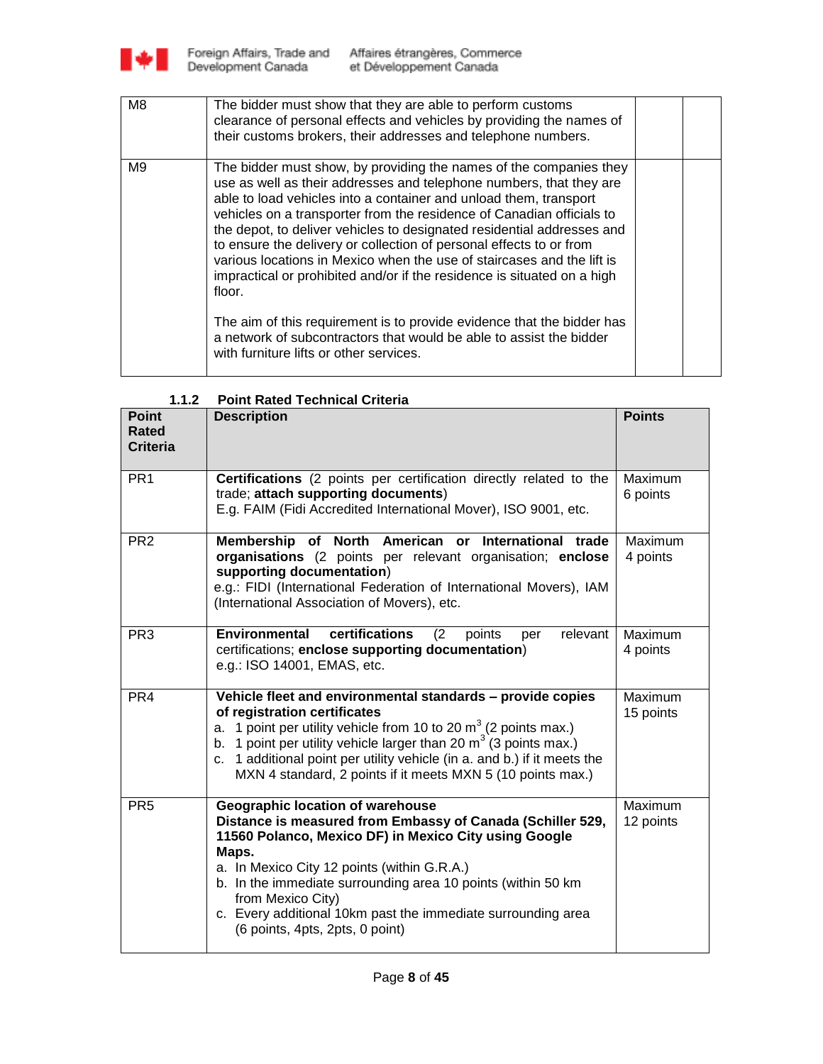| | | | |
|---|---|---|---|
| M8 | The bidder must show that they are able to perform customs clearance of personal effects and vehicles by providing the names of their customs brokers, their addresses and telephone numbers. | | |
| M9 | The bidder must show, by providing the names of the companies they use as well as their addresses and telephone numbers, that they are able to load vehicles into a container and unload them, transport vehicles on a transporter from the residence of Canadian officials to the depot, to deliver vehicles to designated residential addresses and to ensure the delivery or collection of personal effects to or from various locations in Mexico when the use of staircases and the lift is impractical or prohibited and/or if the residence is situated on a high floor.<br><br>The aim of this requirement is to provide evidence that the bidder has a network of subcontractors that would be able to assist the bidder with furniture lifts or other services. | | |

### 1.1.2 Point Rated Technical Criteria

| Point Rated Criteria | Description | Points |
|---|---|---|
| PR1 | **Certifications** (2 points per certification directly related to the trade; **attach supporting documents**)<br>E.g. FAIM (Fidi Accredited International Mover), ISO 9001, etc. | Maximum 6 points |
| PR2 | **Membership of North American or International trade organisations** (2 points per relevant organisation; **enclose supporting documentation**)<br>e.g.: FIDI (International Federation of International Movers), IAM (International Association of Movers), etc. | Maximum 4 points |
| PR3 | **Environmental certifications** (2 points per relevant certifications; **enclose supporting documentation**)<br>e.g.: ISO 14001, EMAS, etc. | Maximum 4 points |
| PR4 | **Vehicle fleet and environmental standards – provide copies of registration certificates**<br>a. 1 point per utility vehicle from 10 to 20 $m^3$ (2 points max.)<br>b. 1 point per utility vehicle larger than 20 $m^3$ (3 points max.)<br>c. 1 additional point per utility vehicle (in a. and b.) if it meets the MXN 4 standard, 2 points if it meets MXN 5 (10 points max.) | Maximum 15 points |
| PR5 | **Geographic location of warehouse**<br>**Distance is measured from Embassy of Canada (Schiller 529, 11560 Polanco, Mexico DF) in Mexico City using Google Maps.**<br>a. In Mexico City 12 points (within G.R.A.)<br>b. In the immediate surrounding area 10 points (within 50 km from Mexico City)<br>c. Every additional 10km past the immediate surrounding area (6 points, 4pts, 2pts, 0 point) | Maximum 12 points |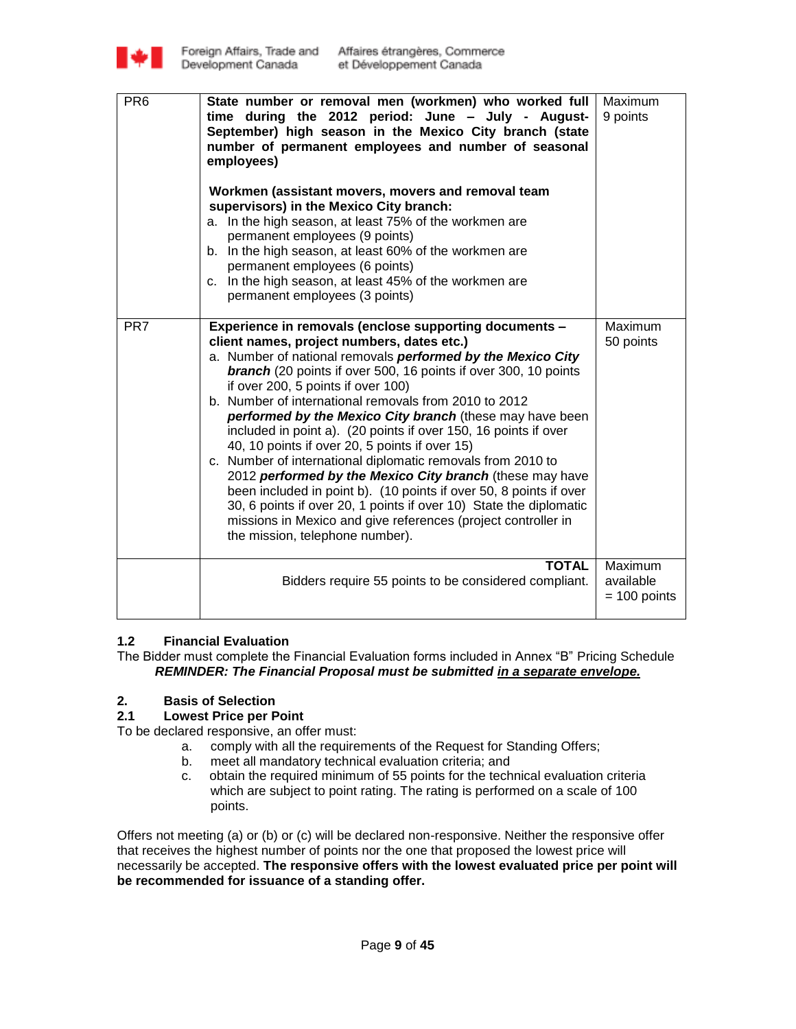| | | |
|---|---|---|
| PR6 | **State number or removal men (workmen) who worked full time during the 2012 period: June – July - August-September) high season in the Mexico City branch (state number of permanent employees and number of seasonal employees)**<br><br>**Workmen (assistant movers, movers and removal team supervisors) in the Mexico City branch:**<br>a. In the high season, at least 75% of the workmen are permanent employees (9 points)<br>b. In the high season, at least 60% of the workmen are permanent employees (6 points)<br>c. In the high season, at least 45% of the workmen are permanent employees (3 points) | Maximum 9 points |
| PR7 | **Experience in removals (enclose supporting documents – client names, project numbers, dates etc.)**<br>a. Number of national removals ***performed by the Mexico City branch*** (20 points if over 500, 16 points if over 300, 10 points if over 200, 5 points if over 100)<br>b. Number of international removals from 2010 to 2012 ***performed by the Mexico City branch*** (these may have been included in point a). (20 points if over 150, 16 points if over 40, 10 points if over 20, 5 points if over 15)<br>c. Number of international diplomatic removals from 2010 to 2012 ***performed by the Mexico City branch*** (these may have been included in point b). (10 points if over 50, 8 points if over 30, 6 points if over 20, 1 points if over 10) State the diplomatic missions in Mexico and give references (project controller in the mission, telephone number). | Maximum 50 points |
| | **TOTAL**<br>Bidders require 55 points to be considered compliant. | Maximum available = 100 points |

**1.2 Financial Evaluation**

The Bidder must complete the Financial Evaluation forms included in Annex "B" Pricing Schedule

***REMINDER: The Financial Proposal must be submitted <u>in a separate envelope.</u>***

## 2. Basis of Selection

### 2.1 Lowest Price per Point

To be declared responsive, an offer must:

a. comply with all the requirements of the Request for Standing Offers;
b. meet all mandatory technical evaluation criteria; and
c. obtain the required minimum of 55 points for the technical evaluation criteria which are subject to point rating. The rating is performed on a scale of 100 points.

Offers not meeting (a) or (b) or (c) will be declared non-responsive. Neither the responsive offer that receives the highest number of points nor the one that proposed the lowest price will necessarily be accepted. **The responsive offers with the lowest evaluated price per point will be recommended for issuance of a standing offer.**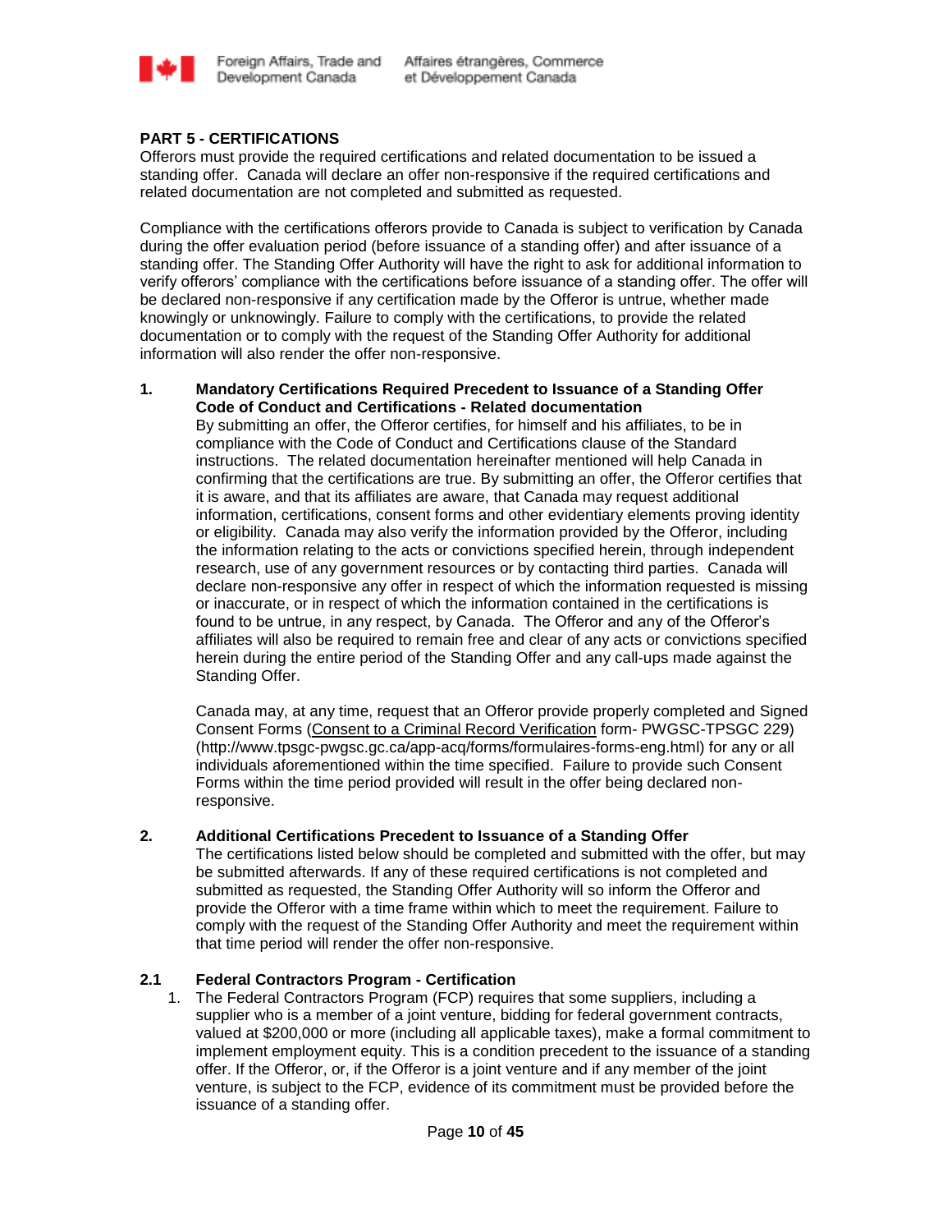## PART 5 - CERTIFICATIONS

Offerors must provide the required certifications and related documentation to be issued a standing offer. Canada will declare an offer non-responsive if the required certifications and related documentation are not completed and submitted as requested.

Compliance with the certifications offerors provide to Canada is subject to verification by Canada during the offer evaluation period (before issuance of a standing offer) and after issuance of a standing offer. The Standing Offer Authority will have the right to ask for additional information to verify offerors' compliance with the certifications before issuance of a standing offer. The offer will be declared non-responsive if any certification made by the Offeror is untrue, whether made knowingly or unknowingly. Failure to comply with the certifications, to provide the related documentation or to comply with the request of the Standing Offer Authority for additional information will also render the offer non-responsive.

### 1. Mandatory Certifications Required Precedent to Issuance of a Standing Offer

**Code of Conduct and Certifications - Related documentation**

By submitting an offer, the Offeror certifies, for himself and his affiliates, to be in compliance with the Code of Conduct and Certifications clause of the Standard instructions. The related documentation hereinafter mentioned will help Canada in confirming that the certifications are true. By submitting an offer, the Offeror certifies that it is aware, and that its affiliates are aware, that Canada may request additional information, certifications, consent forms and other evidentiary elements proving identity or eligibility. Canada may also verify the information provided by the Offeror, including the information relating to the acts or convictions specified herein, through independent research, use of any government resources or by contacting third parties. Canada will declare non-responsive any offer in respect of which the information requested is missing or inaccurate, or in respect of which the information contained in the certifications is found to be untrue, in any respect, by Canada. The Offeror and any of the Offeror's affiliates will also be required to remain free and clear of any acts or convictions specified herein during the entire period of the Standing Offer and any call-ups made against the Standing Offer.

Canada may, at any time, request that an Offeror provide properly completed and Signed Consent Forms (Consent to a Criminal Record Verification form- PWGSC-TPSGC 229) (http://www.tpsgc-pwgsc.gc.ca/app-acq/forms/formulaires-forms-eng.html) for any or all individuals aforementioned within the time specified. Failure to provide such Consent Forms within the time period provided will result in the offer being declared non-responsive.

### 2. Additional Certifications Precedent to Issuance of a Standing Offer

The certifications listed below should be completed and submitted with the offer, but may be submitted afterwards. If any of these required certifications is not completed and submitted as requested, the Standing Offer Authority will so inform the Offeror and provide the Offeror with a time frame within which to meet the requirement. Failure to comply with the request of the Standing Offer Authority and meet the requirement within that time period will render the offer non-responsive.

### 2.1 Federal Contractors Program - Certification

1. The Federal Contractors Program (FCP) requires that some suppliers, including a supplier who is a member of a joint venture, bidding for federal government contracts, valued at $200,000 or more (including all applicable taxes), make a formal commitment to implement employment equity. This is a condition precedent to the issuance of a standing offer. If the Offeror, or, if the Offeror is a joint venture and if any member of the joint venture, is subject to the FCP, evidence of its commitment must be provided before the issuance of a standing offer.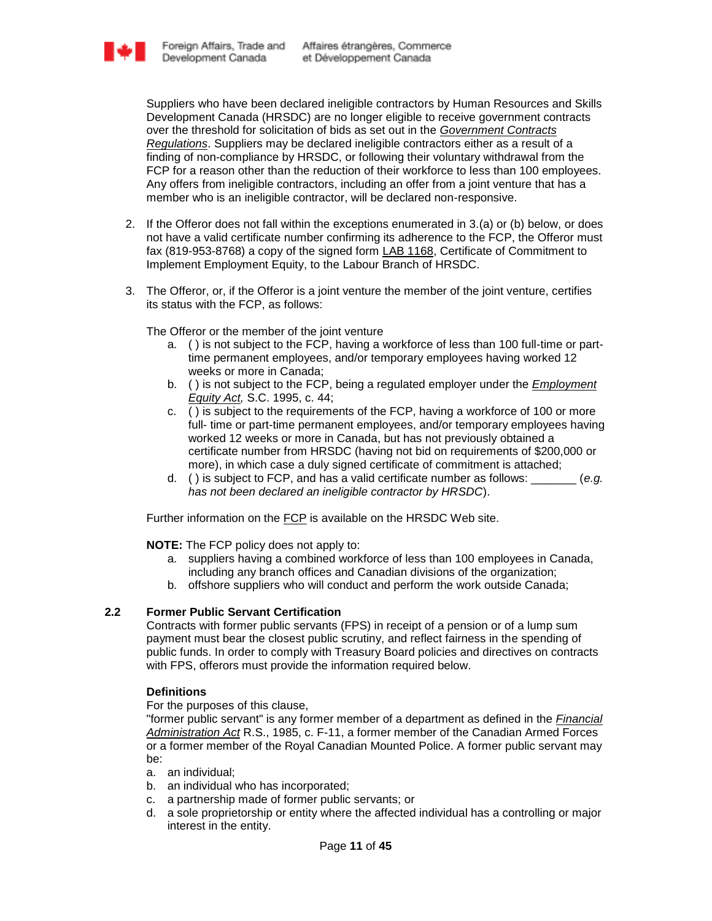Suppliers who have been declared ineligible contractors by Human Resources and Skills Development Canada (HRSDC) are no longer eligible to receive government contracts over the threshold for solicitation of bids as set out in the *Government Contracts Regulations*. Suppliers may be declared ineligible contractors either as a result of a finding of non-compliance by HRSDC, or following their voluntary withdrawal from the FCP for a reason other than the reduction of their workforce to less than 100 employees. Any offers from ineligible contractors, including an offer from a joint venture that has a member who is an ineligible contractor, will be declared non-responsive.

2. If the Offeror does not fall within the exceptions enumerated in 3.(a) or (b) below, or does not have a valid certificate number confirming its adherence to the FCP, the Offeror must fax (819-953-8768) a copy of the signed form LAB 1168, Certificate of Commitment to Implement Employment Equity, to the Labour Branch of HRSDC.

3. The Offeror, or, if the Offeror is a joint venture the member of the joint venture, certifies its status with the FCP, as follows:

   The Offeror or the member of the joint venture
   a. ( ) is not subject to the FCP, having a workforce of less than 100 full-time or part-time permanent employees, and/or temporary employees having worked 12 weeks or more in Canada;
   b. ( ) is not subject to the FCP, being a regulated employer under the *Employment Equity Act,* S.C. 1995, c. 44;
   c. ( ) is subject to the requirements of the FCP, having a workforce of 100 or more full- time or part-time permanent employees, and/or temporary employees having worked 12 weeks or more in Canada, but has not previously obtained a certificate number from HRSDC (having not bid on requirements of $200,000 or more), in which case a duly signed certificate of commitment is attached;
   d. ( ) is subject to FCP, and has a valid certificate number as follows: _______ (*e.g. has not been declared an ineligible contractor by HRSDC*).

   Further information on the FCP is available on the HRSDC Web site.

   **NOTE:** The FCP policy does not apply to:
   a. suppliers having a combined workforce of less than 100 employees in Canada, including any branch offices and Canadian divisions of the organization;
   b. offshore suppliers who will conduct and perform the work outside Canada;

### 2.2 Former Public Servant Certification

Contracts with former public servants (FPS) in receipt of a pension or of a lump sum payment must bear the closest public scrutiny, and reflect fairness in the spending of public funds. In order to comply with Treasury Board policies and directives on contracts with FPS, offerors must provide the information required below.

**Definitions**

For the purposes of this clause,

"former public servant" is any former member of a department as defined in the *Financial Administration Act* R.S., 1985, c. F-11, a former member of the Canadian Armed Forces or a former member of the Royal Canadian Mounted Police. A former public servant may be:

a. an individual;
b. an individual who has incorporated;
c. a partnership made of former public servants; or
d. a sole proprietorship or entity where the affected individual has a controlling or major interest in the entity.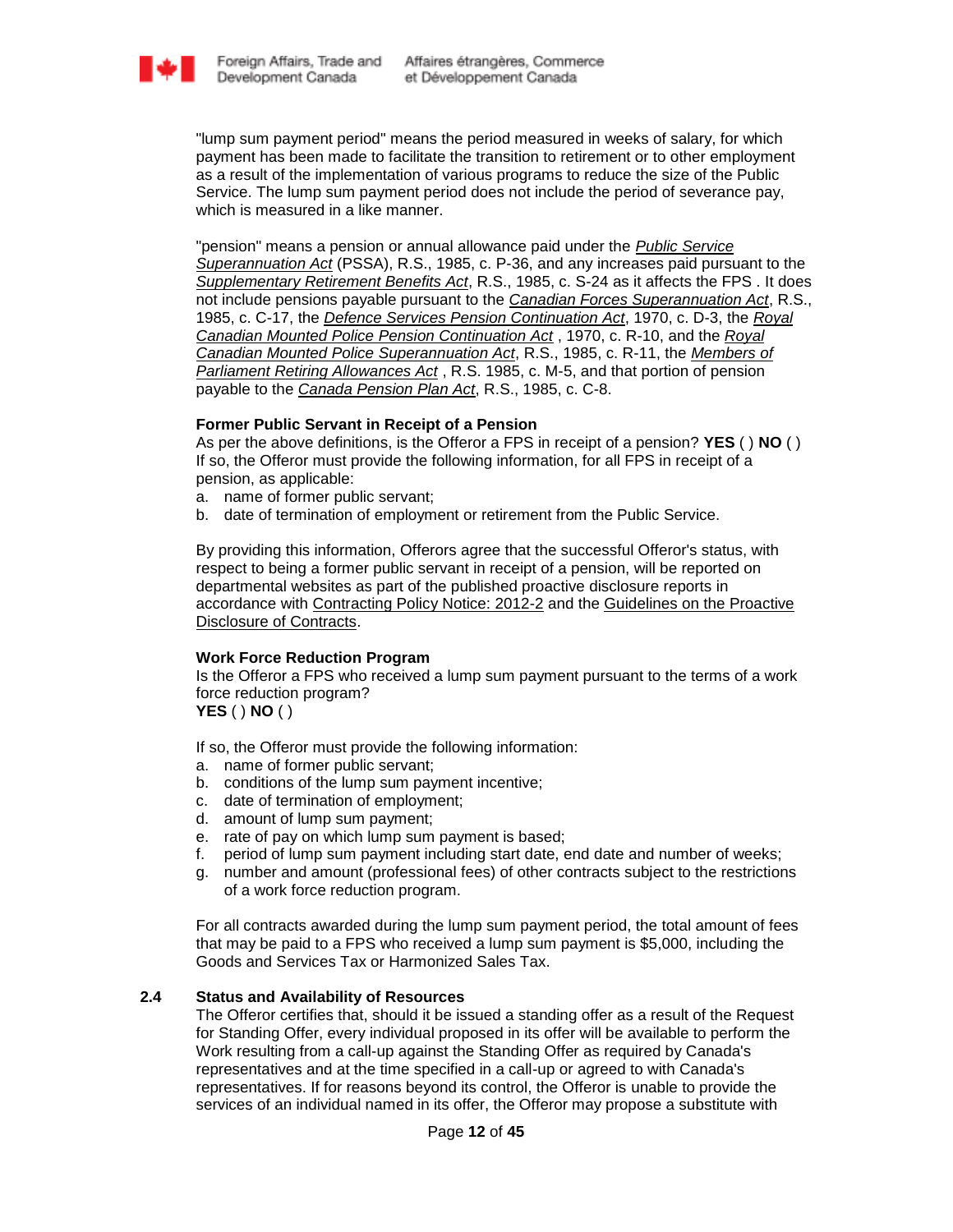"lump sum payment period" means the period measured in weeks of salary, for which payment has been made to facilitate the transition to retirement or to other employment as a result of the implementation of various programs to reduce the size of the Public Service. The lump sum payment period does not include the period of severance pay, which is measured in a like manner.

"pension" means a pension or annual allowance paid under the *Public Service Superannuation Act* (PSSA), R.S., 1985, c. P-36, and any increases paid pursuant to the *Supplementary Retirement Benefits Act*, R.S., 1985, c. S-24 as it affects the FPS . It does not include pensions payable pursuant to the *Canadian Forces Superannuation Act*, R.S., 1985, c. C-17, the *Defence Services Pension Continuation Act*, 1970, c. D-3, the *Royal Canadian Mounted Police Pension Continuation Act* , 1970, c. R-10, and the *Royal Canadian Mounted Police Superannuation Act*, R.S., 1985, c. R-11, the *Members of Parliament Retiring Allowances Act* , R.S. 1985, c. M-5, and that portion of pension payable to the *Canada Pension Plan Act*, R.S., 1985, c. C-8.

**Former Public Servant in Receipt of a Pension**

As per the above definitions, is the Offeror a FPS in receipt of a pension? **YES** ( ) **NO** ( )
If so, the Offeror must provide the following information, for all FPS in receipt of a pension, as applicable:

a. name of former public servant;
b. date of termination of employment or retirement from the Public Service.

By providing this information, Offerors agree that the successful Offeror's status, with respect to being a former public servant in receipt of a pension, will be reported on departmental websites as part of the published proactive disclosure reports in accordance with Contracting Policy Notice: 2012-2 and the Guidelines on the Proactive Disclosure of Contracts.

**Work Force Reduction Program**

Is the Offeror a FPS who received a lump sum payment pursuant to the terms of a work force reduction program?
**YES** ( ) **NO** ( )

If so, the Offeror must provide the following information:

a. name of former public servant;
b. conditions of the lump sum payment incentive;
c. date of termination of employment;
d. amount of lump sum payment;
e. rate of pay on which lump sum payment is based;
f. period of lump sum payment including start date, end date and number of weeks;
g. number and amount (professional fees) of other contracts subject to the restrictions of a work force reduction program.

For all contracts awarded during the lump sum payment period, the total amount of fees that may be paid to a FPS who received a lump sum payment is $5,000, including the Goods and Services Tax or Harmonized Sales Tax.

### 2.4 Status and Availability of Resources

The Offeror certifies that, should it be issued a standing offer as a result of the Request for Standing Offer, every individual proposed in its offer will be available to perform the Work resulting from a call-up against the Standing Offer as required by Canada's representatives and at the time specified in a call-up or agreed to with Canada's representatives. If for reasons beyond its control, the Offeror is unable to provide the services of an individual named in its offer, the Offeror may propose a substitute with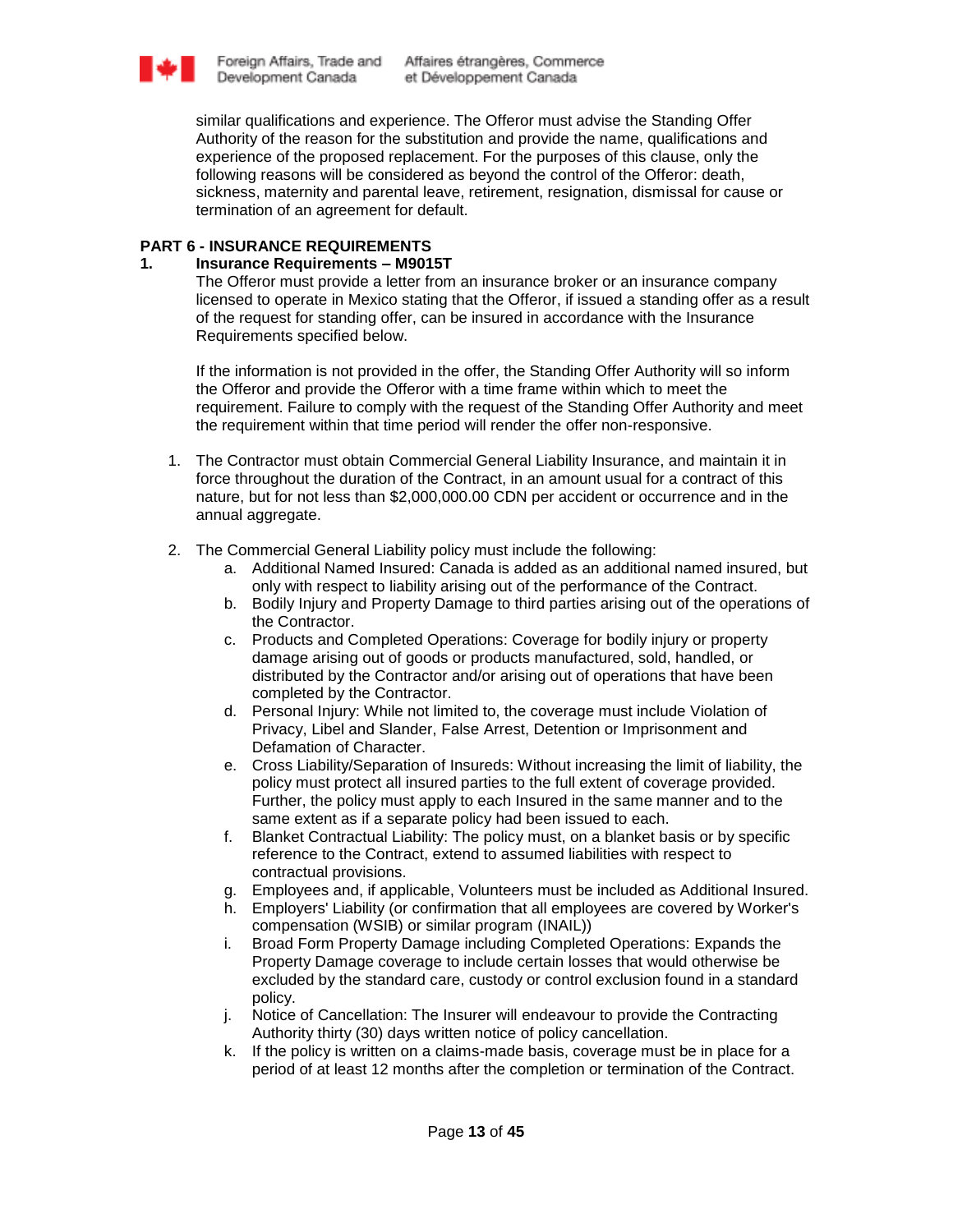similar qualifications and experience. The Offeror must advise the Standing Offer Authority of the reason for the substitution and provide the name, qualifications and experience of the proposed replacement. For the purposes of this clause, only the following reasons will be considered as beyond the control of the Offeror: death, sickness, maternity and parental leave, retirement, resignation, dismissal for cause or termination of an agreement for default.

## PART 6 - INSURANCE REQUIREMENTS

### 1. Insurance Requirements – M9015T

The Offeror must provide a letter from an insurance broker or an insurance company licensed to operate in Mexico stating that the Offeror, if issued a standing offer as a result of the request for standing offer, can be insured in accordance with the Insurance Requirements specified below.

If the information is not provided in the offer, the Standing Offer Authority will so inform the Offeror and provide the Offeror with a time frame within which to meet the requirement. Failure to comply with the request of the Standing Offer Authority and meet the requirement within that time period will render the offer non-responsive.

1. The Contractor must obtain Commercial General Liability Insurance, and maintain it in force throughout the duration of the Contract, in an amount usual for a contract of this nature, but for not less than $2,000,000.00 CDN per accident or occurrence and in the annual aggregate.

2. The Commercial General Liability policy must include the following:
   a. Additional Named Insured: Canada is added as an additional named insured, but only with respect to liability arising out of the performance of the Contract.
   b. Bodily Injury and Property Damage to third parties arising out of the operations of the Contractor.
   c. Products and Completed Operations: Coverage for bodily injury or property damage arising out of goods or products manufactured, sold, handled, or distributed by the Contractor and/or arising out of operations that have been completed by the Contractor.
   d. Personal Injury: While not limited to, the coverage must include Violation of Privacy, Libel and Slander, False Arrest, Detention or Imprisonment and Defamation of Character.
   e. Cross Liability/Separation of Insureds: Without increasing the limit of liability, the policy must protect all insured parties to the full extent of coverage provided. Further, the policy must apply to each Insured in the same manner and to the same extent as if a separate policy had been issued to each.
   f. Blanket Contractual Liability: The policy must, on a blanket basis or by specific reference to the Contract, extend to assumed liabilities with respect to contractual provisions.
   g. Employees and, if applicable, Volunteers must be included as Additional Insured.
   h. Employers' Liability (or confirmation that all employees are covered by Worker's compensation (WSIB) or similar program (INAIL))
   i. Broad Form Property Damage including Completed Operations: Expands the Property Damage coverage to include certain losses that would otherwise be excluded by the standard care, custody or control exclusion found in a standard policy.
   j. Notice of Cancellation: The Insurer will endeavour to provide the Contracting Authority thirty (30) days written notice of policy cancellation.
   k. If the policy is written on a claims-made basis, coverage must be in place for a period of at least 12 months after the completion or termination of the Contract.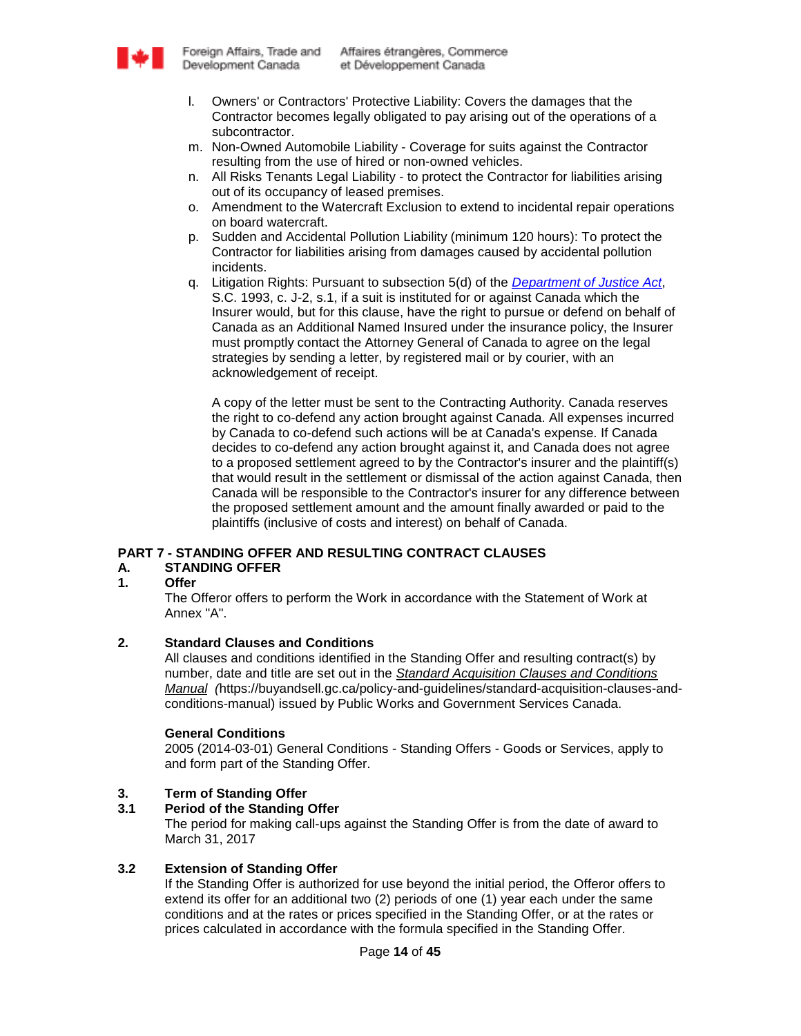l. Owners' or Contractors' Protective Liability: Covers the damages that the Contractor becomes legally obligated to pay arising out of the operations of a subcontractor.
m. Non-Owned Automobile Liability - Coverage for suits against the Contractor resulting from the use of hired or non-owned vehicles.
n. All Risks Tenants Legal Liability - to protect the Contractor for liabilities arising out of its occupancy of leased premises.
o. Amendment to the Watercraft Exclusion to extend to incidental repair operations on board watercraft.
p. Sudden and Accidental Pollution Liability (minimum 120 hours): To protect the Contractor for liabilities arising from damages caused by accidental pollution incidents.
q. Litigation Rights: Pursuant to subsection 5(d) of the *Department of Justice Act*, S.C. 1993, c. J-2, s.1, if a suit is instituted for or against Canada which the Insurer would, but for this clause, have the right to pursue or defend on behalf of Canada as an Additional Named Insured under the insurance policy, the Insurer must promptly contact the Attorney General of Canada to agree on the legal strategies by sending a letter, by registered mail or by courier, with an acknowledgement of receipt.

   A copy of the letter must be sent to the Contracting Authority. Canada reserves the right to co-defend any action brought against Canada. All expenses incurred by Canada to co-defend such actions will be at Canada's expense. If Canada decides to co-defend any action brought against it, and Canada does not agree to a proposed settlement agreed to by the Contractor's insurer and the plaintiff(s) that would result in the settlement or dismissal of the action against Canada, then Canada will be responsible to the Contractor's insurer for any difference between the proposed settlement amount and the amount finally awarded or paid to the plaintiffs (inclusive of costs and interest) on behalf of Canada.

## PART 7 - STANDING OFFER AND RESULTING CONTRACT CLAUSES

### A. STANDING OFFER

#### 1. Offer

The Offeror offers to perform the Work in accordance with the Statement of Work at Annex "A".

#### 2. Standard Clauses and Conditions

All clauses and conditions identified in the Standing Offer and resulting contract(s) by number, date and title are set out in the *Standard Acquisition Clauses and Conditions Manual* (https://buyandsell.gc.ca/policy-and-guidelines/standard-acquisition-clauses-and-conditions-manual) issued by Public Works and Government Services Canada.

**General Conditions**

2005 (2014-03-01) General Conditions - Standing Offers - Goods or Services, apply to and form part of the Standing Offer.

#### 3. Term of Standing Offer

#### 3.1 Period of the Standing Offer

The period for making call-ups against the Standing Offer is from the date of award to March 31, 2017

#### 3.2 Extension of Standing Offer

If the Standing Offer is authorized for use beyond the initial period, the Offeror offers to extend its offer for an additional two (2) periods of one (1) year each under the same conditions and at the rates or prices specified in the Standing Offer, or at the rates or prices calculated in accordance with the formula specified in the Standing Offer.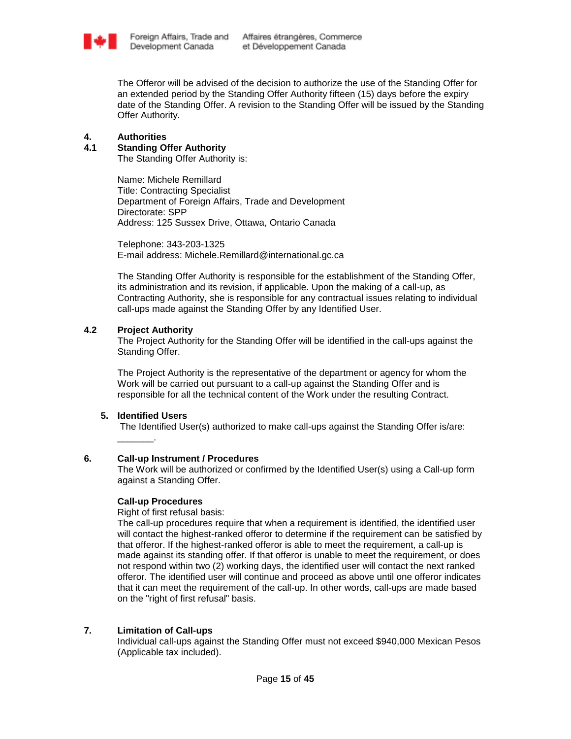The Offeror will be advised of the decision to authorize the use of the Standing Offer for an extended period by the Standing Offer Authority fifteen (15) days before the expiry date of the Standing Offer. A revision to the Standing Offer will be issued by the Standing Offer Authority.

## 4. Authorities

### 4.1 Standing Offer Authority

The Standing Offer Authority is:

Name: Michele Remillard
Title: Contracting Specialist
Department of Foreign Affairs, Trade and Development
Directorate: SPP
Address: 125 Sussex Drive, Ottawa, Ontario Canada

Telephone: 343-203-1325
E-mail address: Michele.Remillard@international.gc.ca

The Standing Offer Authority is responsible for the establishment of the Standing Offer, its administration and its revision, if applicable. Upon the making of a call-up, as Contracting Authority, she is responsible for any contractual issues relating to individual call-ups made against the Standing Offer by any Identified User.

### 4.2 Project Authority

The Project Authority for the Standing Offer will be identified in the call-ups against the Standing Offer.

The Project Authority is the representative of the department or agency for whom the Work will be carried out pursuant to a call-up against the Standing Offer and is responsible for all the technical content of the Work under the resulting Contract.

## 5. Identified Users

The Identified User(s) authorized to make call-ups against the Standing Offer is/are: _______.

## 6. Call-up Instrument / Procedures

The Work will be authorized or confirmed by the Identified User(s) using a Call-up form against a Standing Offer.

**Call-up Procedures**

Right of first refusal basis:

The call-up procedures require that when a requirement is identified, the identified user will contact the highest-ranked offeror to determine if the requirement can be satisfied by that offeror. If the highest-ranked offeror is able to meet the requirement, a call-up is made against its standing offer. If that offeror is unable to meet the requirement, or does not respond within two (2) working days, the identified user will contact the next ranked offeror. The identified user will continue and proceed as above until one offeror indicates that it can meet the requirement of the call-up. In other words, call-ups are made based on the "right of first refusal" basis.

## 7. Limitation of Call-ups

Individual call-ups against the Standing Offer must not exceed $940,000 Mexican Pesos (Applicable tax included).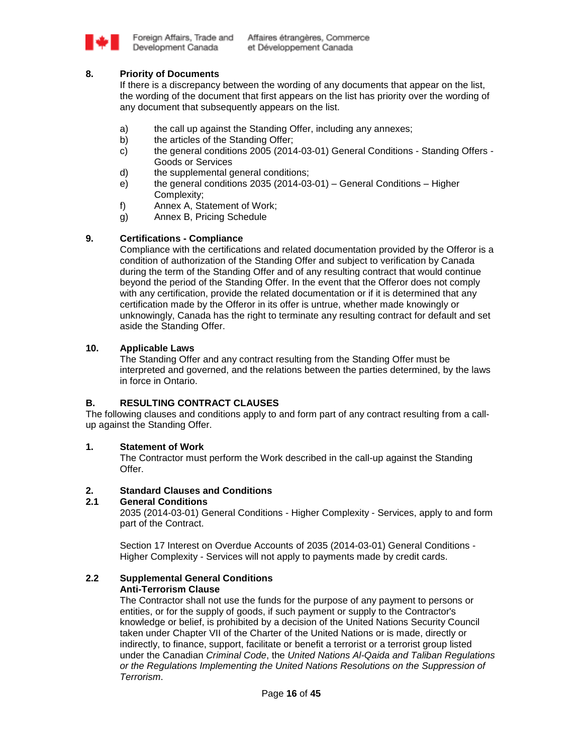### 8. Priority of Documents

If there is a discrepancy between the wording of any documents that appear on the list, the wording of the document that first appears on the list has priority over the wording of any document that subsequently appears on the list.

a) the call up against the Standing Offer, including any annexes;
b) the articles of the Standing Offer;
c) the general conditions 2005 (2014-03-01) General Conditions - Standing Offers - Goods or Services
d) the supplemental general conditions;
e) the general conditions 2035 (2014-03-01) – General Conditions – Higher Complexity;
f) Annex A, Statement of Work;
g) Annex B, Pricing Schedule

### 9. Certifications - Compliance

Compliance with the certifications and related documentation provided by the Offeror is a condition of authorization of the Standing Offer and subject to verification by Canada during the term of the Standing Offer and of any resulting contract that would continue beyond the period of the Standing Offer. In the event that the Offeror does not comply with any certification, provide the related documentation or if it is determined that any certification made by the Offeror in its offer is untrue, whether made knowingly or unknowingly, Canada has the right to terminate any resulting contract for default and set aside the Standing Offer.

### 10. Applicable Laws

The Standing Offer and any contract resulting from the Standing Offer must be interpreted and governed, and the relations between the parties determined, by the laws in force in Ontario.

## B. RESULTING CONTRACT CLAUSES

The following clauses and conditions apply to and form part of any contract resulting from a call-up against the Standing Offer.

### 1. Statement of Work

The Contractor must perform the Work described in the call-up against the Standing Offer.

### 2. Standard Clauses and Conditions

#### 2.1 General Conditions

2035 (2014-03-01) General Conditions - Higher Complexity - Services, apply to and form part of the Contract.

Section 17 Interest on Overdue Accounts of 2035 (2014-03-01) General Conditions - Higher Complexity - Services will not apply to payments made by credit cards.

#### 2.2 Supplemental General Conditions

**Anti-Terrorism Clause**

The Contractor shall not use the funds for the purpose of any payment to persons or entities, or for the supply of goods, if such payment or supply to the Contractor's knowledge or belief, is prohibited by a decision of the United Nations Security Council taken under Chapter VII of the Charter of the United Nations or is made, directly or indirectly, to finance, support, facilitate or benefit a terrorist or a terrorist group listed under the Canadian *Criminal Code*, the *United Nations Al-Qaida and Taliban Regulations or the Regulations Implementing the United Nations Resolutions on the Suppression of Terrorism*.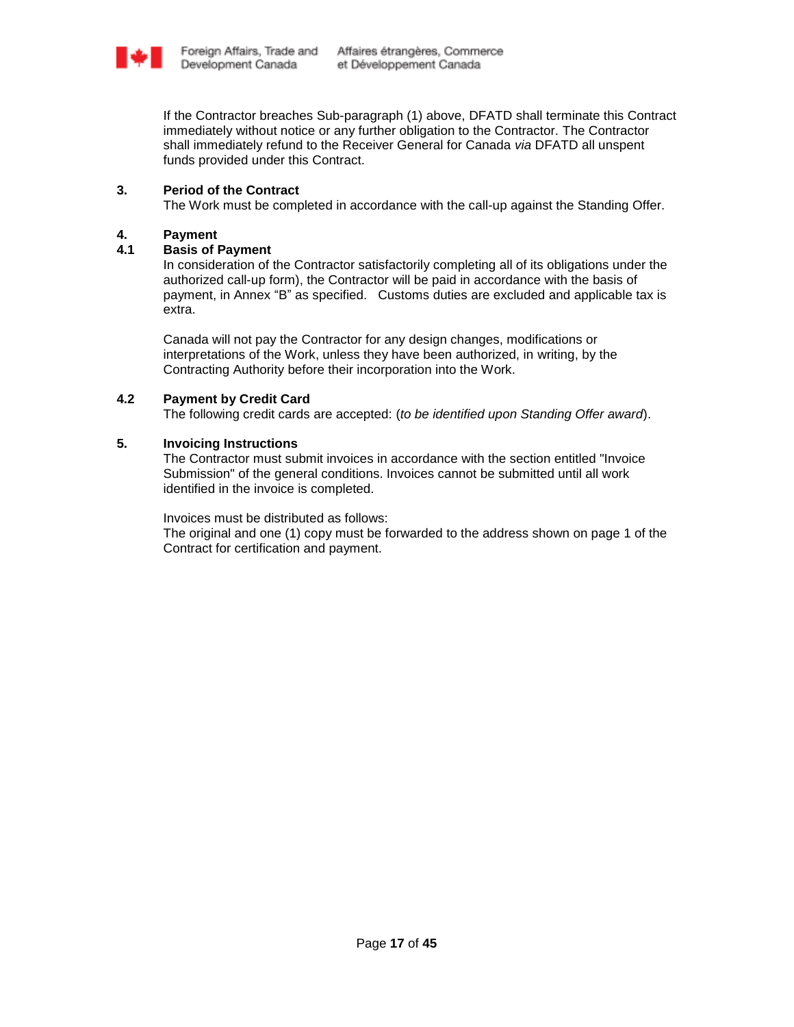If the Contractor breaches Sub-paragraph (1) above, DFATD shall terminate this Contract immediately without notice or any further obligation to the Contractor. The Contractor shall immediately refund to the Receiver General for Canada *via* DFATD all unspent funds provided under this Contract.

**3. Period of the Contract**

The Work must be completed in accordance with the call-up against the Standing Offer.

**4. Payment**

**4.1 Basis of Payment**

In consideration of the Contractor satisfactorily completing all of its obligations under the authorized call-up form), the Contractor will be paid in accordance with the basis of payment, in Annex "B" as specified. Customs duties are excluded and applicable tax is extra.

Canada will not pay the Contractor for any design changes, modifications or interpretations of the Work, unless they have been authorized, in writing, by the Contracting Authority before their incorporation into the Work.

**4.2 Payment by Credit Card**

The following credit cards are accepted: (*to be identified upon Standing Offer award*).

**5. Invoicing Instructions**

The Contractor must submit invoices in accordance with the section entitled "Invoice Submission" of the general conditions. Invoices cannot be submitted until all work identified in the invoice is completed.

Invoices must be distributed as follows:
The original and one (1) copy must be forwarded to the address shown on page 1 of the Contract for certification and payment.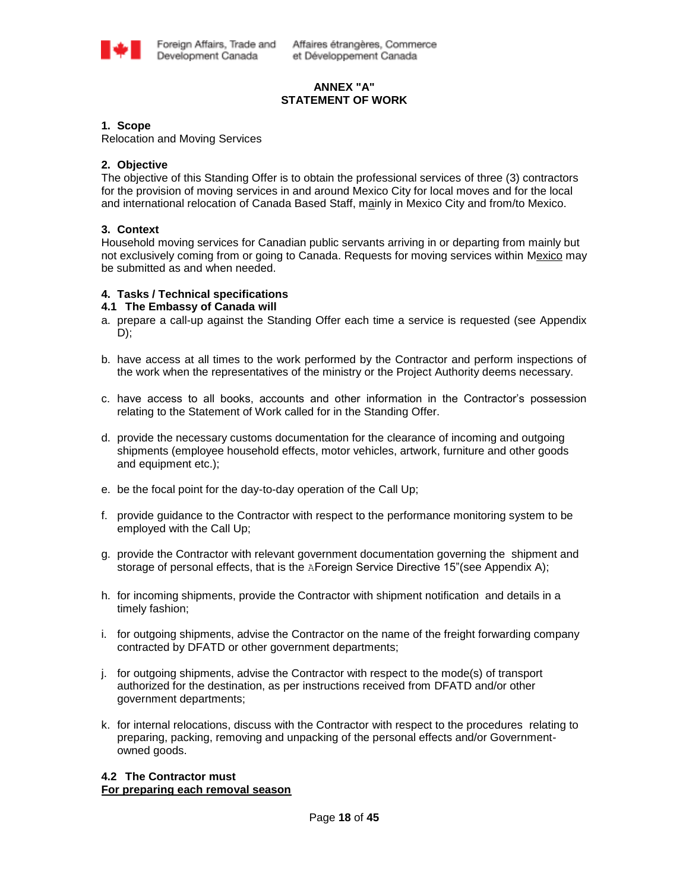# ANNEX "A"
# STATEMENT OF WORK

## 1. Scope

Relocation and Moving Services

## 2. Objective

The objective of this Standing Offer is to obtain the professional services of three (3) contractors for the provision of moving services in and around Mexico City for local moves and for the local and international relocation of Canada Based Staff, mainly in Mexico City and from/to Mexico.

## 3. Context

Household moving services for Canadian public servants arriving in or departing from mainly but not exclusively coming from or going to Canada. Requests for moving services within Mexico may be submitted as and when needed.

## 4. Tasks / Technical specifications

### 4.1 The Embassy of Canada will

a. prepare a call-up against the Standing Offer each time a service is requested (see Appendix D);

b. have access at all times to the work performed by the Contractor and perform inspections of the work when the representatives of the ministry or the Project Authority deems necessary.

c. have access to all books, accounts and other information in the Contractor's possession relating to the Statement of Work called for in the Standing Offer.

d. provide the necessary customs documentation for the clearance of incoming and outgoing shipments (employee household effects, motor vehicles, artwork, furniture and other goods and equipment etc.);

e. be the focal point for the day-to-day operation of the Call Up;

f. provide guidance to the Contractor with respect to the performance monitoring system to be employed with the Call Up;

g. provide the Contractor with relevant government documentation governing the shipment and storage of personal effects, that is the AForeign Service Directive 15"(see Appendix A);

h. for incoming shipments, provide the Contractor with shipment notification and details in a timely fashion;

i. for outgoing shipments, advise the Contractor on the name of the freight forwarding company contracted by DFATD or other government departments;

j. for outgoing shipments, advise the Contractor with respect to the mode(s) of transport authorized for the destination, as per instructions received from DFATD and/or other government departments;

k. for internal relocations, discuss with the Contractor with respect to the procedures relating to preparing, packing, removing and unpacking of the personal effects and/or Government-owned goods.

### 4.2 The Contractor must

**<u>For preparing each removal season</u>**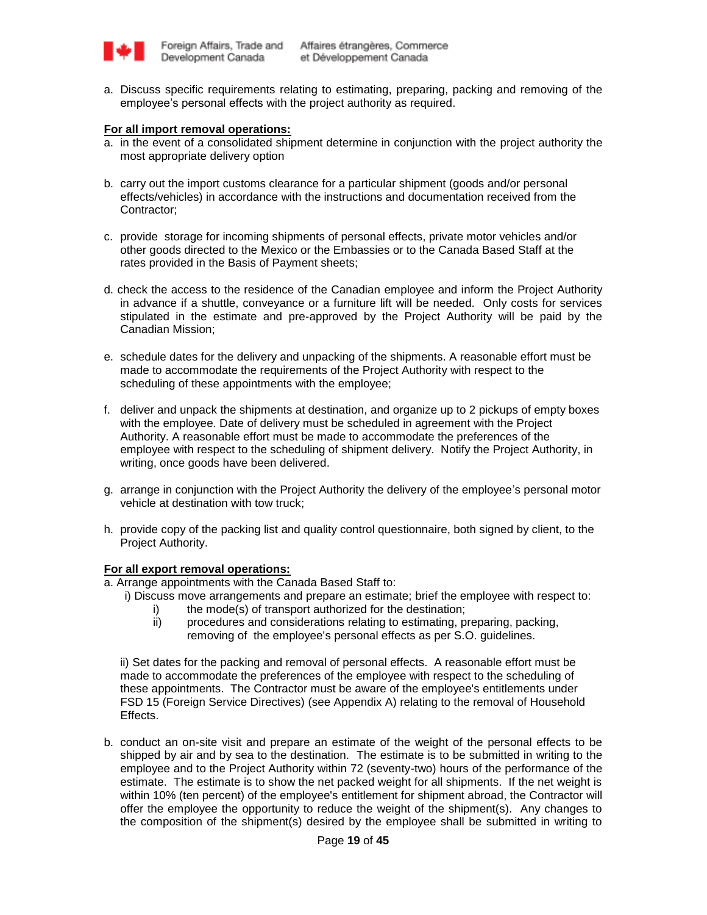a. Discuss specific requirements relating to estimating, preparing, packing and removing of the employee's personal effects with the project authority as required.

**For all import removal operations:**

a. in the event of a consolidated shipment determine in conjunction with the project authority the most appropriate delivery option

b. carry out the import customs clearance for a particular shipment (goods and/or personal effects/vehicles) in accordance with the instructions and documentation received from the Contractor;

c. provide storage for incoming shipments of personal effects, private motor vehicles and/or other goods directed to the Mexico or the Embassies or to the Canada Based Staff at the rates provided in the Basis of Payment sheets;

d. check the access to the residence of the Canadian employee and inform the Project Authority in advance if a shuttle, conveyance or a furniture lift will be needed. Only costs for services stipulated in the estimate and pre-approved by the Project Authority will be paid by the Canadian Mission;

e. schedule dates for the delivery and unpacking of the shipments. A reasonable effort must be made to accommodate the requirements of the Project Authority with respect to the scheduling of these appointments with the employee;

f. deliver and unpack the shipments at destination, and organize up to 2 pickups of empty boxes with the employee. Date of delivery must be scheduled in agreement with the Project Authority. A reasonable effort must be made to accommodate the preferences of the employee with respect to the scheduling of shipment delivery. Notify the Project Authority, in writing, once goods have been delivered.

g. arrange in conjunction with the Project Authority the delivery of the employee's personal motor vehicle at destination with tow truck;

h. provide copy of the packing list and quality control questionnaire, both signed by client, to the Project Authority.

**For all export removal operations:**

a. Arrange appointments with the Canada Based Staff to:

   i) Discuss move arrangements and prepare an estimate; brief the employee with respect to:

      i) the mode(s) of transport authorized for the destination;

      ii) procedures and considerations relating to estimating, preparing, packing, removing of the employee's personal effects as per S.O. guidelines.

   ii) Set dates for the packing and removal of personal effects. A reasonable effort must be made to accommodate the preferences of the employee with respect to the scheduling of these appointments. The Contractor must be aware of the employee's entitlements under FSD 15 (Foreign Service Directives) (see Appendix A) relating to the removal of Household Effects.

b. conduct an on-site visit and prepare an estimate of the weight of the personal effects to be shipped by air and by sea to the destination. The estimate is to be submitted in writing to the employee and to the Project Authority within 72 (seventy-two) hours of the performance of the estimate. The estimate is to show the net packed weight for all shipments. If the net weight is within 10% (ten percent) of the employee's entitlement for shipment abroad, the Contractor will offer the employee the opportunity to reduce the weight of the shipment(s). Any changes to the composition of the shipment(s) desired by the employee shall be submitted in writing to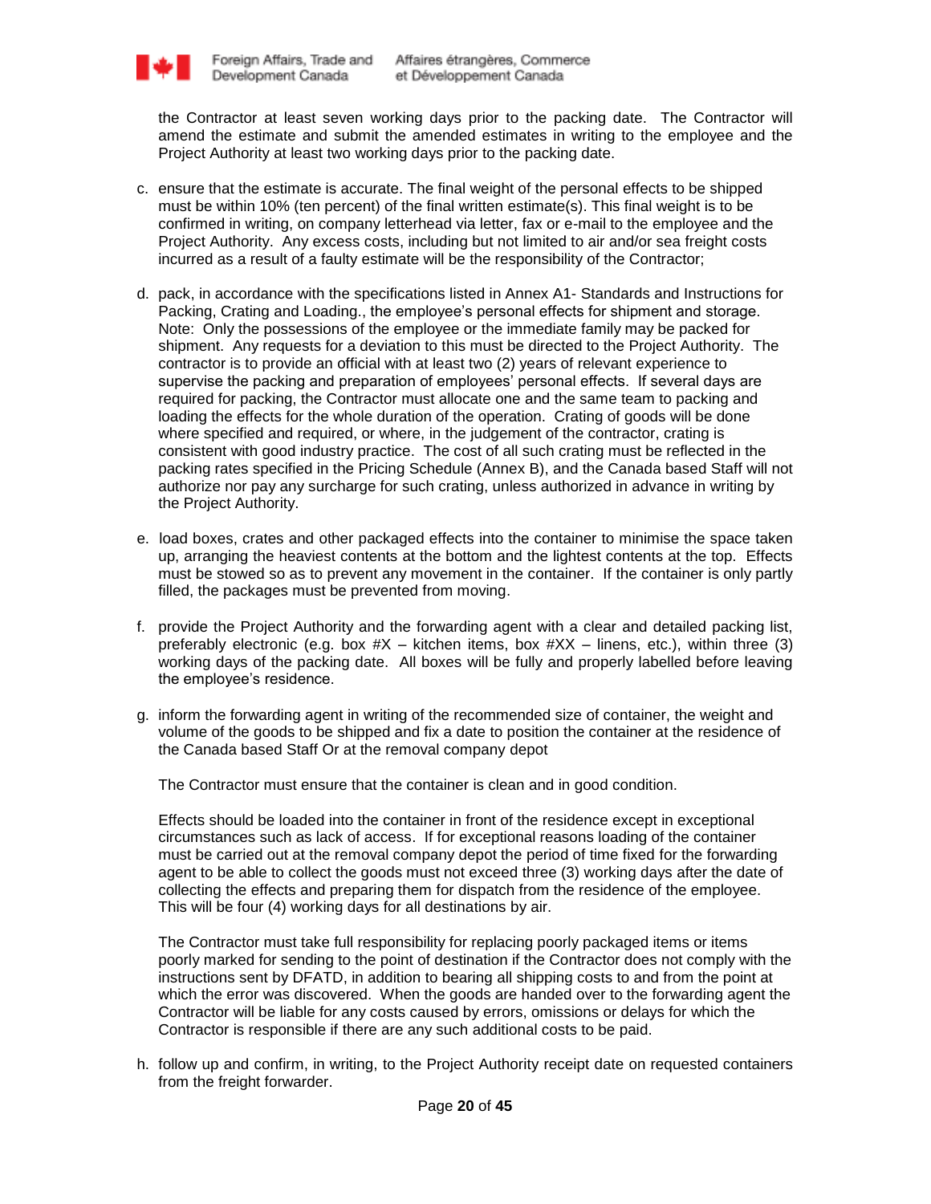the Contractor at least seven working days prior to the packing date. The Contractor will amend the estimate and submit the amended estimates in writing to the employee and the Project Authority at least two working days prior to the packing date.

c. ensure that the estimate is accurate. The final weight of the personal effects to be shipped must be within 10% (ten percent) of the final written estimate(s). This final weight is to be confirmed in writing, on company letterhead via letter, fax or e-mail to the employee and the Project Authority. Any excess costs, including but not limited to air and/or sea freight costs incurred as a result of a faulty estimate will be the responsibility of the Contractor;

d. pack, in accordance with the specifications listed in Annex A1- Standards and Instructions for Packing, Crating and Loading., the employee's personal effects for shipment and storage. Note: Only the possessions of the employee or the immediate family may be packed for shipment. Any requests for a deviation to this must be directed to the Project Authority. The contractor is to provide an official with at least two (2) years of relevant experience to supervise the packing and preparation of employees' personal effects. If several days are required for packing, the Contractor must allocate one and the same team to packing and loading the effects for the whole duration of the operation. Crating of goods will be done where specified and required, or where, in the judgement of the contractor, crating is consistent with good industry practice. The cost of all such crating must be reflected in the packing rates specified in the Pricing Schedule (Annex B), and the Canada based Staff will not authorize nor pay any surcharge for such crating, unless authorized in advance in writing by the Project Authority.

e. load boxes, crates and other packaged effects into the container to minimise the space taken up, arranging the heaviest contents at the bottom and the lightest contents at the top. Effects must be stowed so as to prevent any movement in the container. If the container is only partly filled, the packages must be prevented from moving.

f. provide the Project Authority and the forwarding agent with a clear and detailed packing list, preferably electronic (e.g. box #X – kitchen items, box #XX – linens, etc.), within three (3) working days of the packing date. All boxes will be fully and properly labelled before leaving the employee's residence.

g. inform the forwarding agent in writing of the recommended size of container, the weight and volume of the goods to be shipped and fix a date to position the container at the residence of the Canada based Staff Or at the removal company depot

   The Contractor must ensure that the container is clean and in good condition.

   Effects should be loaded into the container in front of the residence except in exceptional circumstances such as lack of access. If for exceptional reasons loading of the container must be carried out at the removal company depot the period of time fixed for the forwarding agent to be able to collect the goods must not exceed three (3) working days after the date of collecting the effects and preparing them for dispatch from the residence of the employee. This will be four (4) working days for all destinations by air.

   The Contractor must take full responsibility for replacing poorly packaged items or items poorly marked for sending to the point of destination if the Contractor does not comply with the instructions sent by DFATD, in addition to bearing all shipping costs to and from the point at which the error was discovered. When the goods are handed over to the forwarding agent the Contractor will be liable for any costs caused by errors, omissions or delays for which the Contractor is responsible if there are any such additional costs to be paid.

h. follow up and confirm, in writing, to the Project Authority receipt date on requested containers from the freight forwarder.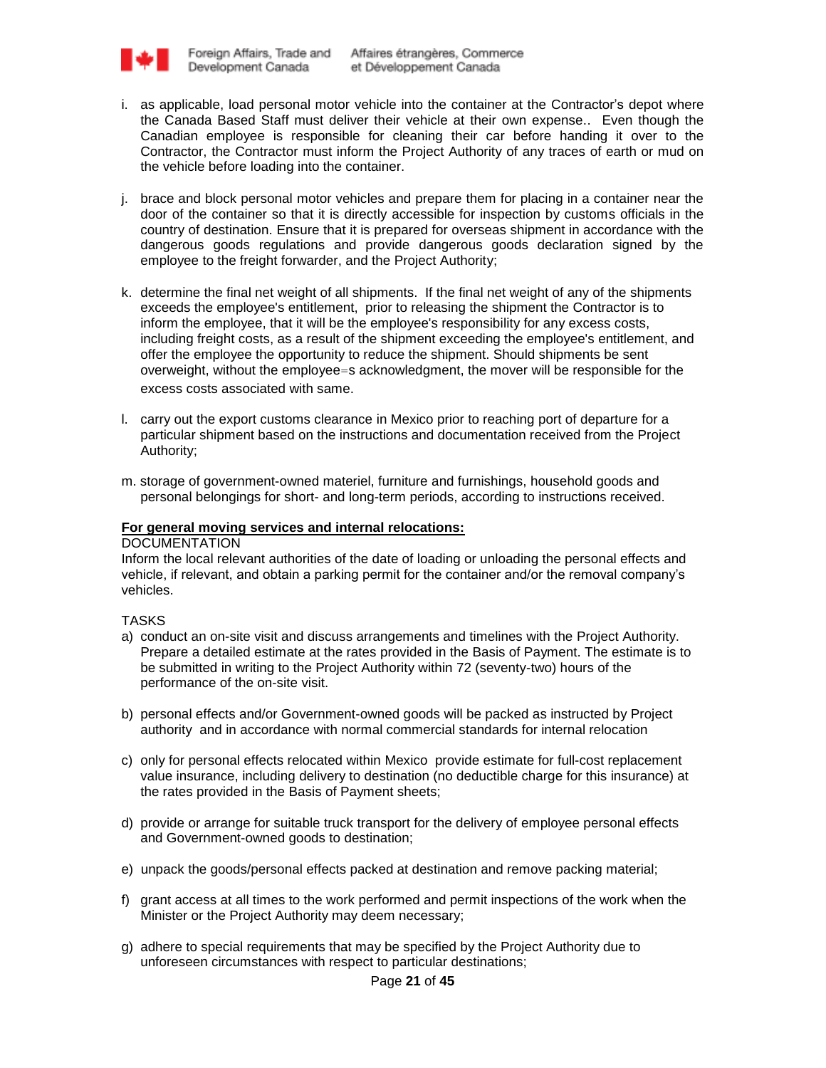i. as applicable, load personal motor vehicle into the container at the Contractor's depot where the Canada Based Staff must deliver their vehicle at their own expense.. Even though the Canadian employee is responsible for cleaning their car before handing it over to the Contractor, the Contractor must inform the Project Authority of any traces of earth or mud on the vehicle before loading into the container.

j. brace and block personal motor vehicles and prepare them for placing in a container near the door of the container so that it is directly accessible for inspection by customs officials in the country of destination. Ensure that it is prepared for overseas shipment in accordance with the dangerous goods regulations and provide dangerous goods declaration signed by the employee to the freight forwarder, and the Project Authority;

k. determine the final net weight of all shipments. If the final net weight of any of the shipments exceeds the employee's entitlement, prior to releasing the shipment the Contractor is to inform the employee, that it will be the employee's responsibility for any excess costs, including freight costs, as a result of the shipment exceeding the employee's entitlement, and offer the employee the opportunity to reduce the shipment. Should shipments be sent overweight, without the employee=s acknowledgment, the mover will be responsible for the excess costs associated with same.

l. carry out the export customs clearance in Mexico prior to reaching port of departure for a particular shipment based on the instructions and documentation received from the Project Authority;

m. storage of government-owned materiel, furniture and furnishings, household goods and personal belongings for short- and long-term periods, according to instructions received.

**For general moving services and internal relocations:**

DOCUMENTATION

Inform the local relevant authorities of the date of loading or unloading the personal effects and vehicle, if relevant, and obtain a parking permit for the container and/or the removal company's vehicles.

TASKS

a) conduct an on-site visit and discuss arrangements and timelines with the Project Authority. Prepare a detailed estimate at the rates provided in the Basis of Payment. The estimate is to be submitted in writing to the Project Authority within 72 (seventy-two) hours of the performance of the on-site visit.

b) personal effects and/or Government-owned goods will be packed as instructed by Project authority and in accordance with normal commercial standards for internal relocation

c) only for personal effects relocated within Mexico provide estimate for full-cost replacement value insurance, including delivery to destination (no deductible charge for this insurance) at the rates provided in the Basis of Payment sheets;

d) provide or arrange for suitable truck transport for the delivery of employee personal effects and Government-owned goods to destination;

e) unpack the goods/personal effects packed at destination and remove packing material;

f) grant access at all times to the work performed and permit inspections of the work when the Minister or the Project Authority may deem necessary;

g) adhere to special requirements that may be specified by the Project Authority due to unforeseen circumstances with respect to particular destinations;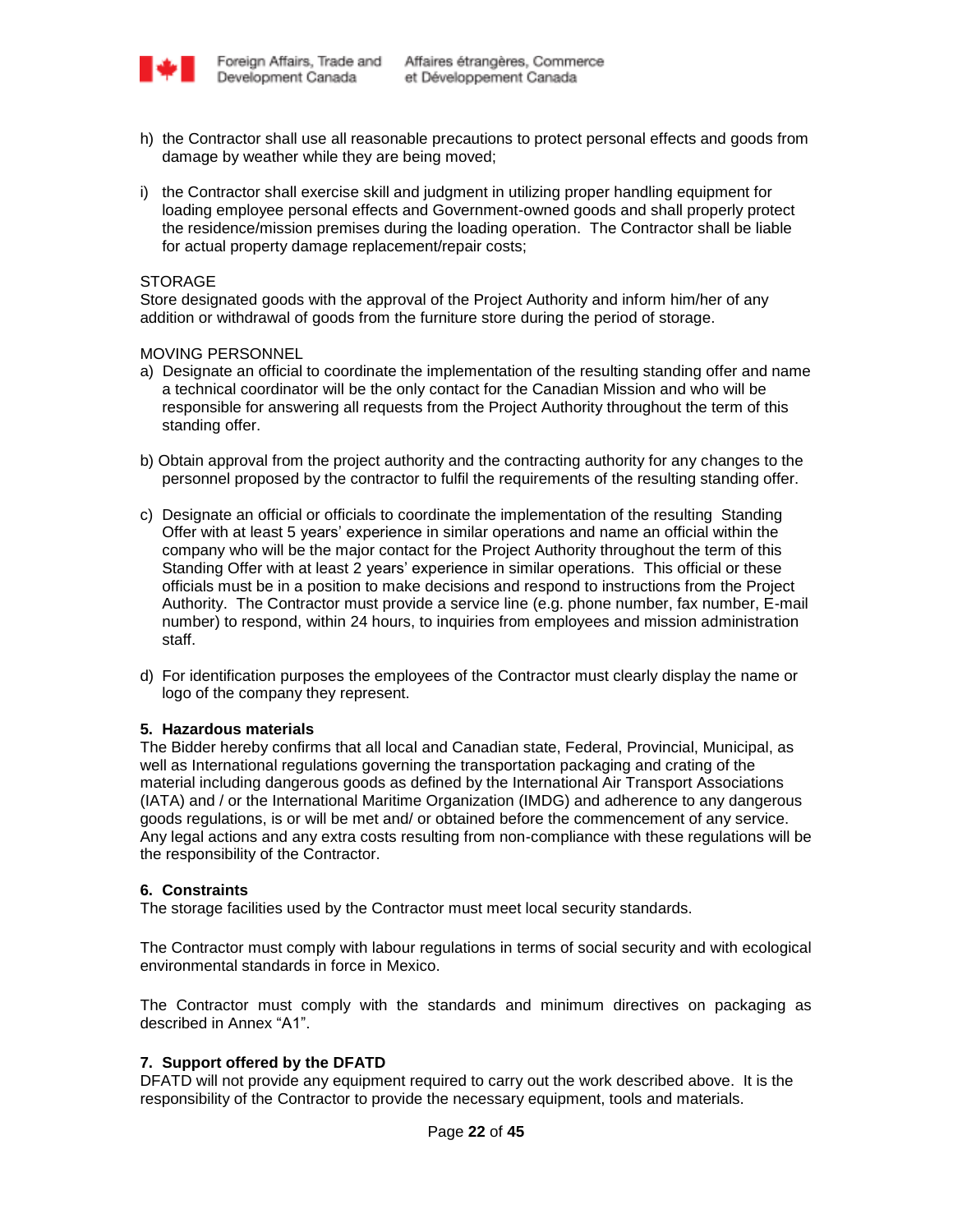h) the Contractor shall use all reasonable precautions to protect personal effects and goods from damage by weather while they are being moved;

i) the Contractor shall exercise skill and judgment in utilizing proper handling equipment for loading employee personal effects and Government-owned goods and shall properly protect the residence/mission premises during the loading operation. The Contractor shall be liable for actual property damage replacement/repair costs;

STORAGE
Store designated goods with the approval of the Project Authority and inform him/her of any addition or withdrawal of goods from the furniture store during the period of storage.

MOVING PERSONNEL

a) Designate an official to coordinate the implementation of the resulting standing offer and name a technical coordinator will be the only contact for the Canadian Mission and who will be responsible for answering all requests from the Project Authority throughout the term of this standing offer.

b) Obtain approval from the project authority and the contracting authority for any changes to the personnel proposed by the contractor to fulfil the requirements of the resulting standing offer.

c) Designate an official or officials to coordinate the implementation of the resulting Standing Offer with at least 5 years' experience in similar operations and name an official within the company who will be the major contact for the Project Authority throughout the term of this Standing Offer with at least 2 years' experience in similar operations. This official or these officials must be in a position to make decisions and respond to instructions from the Project Authority. The Contractor must provide a service line (e.g. phone number, fax number, E-mail number) to respond, within 24 hours, to inquiries from employees and mission administration staff.

d) For identification purposes the employees of the Contractor must clearly display the name or logo of the company they represent.

**5. Hazardous materials**

The Bidder hereby confirms that all local and Canadian state, Federal, Provincial, Municipal, as well as International regulations governing the transportation packaging and crating of the material including dangerous goods as defined by the International Air Transport Associations (IATA) and / or the International Maritime Organization (IMDG) and adherence to any dangerous goods regulations, is or will be met and/ or obtained before the commencement of any service. Any legal actions and any extra costs resulting from non-compliance with these regulations will be the responsibility of the Contractor.

**6. Constraints**

The storage facilities used by the Contractor must meet local security standards.

The Contractor must comply with labour regulations in terms of social security and with ecological environmental standards in force in Mexico.

The Contractor must comply with the standards and minimum directives on packaging as described in Annex "A1".

**7. Support offered by the DFATD**

DFATD will not provide any equipment required to carry out the work described above. It is the responsibility of the Contractor to provide the necessary equipment, tools and materials.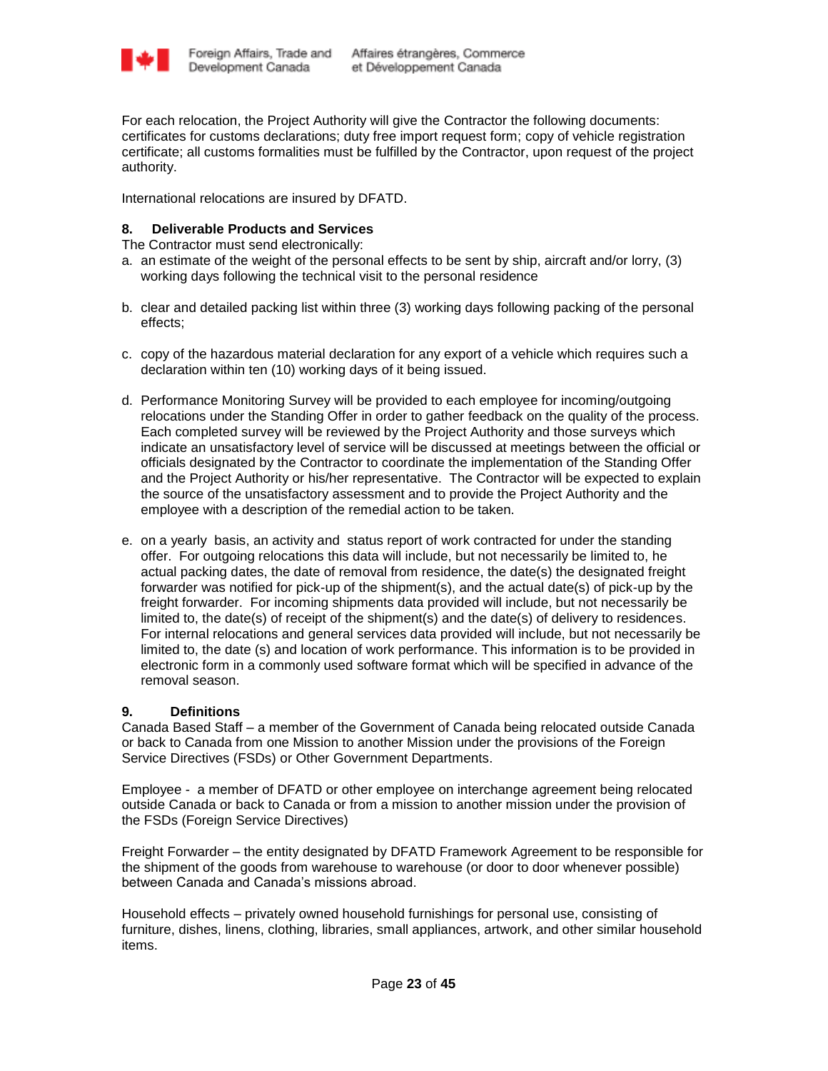For each relocation, the Project Authority will give the Contractor the following documents: certificates for customs declarations; duty free import request form; copy of vehicle registration certificate; all customs formalities must be fulfilled by the Contractor, upon request of the project authority.

International relocations are insured by DFATD.

### 8. Deliverable Products and Services

The Contractor must send electronically:

a. an estimate of the weight of the personal effects to be sent by ship, aircraft and/or lorry, (3) working days following the technical visit to the personal residence

b. clear and detailed packing list within three (3) working days following packing of the personal effects;

c. copy of the hazardous material declaration for any export of a vehicle which requires such a declaration within ten (10) working days of it being issued.

d. Performance Monitoring Survey will be provided to each employee for incoming/outgoing relocations under the Standing Offer in order to gather feedback on the quality of the process. Each completed survey will be reviewed by the Project Authority and those surveys which indicate an unsatisfactory level of service will be discussed at meetings between the official or officials designated by the Contractor to coordinate the implementation of the Standing Offer and the Project Authority or his/her representative. The Contractor will be expected to explain the source of the unsatisfactory assessment and to provide the Project Authority and the employee with a description of the remedial action to be taken.

e. on a yearly basis, an activity and status report of work contracted for under the standing offer. For outgoing relocations this data will include, but not necessarily be limited to, he actual packing dates, the date of removal from residence, the date(s) the designated freight forwarder was notified for pick-up of the shipment(s), and the actual date(s) of pick-up by the freight forwarder. For incoming shipments data provided will include, but not necessarily be limited to, the date(s) of receipt of the shipment(s) and the date(s) of delivery to residences. For internal relocations and general services data provided will include, but not necessarily be limited to, the date (s) and location of work performance. This information is to be provided in electronic form in a commonly used software format which will be specified in advance of the removal season.

### 9. Definitions

Canada Based Staff – a member of the Government of Canada being relocated outside Canada or back to Canada from one Mission to another Mission under the provisions of the Foreign Service Directives (FSDs) or Other Government Departments.

Employee - a member of DFATD or other employee on interchange agreement being relocated outside Canada or back to Canada or from a mission to another mission under the provision of the FSDs (Foreign Service Directives)

Freight Forwarder – the entity designated by DFATD Framework Agreement to be responsible for the shipment of the goods from warehouse to warehouse (or door to door whenever possible) between Canada and Canada's missions abroad.

Household effects – privately owned household furnishings for personal use, consisting of furniture, dishes, linens, clothing, libraries, small appliances, artwork, and other similar household items.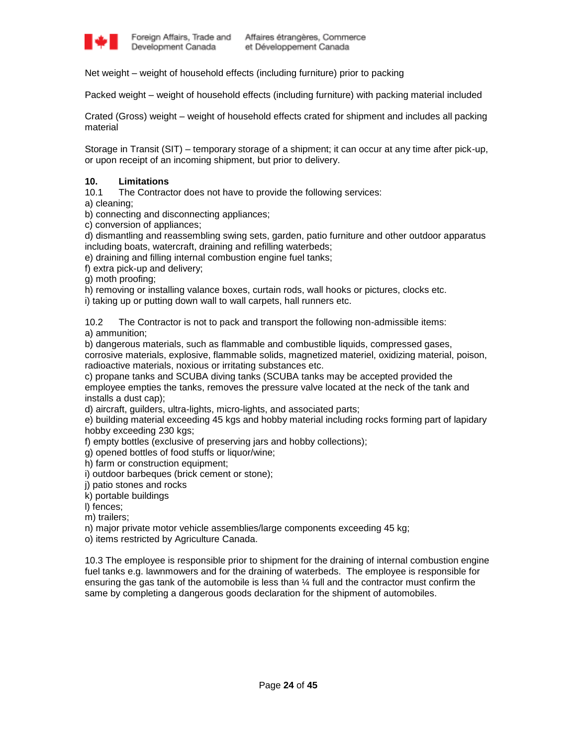Net weight – weight of household effects (including furniture) prior to packing

Packed weight – weight of household effects (including furniture) with packing material included

Crated (Gross) weight – weight of household effects crated for shipment and includes all packing material

Storage in Transit (SIT) – temporary storage of a shipment; it can occur at any time after pick-up, or upon receipt of an incoming shipment, but prior to delivery.

**10. Limitations**

10.1 The Contractor does not have to provide the following services:

a) cleaning;
b) connecting and disconnecting appliances;
c) conversion of appliances;
d) dismantling and reassembling swing sets, garden, patio furniture and other outdoor apparatus including boats, watercraft, draining and refilling waterbeds;
e) draining and filling internal combustion engine fuel tanks;
f) extra pick-up and delivery;
g) moth proofing;
h) removing or installing valance boxes, curtain rods, wall hooks or pictures, clocks etc.
i) taking up or putting down wall to wall carpets, hall runners etc.

10.2 The Contractor is not to pack and transport the following non-admissible items:

a) ammunition;
b) dangerous materials, such as flammable and combustible liquids, compressed gases, corrosive materials, explosive, flammable solids, magnetized materiel, oxidizing material, poison, radioactive materials, noxious or irritating substances etc.
c) propane tanks and SCUBA diving tanks (SCUBA tanks may be accepted provided the employee empties the tanks, removes the pressure valve located at the neck of the tank and installs a dust cap);
d) aircraft, guilders, ultra-lights, micro-lights, and associated parts;
e) building material exceeding 45 kgs and hobby material including rocks forming part of lapidary hobby exceeding 230 kgs;
f) empty bottles (exclusive of preserving jars and hobby collections);
g) opened bottles of food stuffs or liquor/wine;
h) farm or construction equipment;
i) outdoor barbeques (brick cement or stone);
j) patio stones and rocks
k) portable buildings
l) fences;
m) trailers;
n) major private motor vehicle assemblies/large components exceeding 45 kg;
o) items restricted by Agriculture Canada.

10.3 The employee is responsible prior to shipment for the draining of internal combustion engine fuel tanks e.g. lawnmowers and for the draining of waterbeds. The employee is responsible for ensuring the gas tank of the automobile is less than ¼ full and the contractor must confirm the same by completing a dangerous goods declaration for the shipment of automobiles.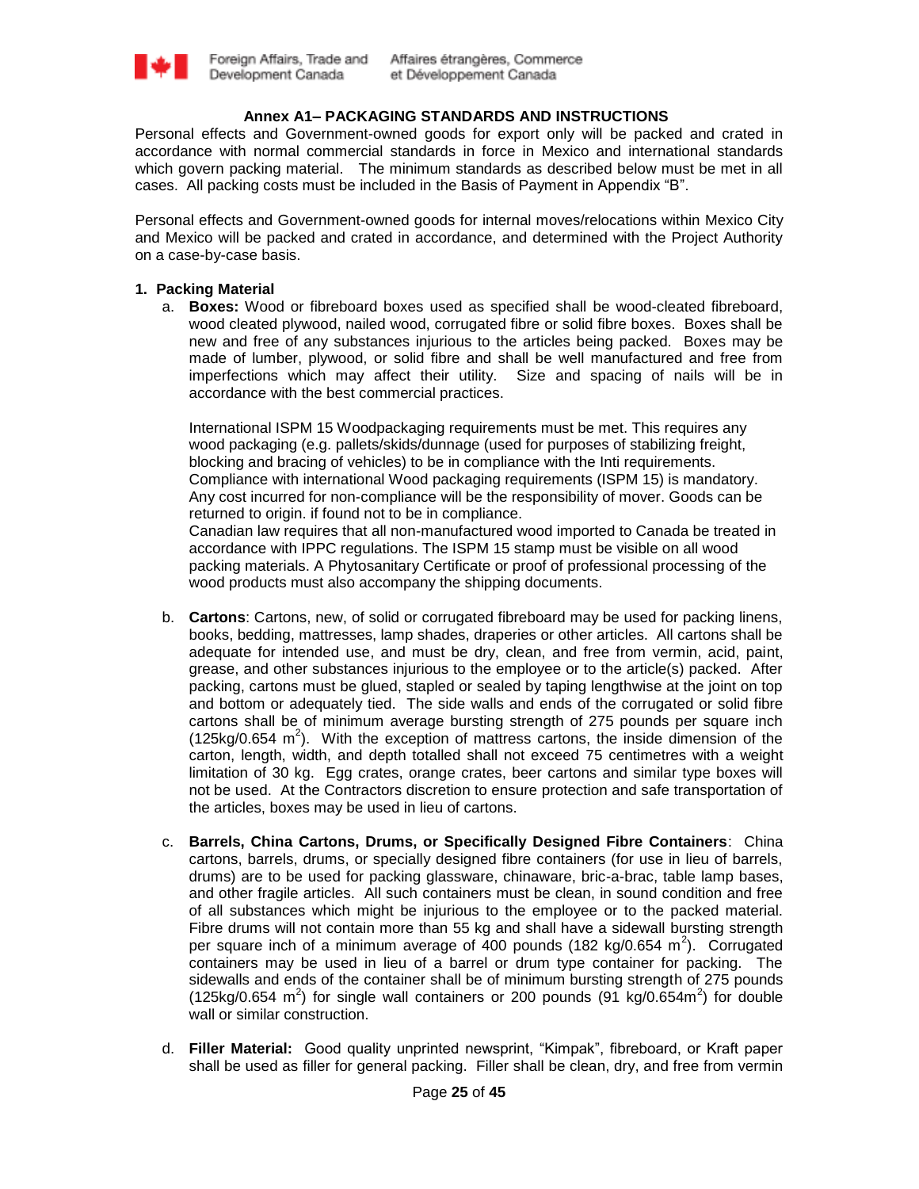## Annex A1– PACKAGING STANDARDS AND INSTRUCTIONS

Personal effects and Government-owned goods for export only will be packed and crated in accordance with normal commercial standards in force in Mexico and international standards which govern packing material. The minimum standards as described below must be met in all cases. All packing costs must be included in the Basis of Payment in Appendix "B".

Personal effects and Government-owned goods for internal moves/relocations within Mexico City and Mexico will be packed and crated in accordance, and determined with the Project Authority on a case-by-case basis.

**1. Packing Material**

a. **Boxes:** Wood or fibreboard boxes used as specified shall be wood-cleated fibreboard, wood cleated plywood, nailed wood, corrugated fibre or solid fibre boxes. Boxes shall be new and free of any substances injurious to the articles being packed. Boxes may be made of lumber, plywood, or solid fibre and shall be well manufactured and free from imperfections which may affect their utility. Size and spacing of nails will be in accordance with the best commercial practices.

   International ISPM 15 Woodpackaging requirements must be met. This requires any wood packaging (e.g. pallets/skids/dunnage (used for purposes of stabilizing freight, blocking and bracing of vehicles) to be in compliance with the Inti requirements. Compliance with international Wood packaging requirements (ISPM 15) is mandatory. Any cost incurred for non-compliance will be the responsibility of mover. Goods can be returned to origin. if found not to be in compliance.
   Canadian law requires that all non-manufactured wood imported to Canada be treated in accordance with IPPC regulations. The ISPM 15 stamp must be visible on all wood packing materials. A Phytosanitary Certificate or proof of professional processing of the wood products must also accompany the shipping documents.

b. **Cartons**: Cartons, new, of solid or corrugated fibreboard may be used for packing linens, books, bedding, mattresses, lamp shades, draperies or other articles. All cartons shall be adequate for intended use, and must be dry, clean, and free from vermin, acid, paint, grease, and other substances injurious to the employee or to the article(s) packed. After packing, cartons must be glued, stapled or sealed by taping lengthwise at the joint on top and bottom or adequately tied. The side walls and ends of the corrugated or solid fibre cartons shall be of minimum average bursting strength of 275 pounds per square inch (125kg/0.654 $m^2$). With the exception of mattress cartons, the inside dimension of the carton, length, width, and depth totalled shall not exceed 75 centimetres with a weight limitation of 30 kg. Egg crates, orange crates, beer cartons and similar type boxes will not be used. At the Contractors discretion to ensure protection and safe transportation of the articles, boxes may be used in lieu of cartons.

c. **Barrels, China Cartons, Drums, or Specifically Designed Fibre Containers**: China cartons, barrels, drums, or specially designed fibre containers (for use in lieu of barrels, drums) are to be used for packing glassware, chinaware, bric-a-brac, table lamp bases, and other fragile articles. All such containers must be clean, in sound condition and free of all substances which might be injurious to the employee or to the packed material. Fibre drums will not contain more than 55 kg and shall have a sidewall bursting strength per square inch of a minimum average of 400 pounds (182 kg/0.654 $m^2$). Corrugated containers may be used in lieu of a barrel or drum type container for packing. The sidewalls and ends of the container shall be of minimum bursting strength of 275 pounds (125kg/0.654 $m^2$) for single wall containers or 200 pounds (91 kg/0.654$m^2$) for double wall or similar construction.

d. **Filler Material:** Good quality unprinted newsprint, "Kimpak", fibreboard, or Kraft paper shall be used as filler for general packing. Filler shall be clean, dry, and free from vermin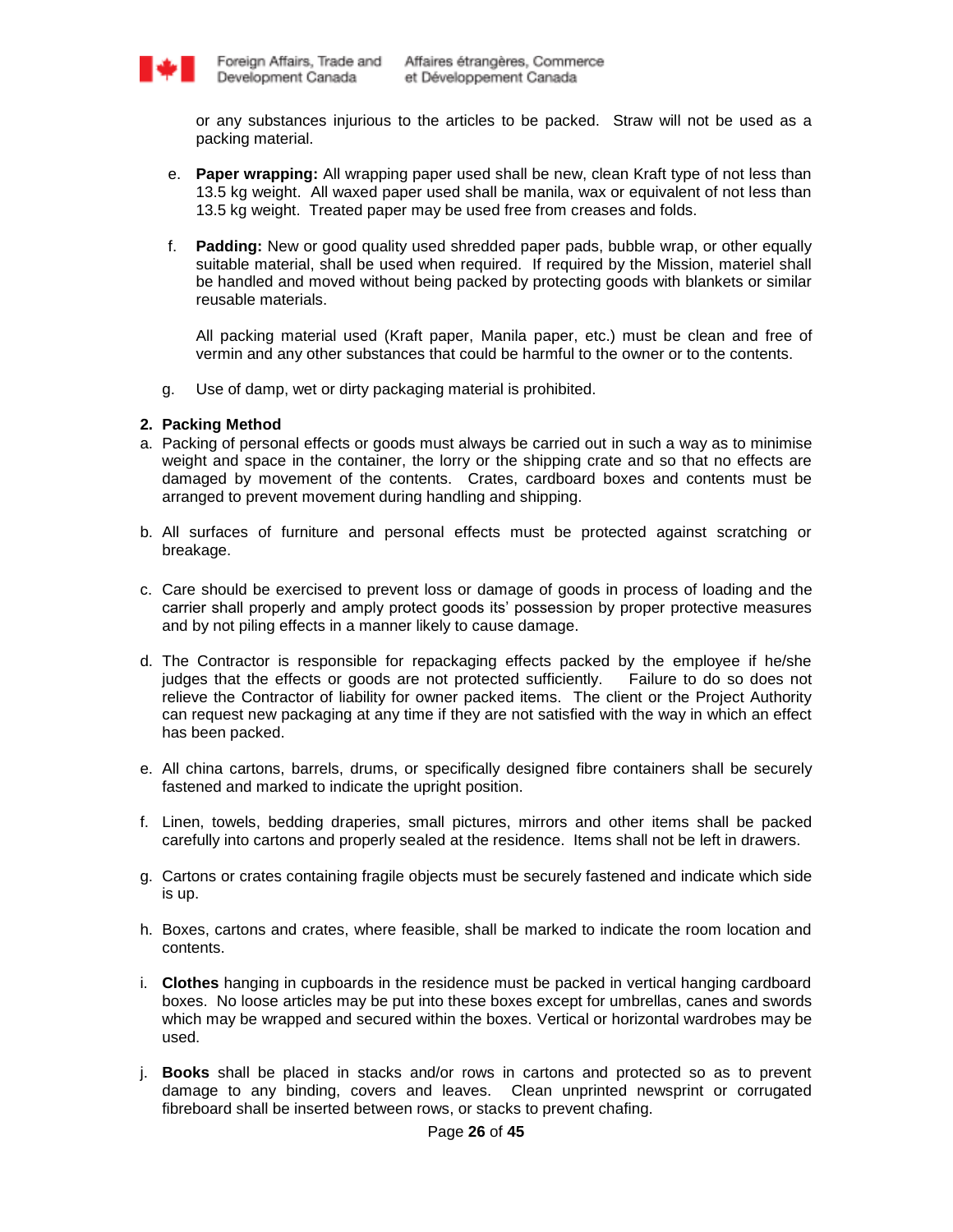or any substances injurious to the articles to be packed. Straw will not be used as a packing material.

e. **Paper wrapping:** All wrapping paper used shall be new, clean Kraft type of not less than 13.5 kg weight. All waxed paper used shall be manila, wax or equivalent of not less than 13.5 kg weight. Treated paper may be used free from creases and folds.

f. **Padding:** New or good quality used shredded paper pads, bubble wrap, or other equally suitable material, shall be used when required. If required by the Mission, materiel shall be handled and moved without being packed by protecting goods with blankets or similar reusable materials.

   All packing material used (Kraft paper, Manila paper, etc.) must be clean and free of vermin and any other substances that could be harmful to the owner or to the contents.

g. Use of damp, wet or dirty packaging material is prohibited.

**2. Packing Method**

a. Packing of personal effects or goods must always be carried out in such a way as to minimise weight and space in the container, the lorry or the shipping crate and so that no effects are damaged by movement of the contents. Crates, cardboard boxes and contents must be arranged to prevent movement during handling and shipping.

b. All surfaces of furniture and personal effects must be protected against scratching or breakage.

c. Care should be exercised to prevent loss or damage of goods in process of loading and the carrier shall properly and amply protect goods its' possession by proper protective measures and by not piling effects in a manner likely to cause damage.

d. The Contractor is responsible for repackaging effects packed by the employee if he/she judges that the effects or goods are not protected sufficiently. Failure to do so does not relieve the Contractor of liability for owner packed items. The client or the Project Authority can request new packaging at any time if they are not satisfied with the way in which an effect has been packed.

e. All china cartons, barrels, drums, or specifically designed fibre containers shall be securely fastened and marked to indicate the upright position.

f. Linen, towels, bedding draperies, small pictures, mirrors and other items shall be packed carefully into cartons and properly sealed at the residence. Items shall not be left in drawers.

g. Cartons or crates containing fragile objects must be securely fastened and indicate which side is up.

h. Boxes, cartons and crates, where feasible, shall be marked to indicate the room location and contents.

i. **Clothes** hanging in cupboards in the residence must be packed in vertical hanging cardboard boxes. No loose articles may be put into these boxes except for umbrellas, canes and swords which may be wrapped and secured within the boxes. Vertical or horizontal wardrobes may be used.

j. **Books** shall be placed in stacks and/or rows in cartons and protected so as to prevent damage to any binding, covers and leaves. Clean unprinted newsprint or corrugated fibreboard shall be inserted between rows, or stacks to prevent chafing.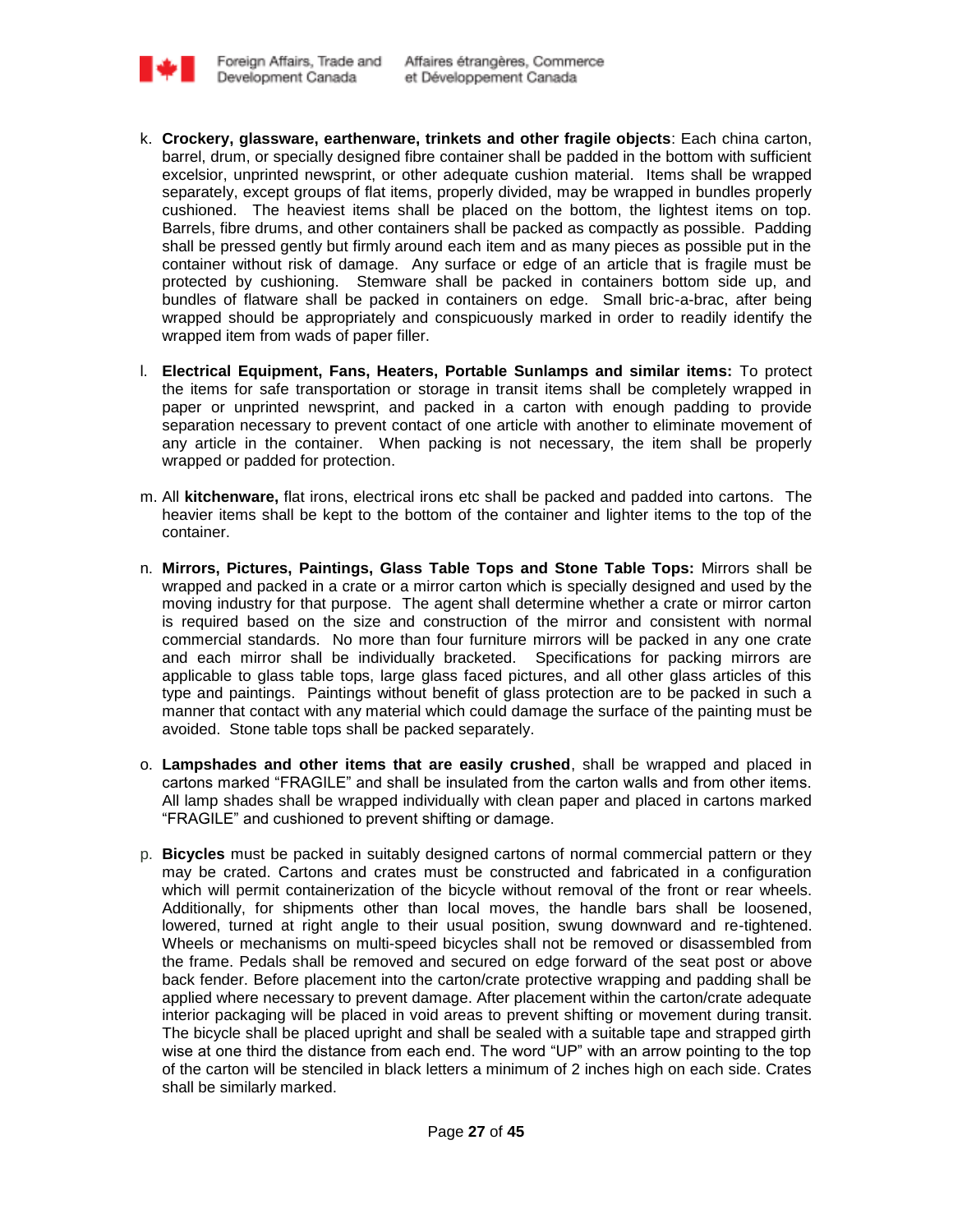k. **Crockery, glassware, earthenware, trinkets and other fragile objects**: Each china carton, barrel, drum, or specially designed fibre container shall be padded in the bottom with sufficient excelsior, unprinted newsprint, or other adequate cushion material. Items shall be wrapped separately, except groups of flat items, properly divided, may be wrapped in bundles properly cushioned. The heaviest items shall be placed on the bottom, the lightest items on top. Barrels, fibre drums, and other containers shall be packed as compactly as possible. Padding shall be pressed gently but firmly around each item and as many pieces as possible put in the container without risk of damage. Any surface or edge of an article that is fragile must be protected by cushioning. Stemware shall be packed in containers bottom side up, and bundles of flatware shall be packed in containers on edge. Small bric-a-brac, after being wrapped should be appropriately and conspicuously marked in order to readily identify the wrapped item from wads of paper filler.

l. **Electrical Equipment, Fans, Heaters, Portable Sunlamps and similar items:** To protect the items for safe transportation or storage in transit items shall be completely wrapped in paper or unprinted newsprint, and packed in a carton with enough padding to provide separation necessary to prevent contact of one article with another to eliminate movement of any article in the container. When packing is not necessary, the item shall be properly wrapped or padded for protection.

m. All **kitchenware,** flat irons, electrical irons etc shall be packed and padded into cartons. The heavier items shall be kept to the bottom of the container and lighter items to the top of the container.

n. **Mirrors, Pictures, Paintings, Glass Table Tops and Stone Table Tops:** Mirrors shall be wrapped and packed in a crate or a mirror carton which is specially designed and used by the moving industry for that purpose. The agent shall determine whether a crate or mirror carton is required based on the size and construction of the mirror and consistent with normal commercial standards. No more than four furniture mirrors will be packed in any one crate and each mirror shall be individually bracketed. Specifications for packing mirrors are applicable to glass table tops, large glass faced pictures, and all other glass articles of this type and paintings. Paintings without benefit of glass protection are to be packed in such a manner that contact with any material which could damage the surface of the painting must be avoided. Stone table tops shall be packed separately.

o. **Lampshades and other items that are easily crushed**, shall be wrapped and placed in cartons marked “FRAGILE” and shall be insulated from the carton walls and from other items. All lamp shades shall be wrapped individually with clean paper and placed in cartons marked “FRAGILE” and cushioned to prevent shifting or damage.

p. **Bicycles** must be packed in suitably designed cartons of normal commercial pattern or they may be crated. Cartons and crates must be constructed and fabricated in a configuration which will permit containerization of the bicycle without removal of the front or rear wheels. Additionally, for shipments other than local moves, the handle bars shall be loosened, lowered, turned at right angle to their usual position, swung downward and re-tightened. Wheels or mechanisms on multi-speed bicycles shall not be removed or disassembled from the frame. Pedals shall be removed and secured on edge forward of the seat post or above back fender. Before placement into the carton/crate protective wrapping and padding shall be applied where necessary to prevent damage. After placement within the carton/crate adequate interior packaging will be placed in void areas to prevent shifting or movement during transit. The bicycle shall be placed upright and shall be sealed with a suitable tape and strapped girth wise at one third the distance from each end. The word “UP” with an arrow pointing to the top of the carton will be stenciled in black letters a minimum of 2 inches high on each side. Crates shall be similarly marked.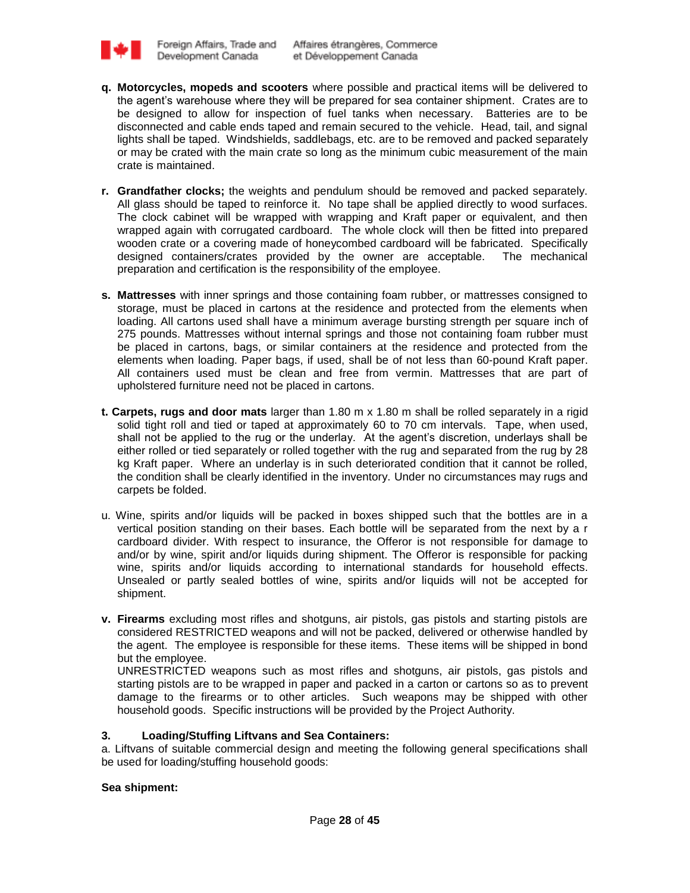**q. Motorcycles, mopeds and scooters** where possible and practical items will be delivered to the agent's warehouse where they will be prepared for sea container shipment. Crates are to be designed to allow for inspection of fuel tanks when necessary. Batteries are to be disconnected and cable ends taped and remain secured to the vehicle. Head, tail, and signal lights shall be taped. Windshields, saddlebags, etc. are to be removed and packed separately or may be crated with the main crate so long as the minimum cubic measurement of the main crate is maintained.

**r. Grandfather clocks;** the weights and pendulum should be removed and packed separately. All glass should be taped to reinforce it. No tape shall be applied directly to wood surfaces. The clock cabinet will be wrapped with wrapping and Kraft paper or equivalent, and then wrapped again with corrugated cardboard. The whole clock will then be fitted into prepared wooden crate or a covering made of honeycombed cardboard will be fabricated. Specifically designed containers/crates provided by the owner are acceptable. The mechanical preparation and certification is the responsibility of the employee.

**s. Mattresses** with inner springs and those containing foam rubber, or mattresses consigned to storage, must be placed in cartons at the residence and protected from the elements when loading. All cartons used shall have a minimum average bursting strength per square inch of 275 pounds. Mattresses without internal springs and those not containing foam rubber must be placed in cartons, bags, or similar containers at the residence and protected from the elements when loading. Paper bags, if used, shall be of not less than 60-pound Kraft paper. All containers used must be clean and free from vermin. Mattresses that are part of upholstered furniture need not be placed in cartons.

**t. Carpets, rugs and door mats** larger than 1.80 m x 1.80 m shall be rolled separately in a rigid solid tight roll and tied or taped at approximately 60 to 70 cm intervals. Tape, when used, shall not be applied to the rug or the underlay. At the agent's discretion, underlays shall be either rolled or tied separately or rolled together with the rug and separated from the rug by 28 kg Kraft paper. Where an underlay is in such deteriorated condition that it cannot be rolled, the condition shall be clearly identified in the inventory. Under no circumstances may rugs and carpets be folded.

u. Wine, spirits and/or liquids will be packed in boxes shipped such that the bottles are in a vertical position standing on their bases. Each bottle will be separated from the next by a r cardboard divider. With respect to insurance, the Offeror is not responsible for damage to and/or by wine, spirit and/or liquids during shipment. The Offeror is responsible for packing wine, spirits and/or liquids according to international standards for household effects. Unsealed or partly sealed bottles of wine, spirits and/or liquids will not be accepted for shipment.

**v. Firearms** excluding most rifles and shotguns, air pistols, gas pistols and starting pistols are considered RESTRICTED weapons and will not be packed, delivered or otherwise handled by the agent. The employee is responsible for these items. These items will be shipped in bond but the employee.
UNRESTRICTED weapons such as most rifles and shotguns, air pistols, gas pistols and starting pistols are to be wrapped in paper and packed in a carton or cartons so as to prevent damage to the firearms or to other articles. Such weapons may be shipped with other household goods. Specific instructions will be provided by the Project Authority.

**3. Loading/Stuffing Liftvans and Sea Containers:**

a. Liftvans of suitable commercial design and meeting the following general specifications shall be used for loading/stuffing household goods:

**Sea shipment:**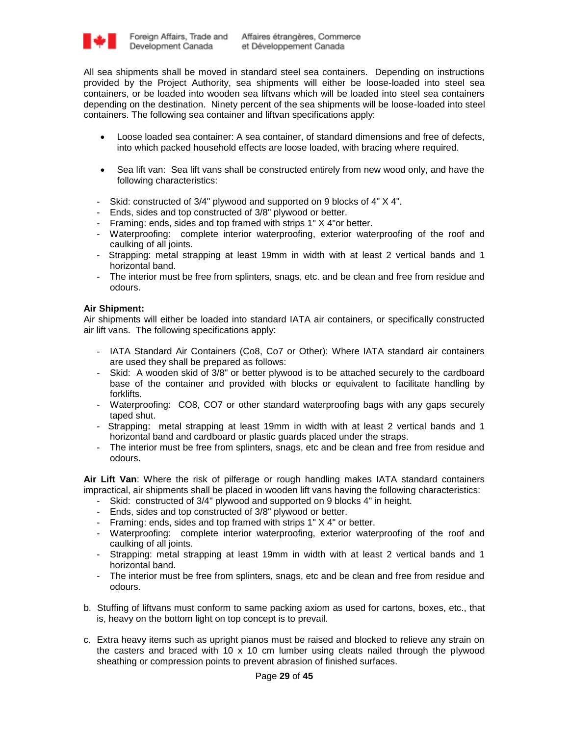All sea shipments shall be moved in standard steel sea containers. Depending on instructions provided by the Project Authority, sea shipments will either be loose-loaded into steel sea containers, or be loaded into wooden sea liftvans which will be loaded into steel sea containers depending on the destination. Ninety percent of the sea shipments will be loose-loaded into steel containers. The following sea container and liftvan specifications apply:

- Loose loaded sea container: A sea container, of standard dimensions and free of defects, into which packed household effects are loose loaded, with bracing where required.

- Sea lift van: Sea lift vans shall be constructed entirely from new wood only, and have the following characteristics:

- Skid: constructed of 3/4" plywood and supported on 9 blocks of 4" X 4".
- Ends, sides and top constructed of 3/8" plywood or better.
- Framing: ends, sides and top framed with strips 1" X 4"or better.
- Waterproofing: complete interior waterproofing, exterior waterproofing of the roof and caulking of all joints.
- Strapping: metal strapping at least 19mm in width with at least 2 vertical bands and 1 horizontal band.
- The interior must be free from splinters, snags, etc. and be clean and free from residue and odours.

**Air Shipment:**
Air shipments will either be loaded into standard IATA air containers, or specifically constructed air lift vans. The following specifications apply:

- IATA Standard Air Containers (Co8, Co7 or Other): Where IATA standard air containers are used they shall be prepared as follows:
- Skid: A wooden skid of 3/8" or better plywood is to be attached securely to the cardboard base of the container and provided with blocks or equivalent to facilitate handling by forklifts.
- Waterproofing: CO8, CO7 or other standard waterproofing bags with any gaps securely taped shut.
- Strapping: metal strapping at least 19mm in width with at least 2 vertical bands and 1 horizontal band and cardboard or plastic guards placed under the straps.
- The interior must be free from splinters, snags, etc and be clean and free from residue and odours.

**Air Lift Van**: Where the risk of pilferage or rough handling makes IATA standard containers impractical, air shipments shall be placed in wooden lift vans having the following characteristics:

- Skid: constructed of 3/4" plywood and supported on 9 blocks 4" in height.
- Ends, sides and top constructed of 3/8" plywood or better.
- Framing: ends, sides and top framed with strips 1" X 4" or better.
- Waterproofing: complete interior waterproofing, exterior waterproofing of the roof and caulking of all joints.
- Strapping: metal strapping at least 19mm in width with at least 2 vertical bands and 1 horizontal band.
- The interior must be free from splinters, snags, etc and be clean and free from residue and odours.

b. Stuffing of liftvans must conform to same packing axiom as used for cartons, boxes, etc., that is, heavy on the bottom light on top concept is to prevail.

c. Extra heavy items such as upright pianos must be raised and blocked to relieve any strain on the casters and braced with 10 x 10 cm lumber using cleats nailed through the plywood sheathing or compression points to prevent abrasion of finished surfaces.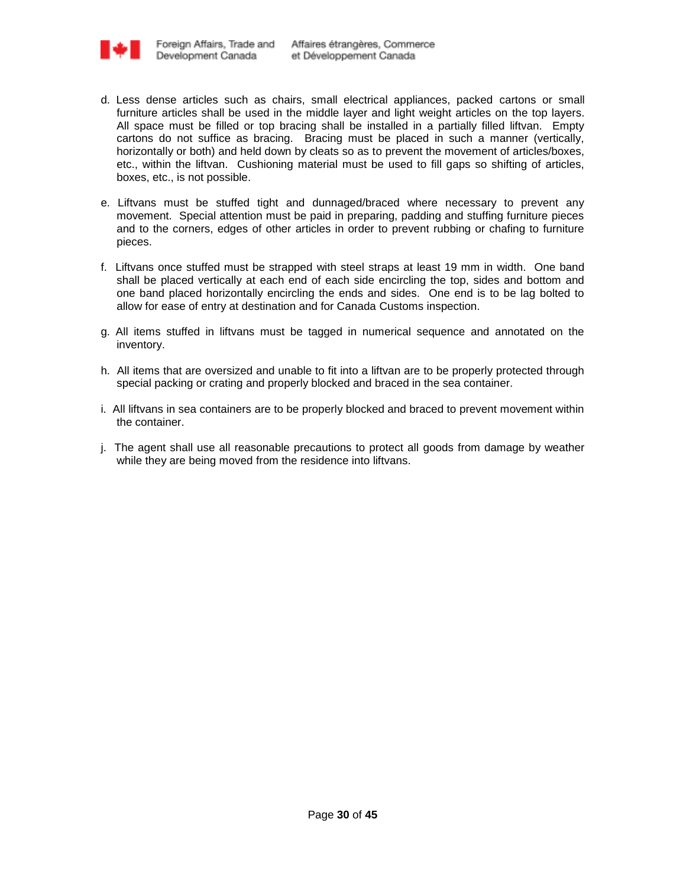d. Less dense articles such as chairs, small electrical appliances, packed cartons or small furniture articles shall be used in the middle layer and light weight articles on the top layers. All space must be filled or top bracing shall be installed in a partially filled liftvan. Empty cartons do not suffice as bracing. Bracing must be placed in such a manner (vertically, horizontally or both) and held down by cleats so as to prevent the movement of articles/boxes, etc., within the liftvan. Cushioning material must be used to fill gaps so shifting of articles, boxes, etc., is not possible.

e. Liftvans must be stuffed tight and dunnaged/braced where necessary to prevent any movement. Special attention must be paid in preparing, padding and stuffing furniture pieces and to the corners, edges of other articles in order to prevent rubbing or chafing to furniture pieces.

f. Liftvans once stuffed must be strapped with steel straps at least 19 mm in width. One band shall be placed vertically at each end of each side encircling the top, sides and bottom and one band placed horizontally encircling the ends and sides. One end is to be lag bolted to allow for ease of entry at destination and for Canada Customs inspection.

g. All items stuffed in liftvans must be tagged in numerical sequence and annotated on the inventory.

h. All items that are oversized and unable to fit into a liftvan are to be properly protected through special packing or crating and properly blocked and braced in the sea container.

i. All liftvans in sea containers are to be properly blocked and braced to prevent movement within the container.

j. The agent shall use all reasonable precautions to protect all goods from damage by weather while they are being moved from the residence into liftvans.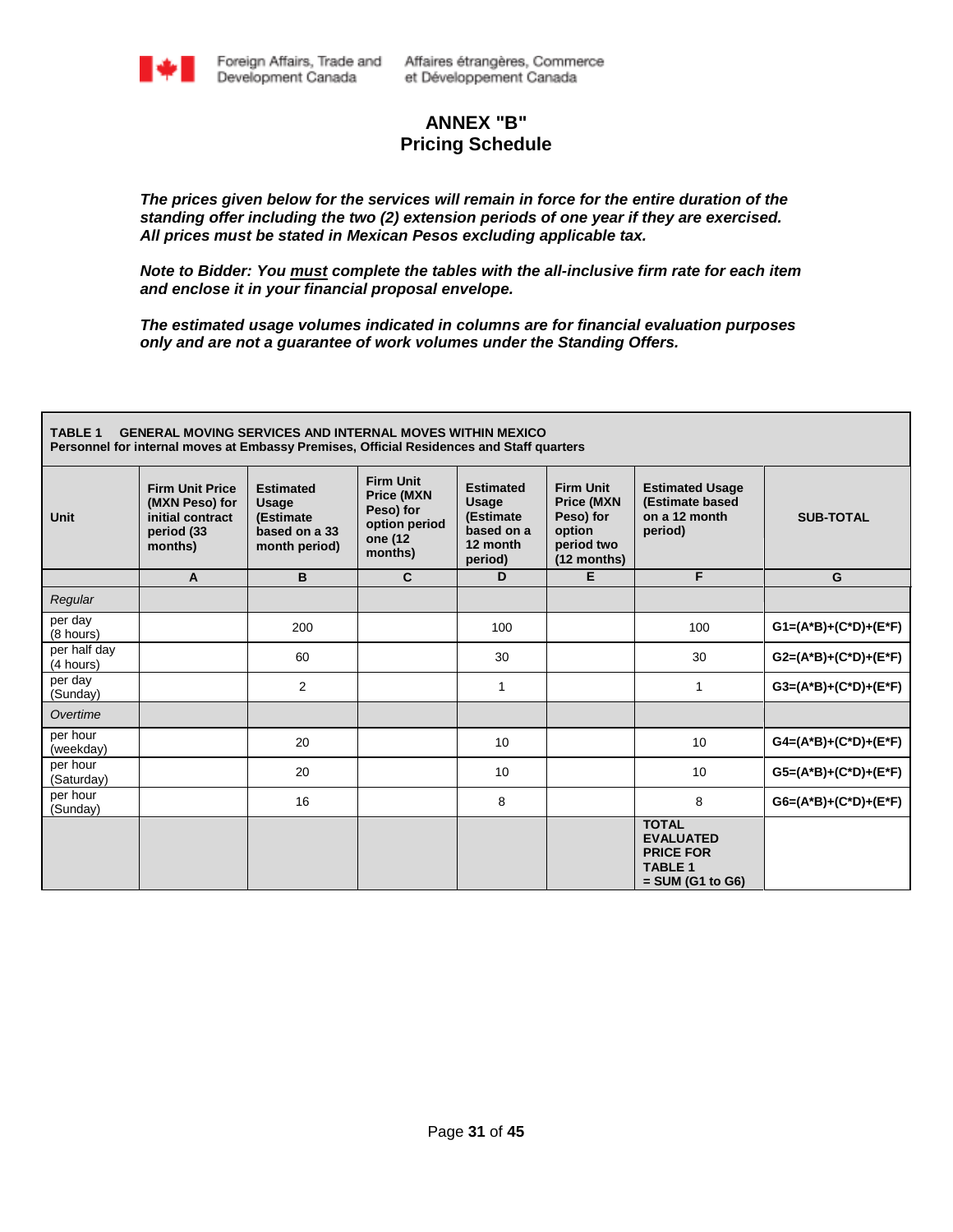# ANNEX "B"
# Pricing Schedule

***The prices given below for the services will remain in force for the entire duration of the standing offer including the two (2) extension periods of one year if they are exercised. All prices must be stated in Mexican Pesos excluding applicable tax.***

***Note to Bidder: You <u>must</u> complete the tables with the all-inclusive firm rate for each item and enclose it in your financial proposal envelope.***

***The estimated usage volumes indicated in columns are for financial evaluation purposes only and are not a guarantee of work volumes under the Standing Offers.***

**TABLE 1 GENERAL MOVING SERVICES AND INTERNAL MOVES WITHIN MEXICO**
**Personnel for internal moves at Embassy Premises, Official Residences and Staff quarters**

| Unit | Firm Unit Price (MXN Peso) for initial contract period (33 months) | Estimated Usage (Estimate based on a 33 month period) | Firm Unit Price (MXN Peso) for option period one (12 months) | Estimated Usage (Estimate based on a 12 month period) | Firm Unit Price (MXN Peso) for option period two (12 months) | Estimated Usage (Estimate based on a 12 month period) | SUB-TOTAL |
|---|---|---|---|---|---|---|---|
| | **A** | **B** | **C** | **D** | **E** | **F** | **G** |
| *Regular* | | | | | | | |
| per day (8 hours) | | 200 | | 100 | | 100 | **G1=(A\*B)+(C\*D)+(E\*F)** |
| per half day (4 hours) | | 60 | | 30 | | 30 | **G2=(A\*B)+(C\*D)+(E\*F)** |
| per day (Sunday) | | 2 | | 1 | | 1 | **G3=(A\*B)+(C\*D)+(E\*F)** |
| *Overtime* | | | | | | | |
| per hour (weekday) | | 20 | | 10 | | 10 | **G4=(A\*B)+(C\*D)+(E\*F)** |
| per hour (Saturday) | | 20 | | 10 | | 10 | **G5=(A\*B)+(C\*D)+(E\*F)** |
| per hour (Sunday) | | 16 | | 8 | | 8 | **G6=(A\*B)+(C\*D)+(E\*F)** |
| | | | | | | **TOTAL EVALUATED PRICE FOR TABLE 1 = SUM (G1 to G6)** | |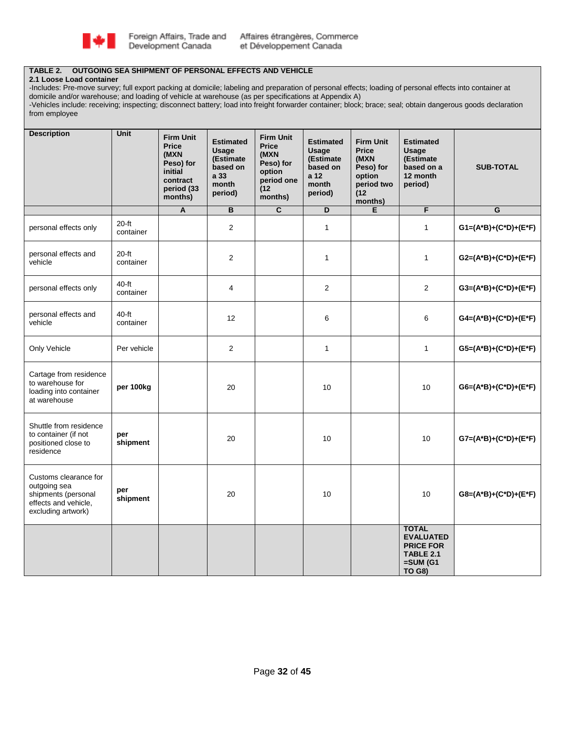## TABLE 2. OUTGOING SEA SHIPMENT OF PERSONAL EFFECTS AND VEHICLE

**2.1 Loose Load container**

-Includes: Pre-move survey; full export packing at domicile; labeling and preparation of personal effects; loading of personal effects into container at domicile and/or warehouse; and loading of vehicle at warehouse (as per specifications at Appendix A)

-Vehicles include: receiving; inspecting; disconnect battery; load into freight forwarder container; block; brace; seal; obtain dangerous goods declaration from employee

| Description | Unit | Firm Unit Price (MXN Peso) for initial contract period (33 months) | Estimated Usage (Estimate based on a 33 month period) | Firm Unit Price (MXN Peso) for option period one (12 months) | Estimated Usage (Estimate based on a 12 month period) | Firm Unit Price (MXN Peso) for option period two (12 months) | Estimated Usage (Estimate based on a 12 month period) | SUB-TOTAL |
|---|---|---|---|---|---|---|---|---|
| | | A | B | C | D | E | F | G |
| personal effects only | 20-ft container | | 2 | | 1 | | 1 | **G1=(A*B)+(C*D)+(E*F)** |
| personal effects and vehicle | 20-ft container | | 2 | | 1 | | 1 | **G2=(A*B)+(C*D)+(E*F)** |
| personal effects only | 40-ft container | | 4 | | 2 | | 2 | **G3=(A*B)+(C*D)+(E*F)** |
| personal effects and vehicle | 40-ft container | | 12 | | 6 | | 6 | **G4=(A*B)+(C*D)+(E*F)** |
| Only Vehicle | Per vehicle | | 2 | | 1 | | 1 | **G5=(A*B)+(C*D)+(E*F)** |
| Cartage from residence to warehouse for loading into container at warehouse | **per 100kg** | | 20 | | 10 | | 10 | **G6=(A*B)+(C*D)+(E*F)** |
| Shuttle from residence to container (if not positioned close to residence | **per shipment** | | 20 | | 10 | | 10 | **G7=(A*B)+(C*D)+(E*F)** |
| Customs clearance for outgoing sea shipments (personal effects and vehicle, excluding artwork) | **per shipment** | | 20 | | 10 | | 10 | **G8=(A*B)+(C*D)+(E*F)** |
| | | | | | | | **TOTAL EVALUATED PRICE FOR TABLE 2.1 =SUM (G1 TO G8)** | |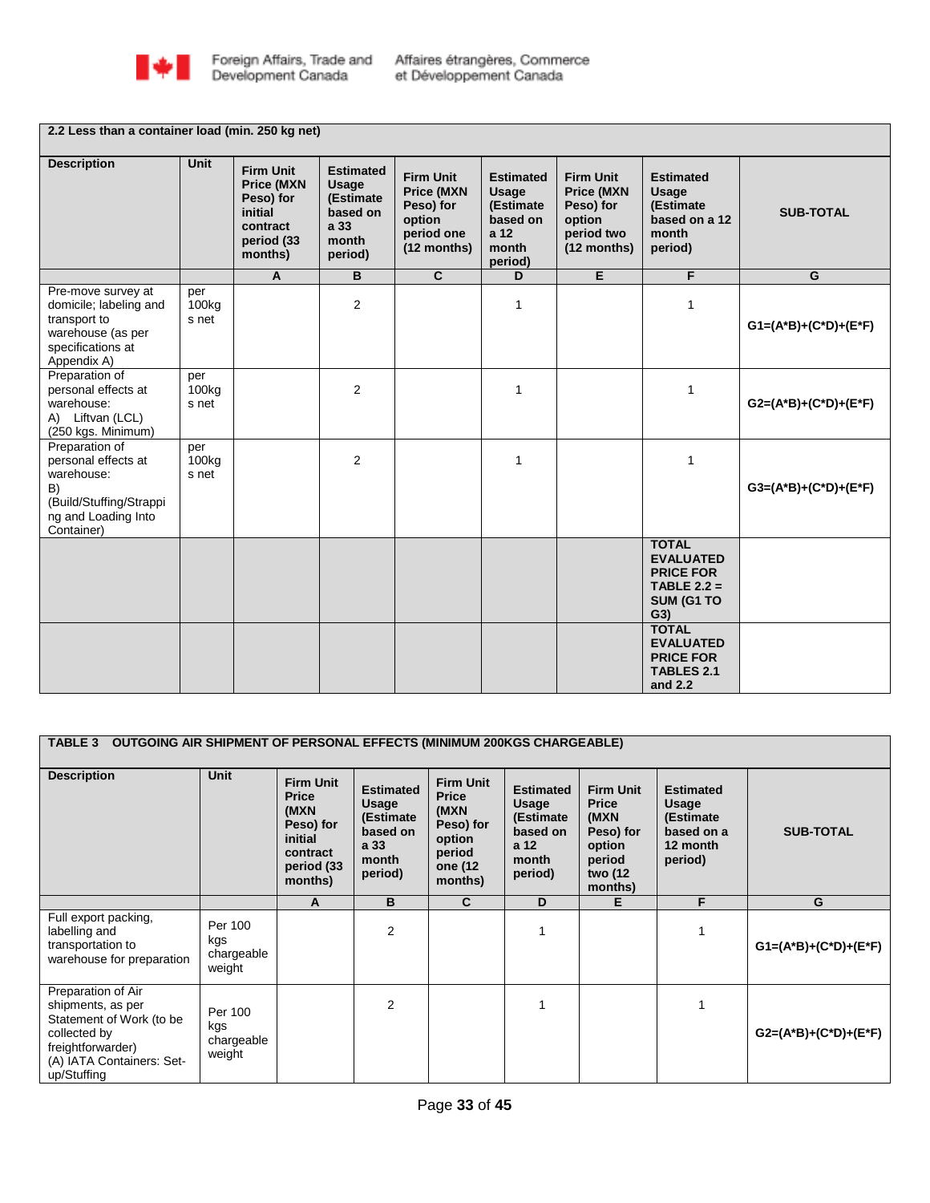| 2.2 Less than a container load (min. 250 kg net) | | | | | | | | |
|---|---|---|---|---|---|---|---|---|
| **Description** | **Unit** | **Firm Unit Price (MXN Peso) for initial contract period (33 months)** | **Estimated Usage (Estimate based on a 33 month period)** | **Firm Unit Price (MXN Peso) for option period one (12 months)** | **Estimated Usage (Estimate based on a 12 month period)** | **Firm Unit Price (MXN Peso) for option period two (12 months)** | **Estimated Usage (Estimate based on a 12 month period)** | **SUB-TOTAL** |
| | | **A** | **B** | **C** | **D** | **E** | **F** | **G** |
| Pre-move survey at domicile; labeling and transport to warehouse (as per specifications at Appendix A) | per 100kgs net | | 2 | | 1 | | 1 | **G1=(A\*B)+(C\*D)+(E\*F)** |
| Preparation of personal effects at warehouse: A) Liftvan (LCL) (250 kgs. Minimum) | per 100kgs net | | 2 | | 1 | | 1 | **G2=(A\*B)+(C\*D)+(E\*F)** |
| Preparation of personal effects at warehouse: B) (Build/Stuffing/Strapping and Loading Into Container) | per 100kgs net | | 2 | | 1 | | 1 | **G3=(A\*B)+(C\*D)+(E\*F)** |
| | | | | | | | **TOTAL EVALUATED PRICE FOR TABLE 2.2 = SUM (G1 TO G3)** | |
| | | | | | | | **TOTAL EVALUATED PRICE FOR TABLES 2.1 and 2.2** | |

| TABLE 3 OUTGOING AIR SHIPMENT OF PERSONAL EFFECTS (MINIMUM 200KGS CHARGEABLE) | | | | | | | | |
|---|---|---|---|---|---|---|---|---|
| **Description** | **Unit** | **Firm Unit Price (MXN Peso) for initial contract period (33 months)** | **Estimated Usage (Estimate based on a 33 month period)** | **Firm Unit Price (MXN Peso) for option period one (12 months)** | **Estimated Usage (Estimate based on a 12 month period)** | **Firm Unit Price (MXN Peso) for option period two (12 months)** | **Estimated Usage (Estimate based on a 12 month period)** | **SUB-TOTAL** |
| | | **A** | **B** | **C** | **D** | **E** | **F** | **G** |
| Full export packing, labelling and transportation to warehouse for preparation | Per 100 kgs chargeable weight | | 2 | | 1 | | 1 | **G1=(A\*B)+(C\*D)+(E\*F)** |
| Preparation of Air shipments, as per Statement of Work (to be collected by freightforwarder) (A) IATA Containers: Set-up/Stuffing | Per 100 kgs chargeable weight | | 2 | | 1 | | 1 | **G2=(A\*B)+(C\*D)+(E\*F)** |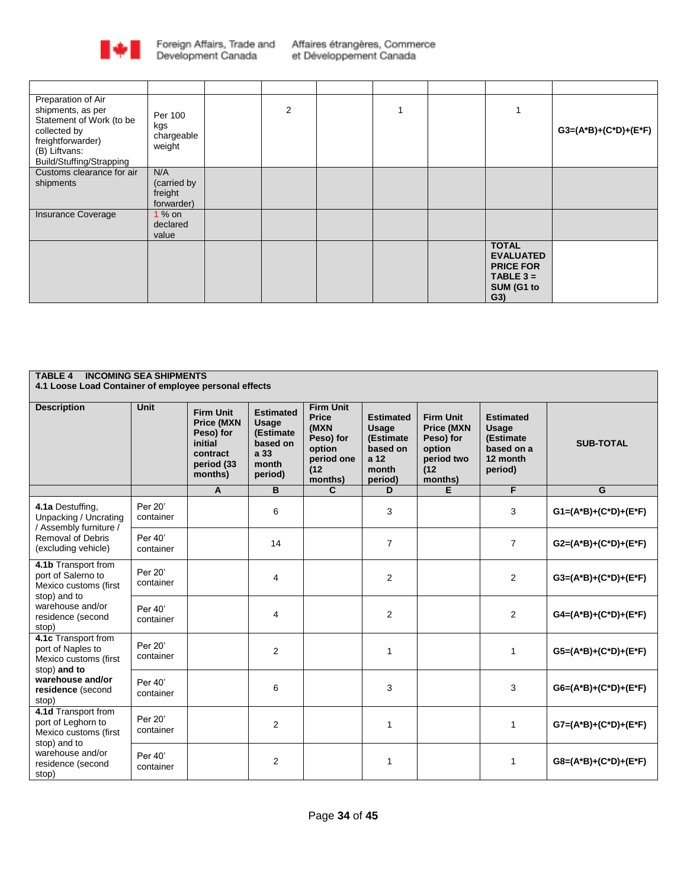| | | | | | | | | |
|---|---|---|---|---|---|---|---|---|
| Preparation of Air shipments, as per Statement of Work (to be collected by freightforwarder) (B) Liftvans: Build/Stuffing/Strapping | Per 100 kgs chargeable weight | | 2 | | 1 | | 1 | G3=(A*B)+(C*D)+(E*F) |
| Customs clearance for air shipments | N/A (carried by freight forwarder) | | | | | | | |
| Insurance Coverage | 1 % on declared value | | | | | | | |
| | | | | | | | TOTAL EVALUATED PRICE FOR TABLE 3 = SUM (G1 to G3) | |

| TABLE 4 INCOMING SEA SHIPMENTS<br>4.1 Loose Load Container of employee personal effects | | | | | | | | |
|---|---|---|---|---|---|---|---|---|
| **Description** | **Unit** | **Firm Unit Price (MXN Peso) for initial contract period (33 months)** | **Estimated Usage (Estimate based on a 33 month period)** | **Firm Unit Price (MXN Peso) for option period one (12 months)** | **Estimated Usage (Estimate based on a 12 month period)** | **Firm Unit Price (MXN Peso) for option period two (12 months)** | **Estimated Usage (Estimate based on a 12 month period)** | **SUB-TOTAL** |
| | | **A** | **B** | **C** | **D** | **E** | **F** | **G** |
| **4.1a** Destuffing, Unpacking / Uncrating / Assembly furniture / Removal of Debris (excluding vehicle) | Per 20' container | | 6 | | 3 | | 3 | **G1=(A*B)+(C*D)+(E*F)** |
| | Per 40' container | | 14 | | 7 | | 7 | **G2=(A*B)+(C*D)+(E*F)** |
| **4.1b** Transport from port of Salerno to Mexico customs (first stop) and to warehouse and/or residence (second stop) | Per 20' container | | 4 | | 2 | | 2 | **G3=(A*B)+(C*D)+(E*F)** |
| | Per 40' container | | 4 | | 2 | | 2 | **G4=(A*B)+(C*D)+(E*F)** |
| **4.1c** Transport from port of Naples to Mexico customs (first stop) **and to warehouse and/or residence** (second stop) | Per 20' container | | 2 | | 1 | | 1 | **G5=(A*B)+(C*D)+(E*F)** |
| | Per 40' container | | 6 | | 3 | | 3 | **G6=(A*B)+(C*D)+(E*F)** |
| **4.1d** Transport from port of Leghorn to Mexico customs (first stop) and to warehouse and/or residence (second stop) | Per 20' container | | 2 | | 1 | | 1 | **G7=(A*B)+(C*D)+(E*F)** |
| | Per 40' container | | 2 | | 1 | | 1 | **G8=(A*B)+(C*D)+(E*F)** |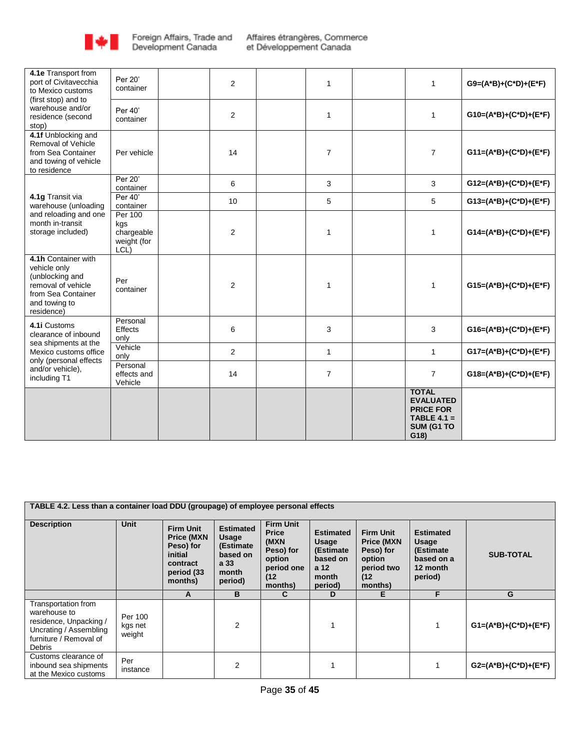| | | | | | | | | |
|---|---|---|---|---|---|---|---|---|
| **4.1e** Transport from port of Civitavecchia to Mexico customs (first stop) and to warehouse and/or residence (second stop) | Per 20' container | | 2 | | 1 | | 1 | **G9=(A*B)+(C*D)+(E*F)** |
| | Per 40' container | | 2 | | 1 | | 1 | **G10=(A*B)+(C*D)+(E*F)** |
| **4.1f** Unblocking and Removal of Vehicle from Sea Container and towing of vehicle to residence | Per vehicle | | 14 | | 7 | | 7 | **G11=(A*B)+(C*D)+(E*F)** |
| **4.1g** Transit via warehouse (unloading and reloading and one month in-transit storage included) | Per 20' container | | 6 | | 3 | | 3 | **G12=(A*B)+(C*D)+(E*F)** |
| | Per 40' container | | 10 | | 5 | | 5 | **G13=(A*B)+(C*D)+(E*F)** |
| | Per 100 kgs chargeable weight (for LCL) | | 2 | | 1 | | 1 | **G14=(A*B)+(C*D)+(E*F)** |
| **4.1h** Container with vehicle only (unblocking and removal of vehicle from Sea Container and towing to residence) | Per container | | 2 | | 1 | | 1 | **G15=(A*B)+(C*D)+(E*F)** |
| **4.1i** Customs clearance of inbound sea shipments at the Mexico customs office only (personal effects and/or vehicle), including T1 | Personal Effects only | | 6 | | 3 | | 3 | **G16=(A*B)+(C*D)+(E*F)** |
| | Vehicle only | | 2 | | 1 | | 1 | **G17=(A*B)+(C*D)+(E*F)** |
| | Personal effects and Vehicle | | 14 | | 7 | | 7 | **G18=(A*B)+(C*D)+(E*F)** |
| | | | | | | | **TOTAL EVALUATED PRICE FOR TABLE 4.1 = SUM (G1 TO G18)** | |

| **TABLE 4.2. Less than a container load DDU (groupage) of employee personal effects** | | | | | | | | |
|---|---|---|---|---|---|---|---|---|
| **Description** | **Unit** | **Firm Unit Price (MXN Peso) for initial contract period (33 months)** | **Estimated Usage (Estimate based on a 33 month period)** | **Firm Unit Price (MXN Peso) for option period one (12 months)** | **Estimated Usage (Estimate based on a 12 month period)** | **Firm Unit Price (MXN Peso) for option period two (12 months)** | **Estimated Usage (Estimate based on a 12 month period)** | **SUB-TOTAL** |
| | | **A** | **B** | **C** | **D** | **E** | **F** | **G** |
| Transportation from warehouse to residence, Unpacking / Uncrating / Assembling furniture / Removal of Debris | Per 100 kgs net weight | | 2 | | 1 | | 1 | **G1=(A*B)+(C*D)+(E*F)** |
| Customs clearance of inbound sea shipments at the Mexico customs | Per instance | | 2 | | 1 | | 1 | **G2=(A*B)+(C*D)+(E*F)** |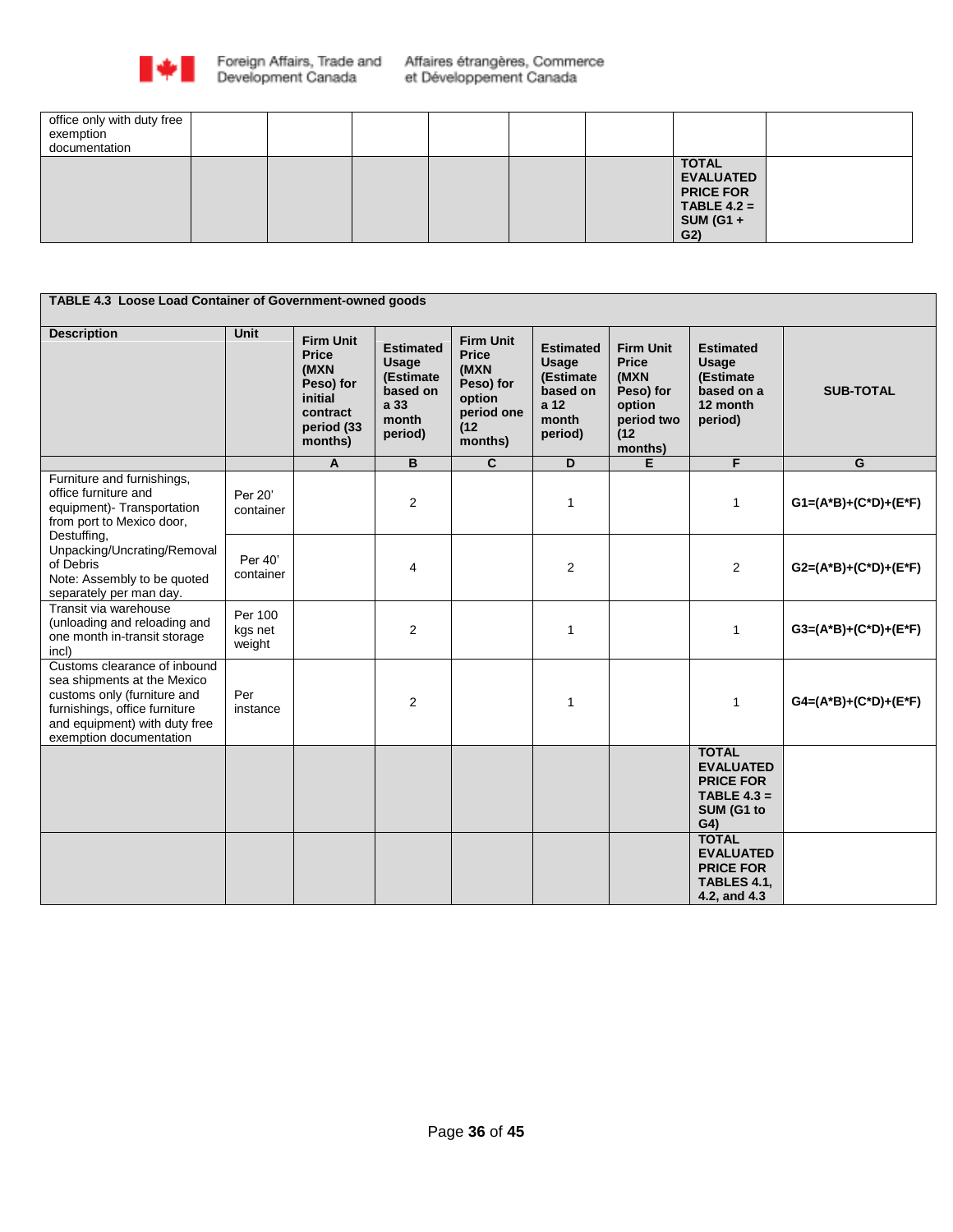| | | | | | | | | |
|---|---|---|---|---|---|---|---|---|
| office only with duty free exemption documentation | | | | | | | | |
| | | | | | | | **TOTAL EVALUATED PRICE FOR TABLE 4.2 = SUM (G1 + G2)** | |

| **TABLE 4.3 Loose Load Container of Government-owned goods** | | | | | | | | |
|---|---|---|---|---|---|---|---|---|
| **Description** | **Unit** | **Firm Unit Price (MXN Peso) for initial contract period (33 months)** | **Estimated Usage (Estimate based on a 33 month period)** | **Firm Unit Price (MXN Peso) for option period one (12 months)** | **Estimated Usage (Estimate based on a 12 month period)** | **Firm Unit Price (MXN Peso) for option period two (12 months)** | **Estimated Usage (Estimate based on a 12 month period)** | **SUB-TOTAL** |
| | | **A** | **B** | **C** | **D** | **E** | **F** | **G** |
| Furniture and furnishings, office furniture and equipment)- Transportation from port to Mexico door, Destuffing, Unpacking/Uncrating/Removal of Debris<br>Note: Assembly to be quoted separately per man day. | Per 20' container | | 2 | | 1 | | 1 | **G1=(A*B)+(C*D)+(E*F)** |
| | Per 40' container | | 4 | | 2 | | 2 | **G2=(A*B)+(C*D)+(E*F)** |
| Transit via warehouse (unloading and reloading and one month in-transit storage incl) | Per 100 kgs net weight | | 2 | | 1 | | 1 | **G3=(A*B)+(C*D)+(E*F)** |
| Customs clearance of inbound sea shipments at the Mexico customs only (furniture and furnishings, office furniture and equipment) with duty free exemption documentation | Per instance | | 2 | | 1 | | 1 | **G4=(A*B)+(C*D)+(E*F)** |
| | | | | | | | **TOTAL EVALUATED PRICE FOR TABLE 4.3 = SUM (G1 to G4)** | |
| | | | | | | | **TOTAL EVALUATED PRICE FOR TABLES 4.1, 4.2, and 4.3** | |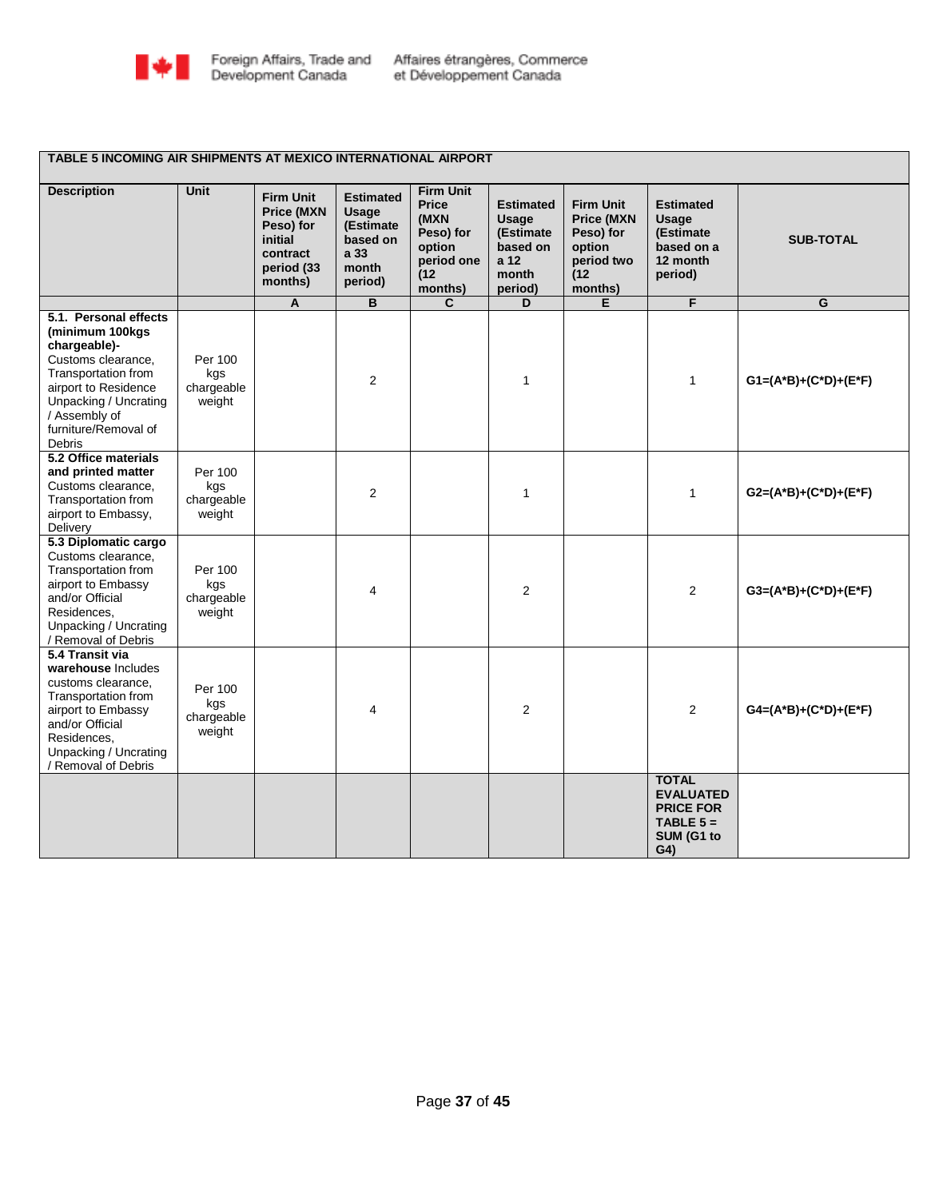| TABLE 5 INCOMING AIR SHIPMENTS AT MEXICO INTERNATIONAL AIRPORT | | | | | | | | |
|---|---|---|---|---|---|---|---|---|
| **Description** | **Unit** | **Firm Unit Price (MXN Peso) for initial contract period (33 months)** | **Estimated Usage (Estimate based on a 33 month period)** | **Firm Unit Price (MXN Peso) for option period one (12 months)** | **Estimated Usage (Estimate based on a 12 month period)** | **Firm Unit Price (MXN Peso) for option period two (12 months)** | **Estimated Usage (Estimate based on a 12 month period)** | **SUB-TOTAL** |
| | | **A** | **B** | **C** | **D** | **E** | **F** | **G** |
| **5.1. Personal effects (minimum 100kgs chargeable)-** Customs clearance, Transportation from airport to Residence Unpacking / Uncrating / Assembly of furniture/Removal of Debris | Per 100 kgs chargeable weight | | 2 | | 1 | | 1 | **G1=(A*B)+(C*D)+(E*F)** |
| **5.2 Office materials and printed matter** Customs clearance, Transportation from airport to Embassy, Delivery | Per 100 kgs chargeable weight | | 2 | | 1 | | 1 | **G2=(A*B)+(C*D)+(E*F)** |
| **5.3 Diplomatic cargo** Customs clearance, Transportation from airport to Embassy and/or Official Residences, Unpacking / Uncrating / Removal of Debris | Per 100 kgs chargeable weight | | 4 | | 2 | | 2 | **G3=(A*B)+(C*D)+(E*F)** |
| **5.4 Transit via warehouse** Includes customs clearance, Transportation from airport to Embassy and/or Official Residences, Unpacking / Uncrating / Removal of Debris | Per 100 kgs chargeable weight | | 4 | | 2 | | 2 | **G4=(A*B)+(C*D)+(E*F)** |
| | | | | | | | **TOTAL EVALUATED PRICE FOR TABLE 5 = SUM (G1 to G4)** | |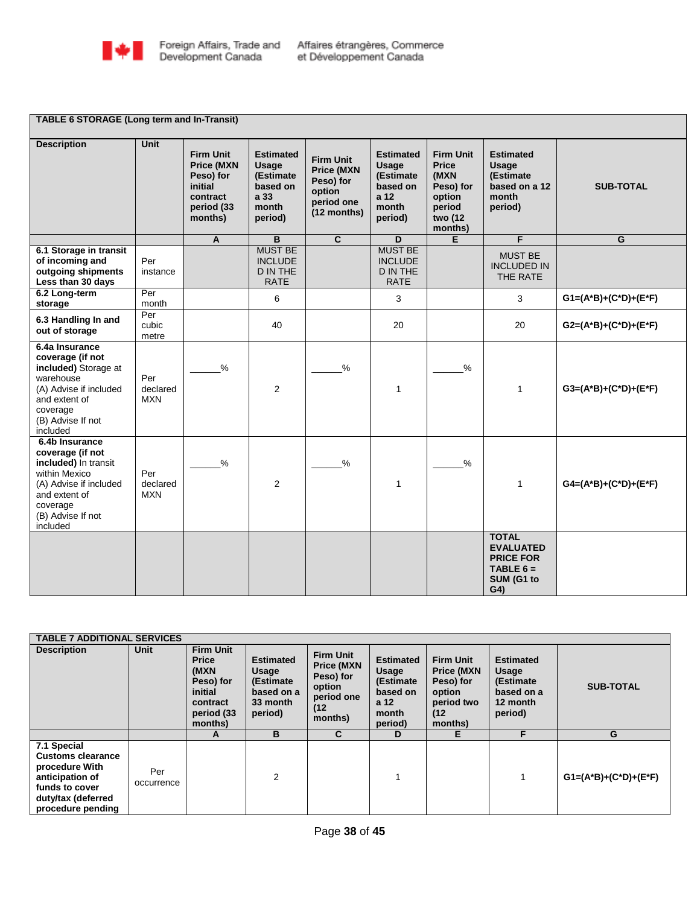Foreign Affairs, Trade and Development Canada / Affaires étrangères, Commerce et Développement Canada

| **TABLE 6 STORAGE (Long term and In-Transit)** | | | | | | | | |
|---|---|---|---|---|---|---|---|---|
| **Description** | **Unit** | **Firm Unit Price (MXN Peso) for initial contract period (33 months)** | **Estimated Usage (Estimate based on a 33 month period)** | **Firm Unit Price (MXN Peso) for option period one (12 months)** | **Estimated Usage (Estimate based on a 12 month period)** | **Firm Unit Price (MXN Peso) for option period two (12 months)** | **Estimated Usage (Estimate based on a 12 month period)** | **SUB-TOTAL** |
| | | **A** | **B** | **C** | **D** | **E** | **F** | **G** |
| **6.1 Storage in transit of incoming and outgoing shipments Less than 30 days** | Per instance | | MUST BE INCLUDE D IN THE RATE | | MUST BE INCLUDE D IN THE RATE | | MUST BE INCLUDED IN THE RATE | |
| **6.2 Long-term storage** | Per month | | 6 | | 3 | | 3 | **G1=(A*B)+(C*D)+(E*F)** |
| **6.3 Handling In and out of storage** | Per cubic metre | | 40 | | 20 | | 20 | **G2=(A*B)+(C*D)+(E*F)** |
| **6.4a Insurance coverage (if not included)** Storage at warehouse (A) Advise if included and extent of coverage (B) Advise If not included | Per declared MXN | ______% | 2 | ______% | 1 | ______% | 1 | **G3=(A*B)+(C*D)+(E*F)** |
| **6.4b Insurance coverage (if not included)** In transit within Mexico (A) Advise if included and extent of coverage (B) Advise If not included | Per declared MXN | ______% | 2 | ______% | 1 | ______% | 1 | **G4=(A*B)+(C*D)+(E*F)** |
| | | | | | | | **TOTAL EVALUATED PRICE FOR TABLE 6 = SUM (G1 to G4)** | |

| **TABLE 7 ADDITIONAL SERVICES** | | | | | | | | |
|---|---|---|---|---|---|---|---|---|
| **Description** | **Unit** | **Firm Unit Price (MXN Peso) for initial contract period (33 months)** | **Estimated Usage (Estimate based on a 33 month period)** | **Firm Unit Price (MXN Peso) for option period one (12 months)** | **Estimated Usage (Estimate based on a 12 month period)** | **Firm Unit Price (MXN Peso) for option period two (12 months)** | **Estimated Usage (Estimate based on a 12 month period)** | **SUB-TOTAL** |
| | | **A** | **B** | **C** | **D** | **E** | **F** | **G** |
| **7.1 Special Customs clearance procedure With anticipation of funds to cover duty/tax (deferred procedure pending** | Per occurrence | | 2 | | 1 | | 1 | **G1=(A*B)+(C*D)+(E*F)** |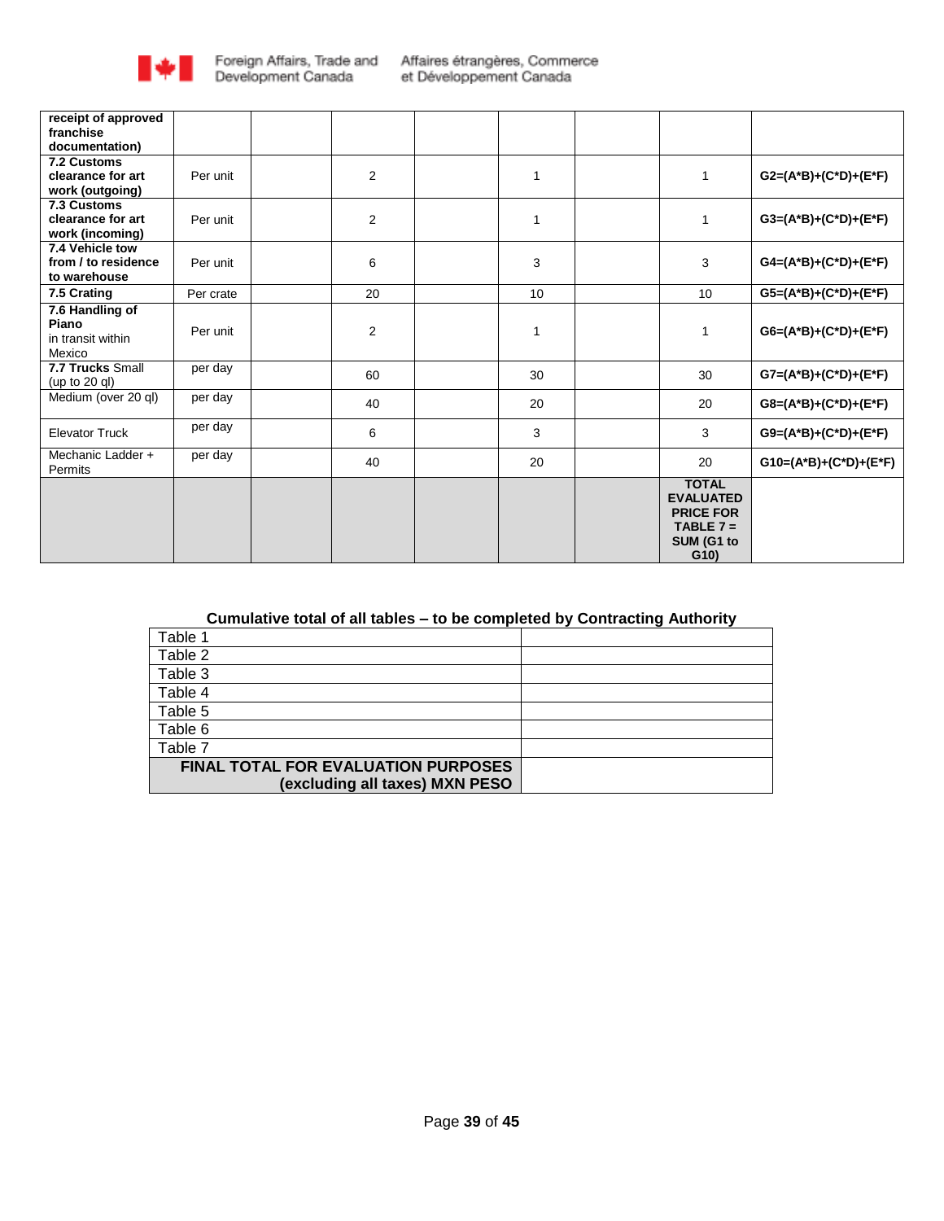| receipt of approved franchise documentation) | | | | | | | | |
|---|---|---|---|---|---|---|---|---|
| **7.2 Customs clearance for art work (outgoing)** | Per unit | | 2 | | 1 | | 1 | **G2=(A*B)+(C*D)+(E*F)** |
| **7.3 Customs clearance for art work (incoming)** | Per unit | | 2 | | 1 | | 1 | **G3=(A*B)+(C*D)+(E*F)** |
| **7.4 Vehicle tow from / to residence to warehouse** | Per unit | | 6 | | 3 | | 3 | **G4=(A*B)+(C*D)+(E*F)** |
| **7.5 Crating** | Per crate | | 20 | | 10 | | 10 | **G5=(A*B)+(C*D)+(E*F)** |
| **7.6 Handling of Piano** in transit within Mexico | Per unit | | 2 | | 1 | | 1 | **G6=(A*B)+(C*D)+(E*F)** |
| **7.7 Trucks** Small (up to 20 ql) | per day | | 60 | | 30 | | 30 | **G7=(A*B)+(C*D)+(E*F)** |
| Medium (over 20 ql) | per day | | 40 | | 20 | | 20 | **G8=(A*B)+(C*D)+(E*F)** |
| Elevator Truck | per day | | 6 | | 3 | | 3 | **G9=(A*B)+(C*D)+(E*F)** |
| Mechanic Ladder + Permits | per day | | 40 | | 20 | | 20 | **G10=(A*B)+(C*D)+(E*F)** |
| | | | | | | | **TOTAL EVALUATED PRICE FOR TABLE 7 = SUM (G1 to G10)** | |

**Cumulative total of all tables – to be completed by Contracting Authority**

| Table | |
|---|---|
| Table 1 | |
| Table 2 | |
| Table 3 | |
| Table 4 | |
| Table 5 | |
| Table 6 | |
| Table 7 | |
| **FINAL TOTAL FOR EVALUATION PURPOSES (excluding all taxes) MXN PESO** | |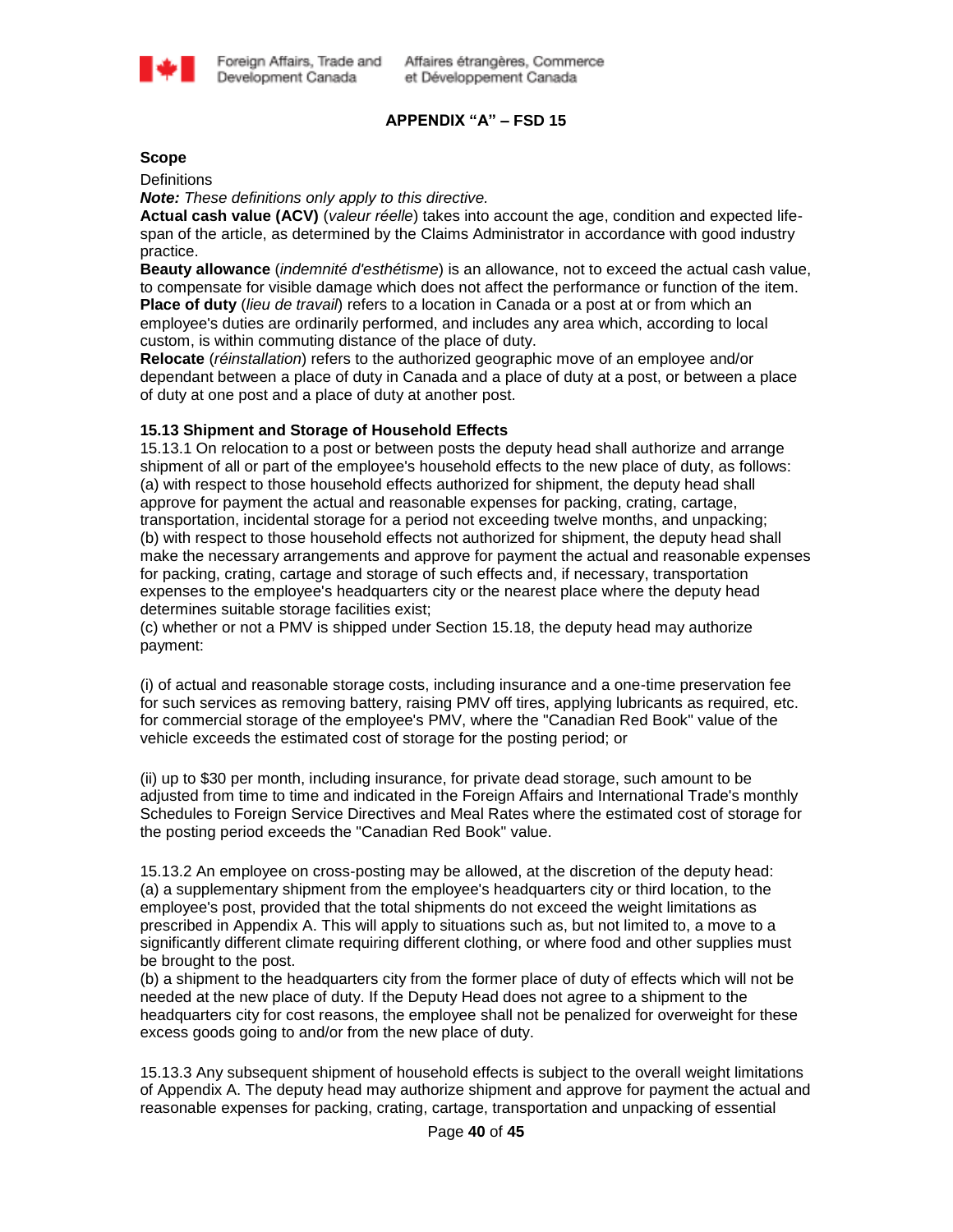## APPENDIX "A" – FSD 15

**Scope**

Definitions

***Note:*** *These definitions only apply to this directive.*

**Actual cash value (ACV)** (*valeur réelle*) takes into account the age, condition and expected life-span of the article, as determined by the Claims Administrator in accordance with good industry practice.

**Beauty allowance** (*indemnité d'esthétisme*) is an allowance, not to exceed the actual cash value, to compensate for visible damage which does not affect the performance or function of the item.

**Place of duty** (*lieu de travail*) refers to a location in Canada or a post at or from which an employee's duties are ordinarily performed, and includes any area which, according to local custom, is within commuting distance of the place of duty.

**Relocate** (*réinstallation*) refers to the authorized geographic move of an employee and/or dependant between a place of duty in Canada and a place of duty at a post, or between a place of duty at one post and a place of duty at another post.

**15.13 Shipment and Storage of Household Effects**

15.13.1 On relocation to a post or between posts the deputy head shall authorize and arrange shipment of all or part of the employee's household effects to the new place of duty, as follows:

(a) with respect to those household effects authorized for shipment, the deputy head shall approve for payment the actual and reasonable expenses for packing, crating, cartage, transportation, incidental storage for a period not exceeding twelve months, and unpacking;

(b) with respect to those household effects not authorized for shipment, the deputy head shall make the necessary arrangements and approve for payment the actual and reasonable expenses for packing, crating, cartage and storage of such effects and, if necessary, transportation expenses to the employee's headquarters city or the nearest place where the deputy head determines suitable storage facilities exist;

(c) whether or not a PMV is shipped under Section 15.18, the deputy head may authorize payment:

(i) of actual and reasonable storage costs, including insurance and a one-time preservation fee for such services as removing battery, raising PMV off tires, applying lubricants as required, etc. for commercial storage of the employee's PMV, where the "Canadian Red Book" value of the vehicle exceeds the estimated cost of storage for the posting period; or

(ii) up to $30 per month, including insurance, for private dead storage, such amount to be adjusted from time to time and indicated in the Foreign Affairs and International Trade's monthly Schedules to Foreign Service Directives and Meal Rates where the estimated cost of storage for the posting period exceeds the "Canadian Red Book" value.

15.13.2 An employee on cross-posting may be allowed, at the discretion of the deputy head:

(a) a supplementary shipment from the employee's headquarters city or third location, to the employee's post, provided that the total shipments do not exceed the weight limitations as prescribed in Appendix A. This will apply to situations such as, but not limited to, a move to a significantly different climate requiring different clothing, or where food and other supplies must be brought to the post.

(b) a shipment to the headquarters city from the former place of duty of effects which will not be needed at the new place of duty. If the Deputy Head does not agree to a shipment to the headquarters city for cost reasons, the employee shall not be penalized for overweight for these excess goods going to and/or from the new place of duty.

15.13.3 Any subsequent shipment of household effects is subject to the overall weight limitations of Appendix A. The deputy head may authorize shipment and approve for payment the actual and reasonable expenses for packing, crating, cartage, transportation and unpacking of essential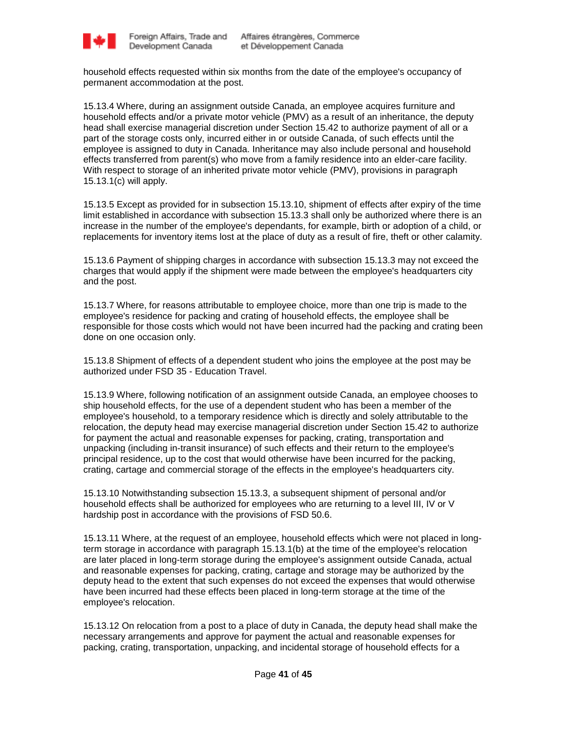household effects requested within six months from the date of the employee's occupancy of permanent accommodation at the post.

15.13.4 Where, during an assignment outside Canada, an employee acquires furniture and household effects and/or a private motor vehicle (PMV) as a result of an inheritance, the deputy head shall exercise managerial discretion under Section 15.42 to authorize payment of all or a part of the storage costs only, incurred either in or outside Canada, of such effects until the employee is assigned to duty in Canada. Inheritance may also include personal and household effects transferred from parent(s) who move from a family residence into an elder-care facility. With respect to storage of an inherited private motor vehicle (PMV), provisions in paragraph 15.13.1(c) will apply.

15.13.5 Except as provided for in subsection 15.13.10, shipment of effects after expiry of the time limit established in accordance with subsection 15.13.3 shall only be authorized where there is an increase in the number of the employee's dependants, for example, birth or adoption of a child, or replacements for inventory items lost at the place of duty as a result of fire, theft or other calamity.

15.13.6 Payment of shipping charges in accordance with subsection 15.13.3 may not exceed the charges that would apply if the shipment were made between the employee's headquarters city and the post.

15.13.7 Where, for reasons attributable to employee choice, more than one trip is made to the employee's residence for packing and crating of household effects, the employee shall be responsible for those costs which would not have been incurred had the packing and crating been done on one occasion only.

15.13.8 Shipment of effects of a dependent student who joins the employee at the post may be authorized under FSD 35 - Education Travel.

15.13.9 Where, following notification of an assignment outside Canada, an employee chooses to ship household effects, for the use of a dependent student who has been a member of the employee's household, to a temporary residence which is directly and solely attributable to the relocation, the deputy head may exercise managerial discretion under Section 15.42 to authorize for payment the actual and reasonable expenses for packing, crating, transportation and unpacking (including in-transit insurance) of such effects and their return to the employee's principal residence, up to the cost that would otherwise have been incurred for the packing, crating, cartage and commercial storage of the effects in the employee's headquarters city.

15.13.10 Notwithstanding subsection 15.13.3, a subsequent shipment of personal and/or household effects shall be authorized for employees who are returning to a level III, IV or V hardship post in accordance with the provisions of FSD 50.6.

15.13.11 Where, at the request of an employee, household effects which were not placed in long-term storage in accordance with paragraph 15.13.1(b) at the time of the employee's relocation are later placed in long-term storage during the employee's assignment outside Canada, actual and reasonable expenses for packing, crating, cartage and storage may be authorized by the deputy head to the extent that such expenses do not exceed the expenses that would otherwise have been incurred had these effects been placed in long-term storage at the time of the employee's relocation.

15.13.12 On relocation from a post to a place of duty in Canada, the deputy head shall make the necessary arrangements and approve for payment the actual and reasonable expenses for packing, crating, transportation, unpacking, and incidental storage of household effects for a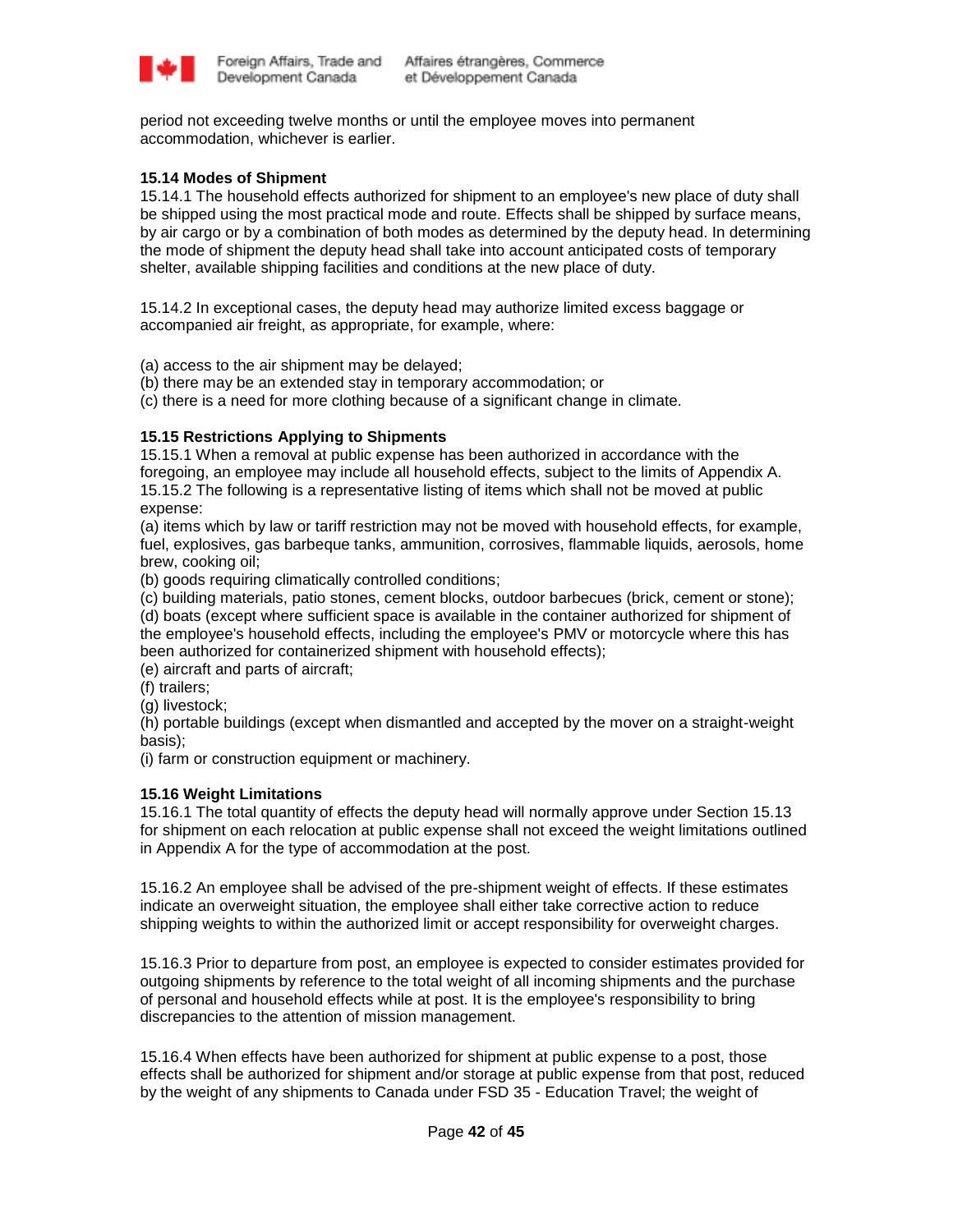period not exceeding twelve months or until the employee moves into permanent accommodation, whichever is earlier.

**15.14 Modes of Shipment**

15.14.1 The household effects authorized for shipment to an employee's new place of duty shall be shipped using the most practical mode and route. Effects shall be shipped by surface means, by air cargo or by a combination of both modes as determined by the deputy head. In determining the mode of shipment the deputy head shall take into account anticipated costs of temporary shelter, available shipping facilities and conditions at the new place of duty.

15.14.2 In exceptional cases, the deputy head may authorize limited excess baggage or accompanied air freight, as appropriate, for example, where:

(a) access to the air shipment may be delayed;
(b) there may be an extended stay in temporary accommodation; or
(c) there is a need for more clothing because of a significant change in climate.

**15.15 Restrictions Applying to Shipments**

15.15.1 When a removal at public expense has been authorized in accordance with the foregoing, an employee may include all household effects, subject to the limits of Appendix A.
15.15.2 The following is a representative listing of items which shall not be moved at public expense:
(a) items which by law or tariff restriction may not be moved with household effects, for example, fuel, explosives, gas barbeque tanks, ammunition, corrosives, flammable liquids, aerosols, home brew, cooking oil;
(b) goods requiring climatically controlled conditions;
(c) building materials, patio stones, cement blocks, outdoor barbecues (brick, cement or stone);
(d) boats (except where sufficient space is available in the container authorized for shipment of the employee's household effects, including the employee's PMV or motorcycle where this has been authorized for containerized shipment with household effects);
(e) aircraft and parts of aircraft;
(f) trailers;
(g) livestock;
(h) portable buildings (except when dismantled and accepted by the mover on a straight-weight basis);
(i) farm or construction equipment or machinery.

**15.16 Weight Limitations**

15.16.1 The total quantity of effects the deputy head will normally approve under Section 15.13 for shipment on each relocation at public expense shall not exceed the weight limitations outlined in Appendix A for the type of accommodation at the post.

15.16.2 An employee shall be advised of the pre-shipment weight of effects. If these estimates indicate an overweight situation, the employee shall either take corrective action to reduce shipping weights to within the authorized limit or accept responsibility for overweight charges.

15.16.3 Prior to departure from post, an employee is expected to consider estimates provided for outgoing shipments by reference to the total weight of all incoming shipments and the purchase of personal and household effects while at post. It is the employee's responsibility to bring discrepancies to the attention of mission management.

15.16.4 When effects have been authorized for shipment at public expense to a post, those effects shall be authorized for shipment and/or storage at public expense from that post, reduced by the weight of any shipments to Canada under FSD 35 - Education Travel; the weight of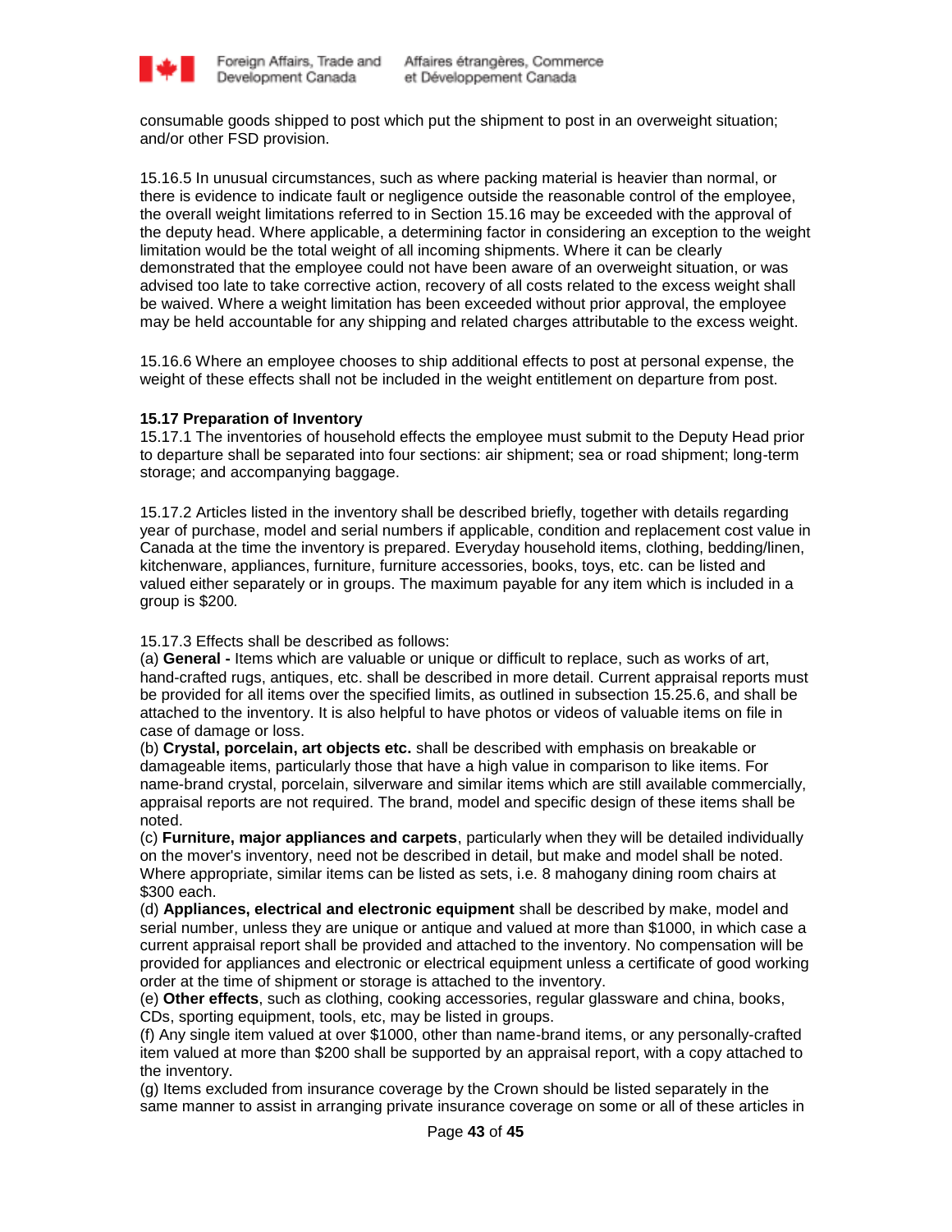consumable goods shipped to post which put the shipment to post in an overweight situation; and/or other FSD provision.

15.16.5 In unusual circumstances, such as where packing material is heavier than normal, or there is evidence to indicate fault or negligence outside the reasonable control of the employee, the overall weight limitations referred to in Section 15.16 may be exceeded with the approval of the deputy head. Where applicable, a determining factor in considering an exception to the weight limitation would be the total weight of all incoming shipments. Where it can be clearly demonstrated that the employee could not have been aware of an overweight situation, or was advised too late to take corrective action, recovery of all costs related to the excess weight shall be waived. Where a weight limitation has been exceeded without prior approval, the employee may be held accountable for any shipping and related charges attributable to the excess weight.

15.16.6 Where an employee chooses to ship additional effects to post at personal expense, the weight of these effects shall not be included in the weight entitlement on departure from post.

**15.17 Preparation of Inventory**

15.17.1 The inventories of household effects the employee must submit to the Deputy Head prior to departure shall be separated into four sections: air shipment; sea or road shipment; long-term storage; and accompanying baggage.

15.17.2 Articles listed in the inventory shall be described briefly, together with details regarding year of purchase, model and serial numbers if applicable, condition and replacement cost value in Canada at the time the inventory is prepared. Everyday household items, clothing, bedding/linen, kitchenware, appliances, furniture, furniture accessories, books, toys, etc. can be listed and valued either separately or in groups. The maximum payable for any item which is included in a group is $200.

15.17.3 Effects shall be described as follows:

(a) **General -** Items which are valuable or unique or difficult to replace, such as works of art, hand-crafted rugs, antiques, etc. shall be described in more detail. Current appraisal reports must be provided for all items over the specified limits, as outlined in subsection 15.25.6, and shall be attached to the inventory. It is also helpful to have photos or videos of valuable items on file in case of damage or loss.

(b) **Crystal, porcelain, art objects etc.** shall be described with emphasis on breakable or damageable items, particularly those that have a high value in comparison to like items. For name-brand crystal, porcelain, silverware and similar items which are still available commercially, appraisal reports are not required. The brand, model and specific design of these items shall be noted.

(c) **Furniture, major appliances and carpets**, particularly when they will be detailed individually on the mover's inventory, need not be described in detail, but make and model shall be noted. Where appropriate, similar items can be listed as sets, i.e. 8 mahogany dining room chairs at $300 each.

(d) **Appliances, electrical and electronic equipment** shall be described by make, model and serial number, unless they are unique or antique and valued at more than $1000, in which case a current appraisal report shall be provided and attached to the inventory. No compensation will be provided for appliances and electronic or electrical equipment unless a certificate of good working order at the time of shipment or storage is attached to the inventory.

(e) **Other effects**, such as clothing, cooking accessories, regular glassware and china, books, CDs, sporting equipment, tools, etc, may be listed in groups.

(f) Any single item valued at over $1000, other than name-brand items, or any personally-crafted item valued at more than $200 shall be supported by an appraisal report, with a copy attached to the inventory.

(g) Items excluded from insurance coverage by the Crown should be listed separately in the same manner to assist in arranging private insurance coverage on some or all of these articles in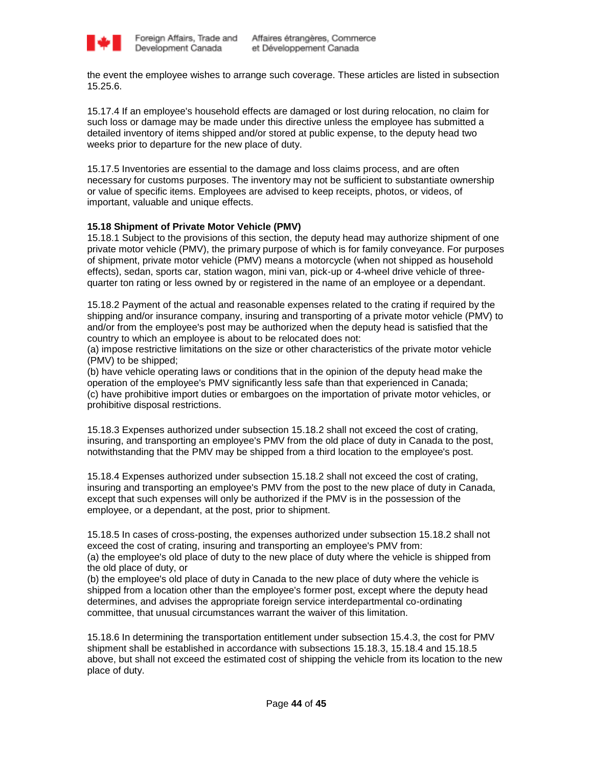the event the employee wishes to arrange such coverage. These articles are listed in subsection 15.25.6.

15.17.4 If an employee's household effects are damaged or lost during relocation, no claim for such loss or damage may be made under this directive unless the employee has submitted a detailed inventory of items shipped and/or stored at public expense, to the deputy head two weeks prior to departure for the new place of duty.

15.17.5 Inventories are essential to the damage and loss claims process, and are often necessary for customs purposes. The inventory may not be sufficient to substantiate ownership or value of specific items. Employees are advised to keep receipts, photos, or videos, of important, valuable and unique effects.

**15.18 Shipment of Private Motor Vehicle (PMV)**

15.18.1 Subject to the provisions of this section, the deputy head may authorize shipment of one private motor vehicle (PMV), the primary purpose of which is for family conveyance. For purposes of shipment, private motor vehicle (PMV) means a motorcycle (when not shipped as household effects), sedan, sports car, station wagon, mini van, pick-up or 4-wheel drive vehicle of three-quarter ton rating or less owned by or registered in the name of an employee or a dependant.

15.18.2 Payment of the actual and reasonable expenses related to the crating if required by the shipping and/or insurance company, insuring and transporting of a private motor vehicle (PMV) to and/or from the employee's post may be authorized when the deputy head is satisfied that the country to which an employee is about to be relocated does not:

(a) impose restrictive limitations on the size or other characteristics of the private motor vehicle (PMV) to be shipped;

(b) have vehicle operating laws or conditions that in the opinion of the deputy head make the operation of the employee's PMV significantly less safe than that experienced in Canada;

(c) have prohibitive import duties or embargoes on the importation of private motor vehicles, or prohibitive disposal restrictions.

15.18.3 Expenses authorized under subsection 15.18.2 shall not exceed the cost of crating, insuring, and transporting an employee's PMV from the old place of duty in Canada to the post, notwithstanding that the PMV may be shipped from a third location to the employee's post.

15.18.4 Expenses authorized under subsection 15.18.2 shall not exceed the cost of crating, insuring and transporting an employee's PMV from the post to the new place of duty in Canada, except that such expenses will only be authorized if the PMV is in the possession of the employee, or a dependant, at the post, prior to shipment.

15.18.5 In cases of cross-posting, the expenses authorized under subsection 15.18.2 shall not exceed the cost of crating, insuring and transporting an employee's PMV from:

(a) the employee's old place of duty to the new place of duty where the vehicle is shipped from the old place of duty, or

(b) the employee's old place of duty in Canada to the new place of duty where the vehicle is shipped from a location other than the employee's former post, except where the deputy head determines, and advises the appropriate foreign service interdepartmental co-ordinating committee, that unusual circumstances warrant the waiver of this limitation.

15.18.6 In determining the transportation entitlement under subsection 15.4.3, the cost for PMV shipment shall be established in accordance with subsections 15.18.3, 15.18.4 and 15.18.5 above, but shall not exceed the estimated cost of shipping the vehicle from its location to the new place of duty.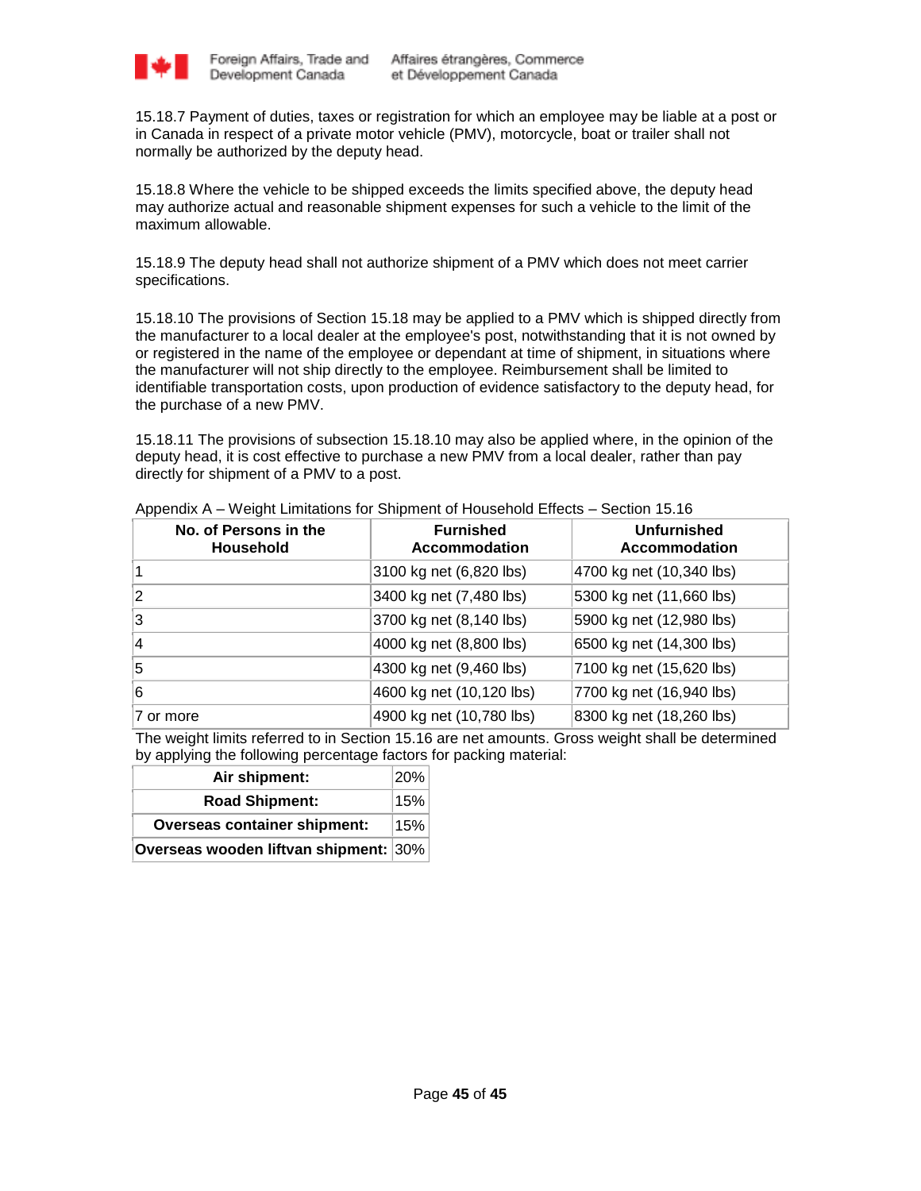15.18.7 Payment of duties, taxes or registration for which an employee may be liable at a post or in Canada in respect of a private motor vehicle (PMV), motorcycle, boat or trailer shall not normally be authorized by the deputy head.

15.18.8 Where the vehicle to be shipped exceeds the limits specified above, the deputy head may authorize actual and reasonable shipment expenses for such a vehicle to the limit of the maximum allowable.

15.18.9 The deputy head shall not authorize shipment of a PMV which does not meet carrier specifications.

15.18.10 The provisions of Section 15.18 may be applied to a PMV which is shipped directly from the manufacturer to a local dealer at the employee's post, notwithstanding that it is not owned by or registered in the name of the employee or dependant at time of shipment, in situations where the manufacturer will not ship directly to the employee. Reimbursement shall be limited to identifiable transportation costs, upon production of evidence satisfactory to the deputy head, for the purchase of a new PMV.

15.18.11 The provisions of subsection 15.18.10 may also be applied where, in the opinion of the deputy head, it is cost effective to purchase a new PMV from a local dealer, rather than pay directly for shipment of a PMV to a post.

Appendix A – Weight Limitations for Shipment of Household Effects – Section 15.16

| No. of Persons in the Household | Furnished Accommodation | Unfurnished Accommodation |
|---|---|---|
| 1 | 3100 kg net (6,820 lbs) | 4700 kg net (10,340 lbs) |
| 2 | 3400 kg net (7,480 lbs) | 5300 kg net (11,660 lbs) |
| 3 | 3700 kg net (8,140 lbs) | 5900 kg net (12,980 lbs) |
| 4 | 4000 kg net (8,800 lbs) | 6500 kg net (14,300 lbs) |
| 5 | 4300 kg net (9,460 lbs) | 7100 kg net (15,620 lbs) |
| 6 | 4600 kg net (10,120 lbs) | 7700 kg net (16,940 lbs) |
| 7 or more | 4900 kg net (10,780 lbs) | 8300 kg net (18,260 lbs) |

The weight limits referred to in Section 15.16 are net amounts. Gross weight shall be determined by applying the following percentage factors for packing material:

| | |
|---|---|
| **Air shipment:** | 20% |
| **Road Shipment:** | 15% |
| **Overseas container shipment:** | 15% |
| **Overseas wooden liftvan shipment:** | 30% |